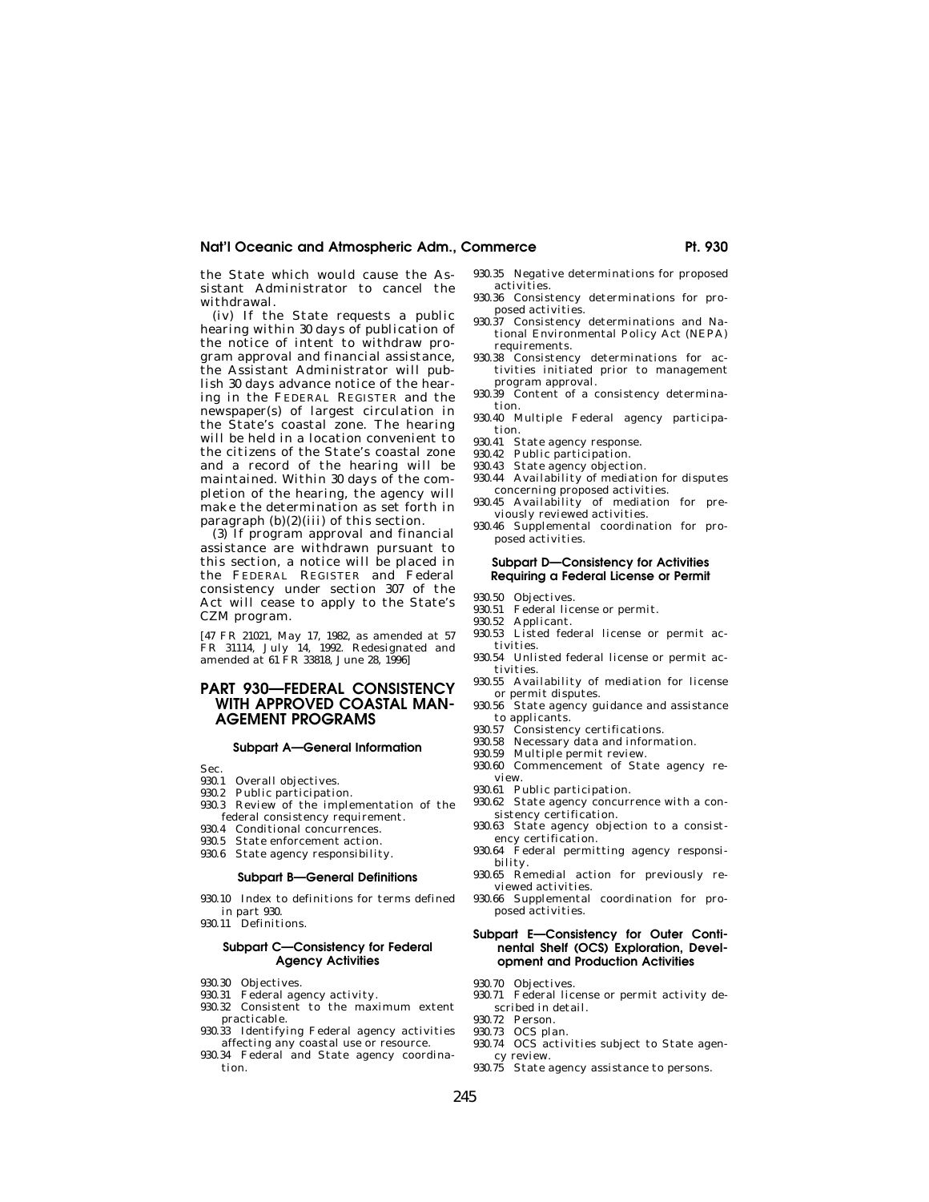the State which would cause the Assistant Administrator to cancel the withdrawal.

(iv) If the State requests a public hearing within 30 days of publication of the notice of intent to withdraw program approval and financial assistance, the Assistant Administrator will publish 30 days advance notice of the hearing in the FEDERAL REGISTER and the newspaper(s) of largest circulation in the State's coastal zone. The hearing will be held in a location convenient to the citizens of the State's coastal zone and a record of the hearing will be maintained. Within 30 days of the completion of the hearing, the agency will make the determination as set forth in paragraph (b)(2)(iii) of this section.

(3) If program approval and financial assistance are withdrawn pursuant to this section, a notice will be placed in the FEDERAL REGISTER and Federal consistency under section 307 of the Act will cease to apply to the State's CZM program.

[47 FR 21021, May 17, 1982, as amended at 57 FR 31114, July 14, 1992. Redesignated and amended at 61 FR 33818, June 28, 1996]

# PART 930—FEDERAL CONSISTENCY WITH APPROVED COASTAL MANAGEMENT PROGRAMS

### Subpart A—General Information

Sec.
930.1 Overall objectives.
930.2 Public participation.
930.3 Review of the implementation of the federal consistency requirement.
930.4 Conditional concurrences.
930.5 State enforcement action.
930.6 State agency responsibility.

### Subpart B—General Definitions

930.10 Index to definitions for terms defined in part 930.
930.11 Definitions.

### Subpart C—Consistency for Federal Agency Activities

930.30 Objectives.
930.31 Federal agency activity.
930.32 Consistent to the maximum extent practicable.
930.33 Identifying Federal agency activities affecting any coastal use or resource.
930.34 Federal and State agency coordination.
930.35 Negative determinations for proposed activities.
930.36 Consistency determinations for proposed activities.
930.37 Consistency determinations and National Environmental Policy Act (NEPA) requirements.
930.38 Consistency determinations for activities initiated prior to management program approval.
930.39 Content of a consistency determination.
930.40 Multiple Federal agency participation.
930.41 State agency response.
930.42 Public participation.
930.43 State agency objection.
930.44 Availability of mediation for disputes concerning proposed activities.
930.45 Availability of mediation for previously reviewed activities.
930.46 Supplemental coordination for proposed activities.

### Subpart D—Consistency for Activities Requiring a Federal License or Permit

930.50 Objectives.
930.51 Federal license or permit.
930.52 Applicant.
930.53 Listed federal license or permit activities.
930.54 Unlisted federal license or permit activities.
930.55 Availability of mediation for license or permit disputes.
930.56 State agency guidance and assistance to applicants.
930.57 Consistency certifications.
930.58 Necessary data and information.
930.59 Multiple permit review.
930.60 Commencement of State agency review.
930.61 Public participation.
930.62 State agency concurrence with a consistency certification.
930.63 State agency objection to a consistency certification.
930.64 Federal permitting agency responsibility.
930.65 Remedial action for previously reviewed activities.
930.66 Supplemental coordination for proposed activities.

### Subpart E—Consistency for Outer Continental Shelf (OCS) Exploration, Development and Production Activities

930.70 Objectives.
930.71 Federal license or permit activity described in detail.
930.72 Person.
930.73 OCS plan.
930.74 OCS activities subject to State agency review.
930.75 State agency assistance to persons.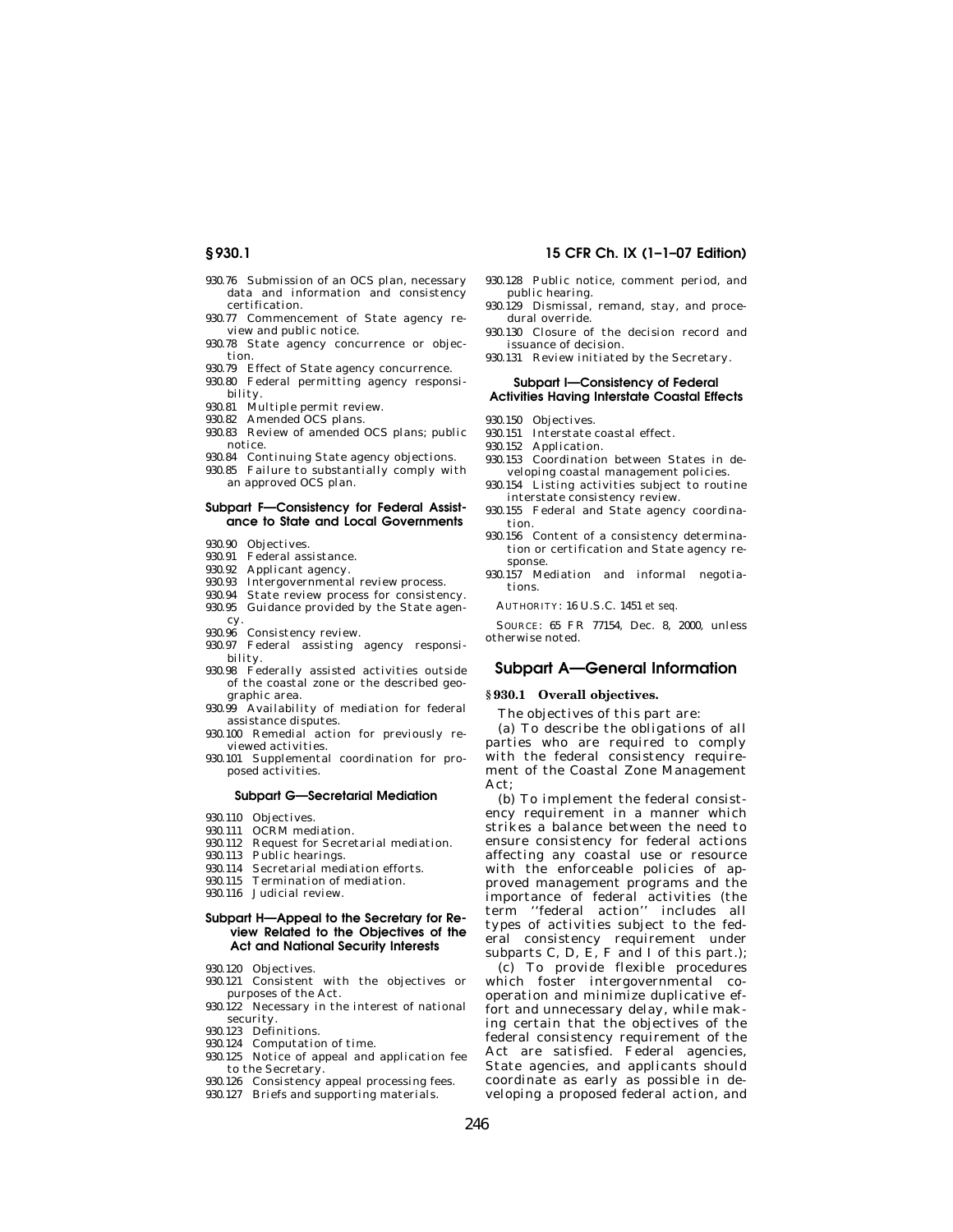930.76 Submission of an OCS plan, necessary data and information and consistency certification.
930.77 Commencement of State agency review and public notice.
930.78 State agency concurrence or objection.
930.79 Effect of State agency concurrence.
930.80 Federal permitting agency responsibility.
930.81 Multiple permit review.
930.82 Amended OCS plans.
930.83 Review of amended OCS plans; public notice.
930.84 Continuing State agency objections.
930.85 Failure to substantially comply with an approved OCS plan.

#### Subpart F—Consistency for Federal Assistance to State and Local Governments

930.90 Objectives.
930.91 Federal assistance.
930.92 Applicant agency.
930.93 Intergovernmental review process.
930.94 State review process for consistency.
930.95 Guidance provided by the State agency.
930.96 Consistency review.
930.97 Federal assisting agency responsibility.
930.98 Federally assisted activities outside of the coastal zone or the described geographic area.
930.99 Availability of mediation for federal assistance disputes.
930.100 Remedial action for previously reviewed activities.
930.101 Supplemental coordination for proposed activities.

#### Subpart G—Secretarial Mediation

930.110 Objectives.
930.111 OCRM mediation.
930.112 Request for Secretarial mediation.
930.113 Public hearings.
930.114 Secretarial mediation efforts.
930.115 Termination of mediation.
930.116 Judicial review.

#### Subpart H—Appeal to the Secretary for Review Related to the Objectives of the Act and National Security Interests

930.120 Objectives.
930.121 Consistent with the objectives or purposes of the Act.
930.122 Necessary in the interest of national security.
930.123 Definitions.
930.124 Computation of time.
930.125 Notice of appeal and application fee to the Secretary.
930.126 Consistency appeal processing fees.
930.127 Briefs and supporting materials.
930.128 Public notice, comment period, and public hearing.
930.129 Dismissal, remand, stay, and procedural override.
930.130 Closure of the decision record and issuance of decision.
930.131 Review initiated by the Secretary.

#### Subpart I—Consistency of Federal Activities Having Interstate Coastal Effects

930.150 Objectives.
930.151 Interstate coastal effect.
930.152 Application.
930.153 Coordination between States in developing coastal management policies.
930.154 Listing activities subject to routine interstate consistency review.
930.155 Federal and State agency coordination.
930.156 Content of a consistency determination or certification and State agency response.
930.157 Mediation and informal negotiations.

AUTHORITY: 16 U.S.C. 1451 *et seq.*

SOURCE: 65 FR 77154, Dec. 8, 2000, unless otherwise noted.

## Subpart A—General Information

### § 930.1 Overall objectives.

The objectives of this part are:

(a) To describe the obligations of all parties who are required to comply with the federal consistency requirement of the Coastal Zone Management Act;

(b) To implement the federal consistency requirement in a manner which strikes a balance between the need to ensure consistency for federal actions affecting any coastal use or resource with the enforceable policies of approved management programs and the importance of federal activities (the term ''federal action'' includes all types of activities subject to the federal consistency requirement under subparts C, D, E, F and I of this part.);

(c) To provide flexible procedures which foster intergovernmental cooperation and minimize duplicative effort and unnecessary delay, while making certain that the objectives of the federal consistency requirement of the Act are satisfied. Federal agencies, State agencies, and applicants should coordinate as early as possible in developing a proposed federal action, and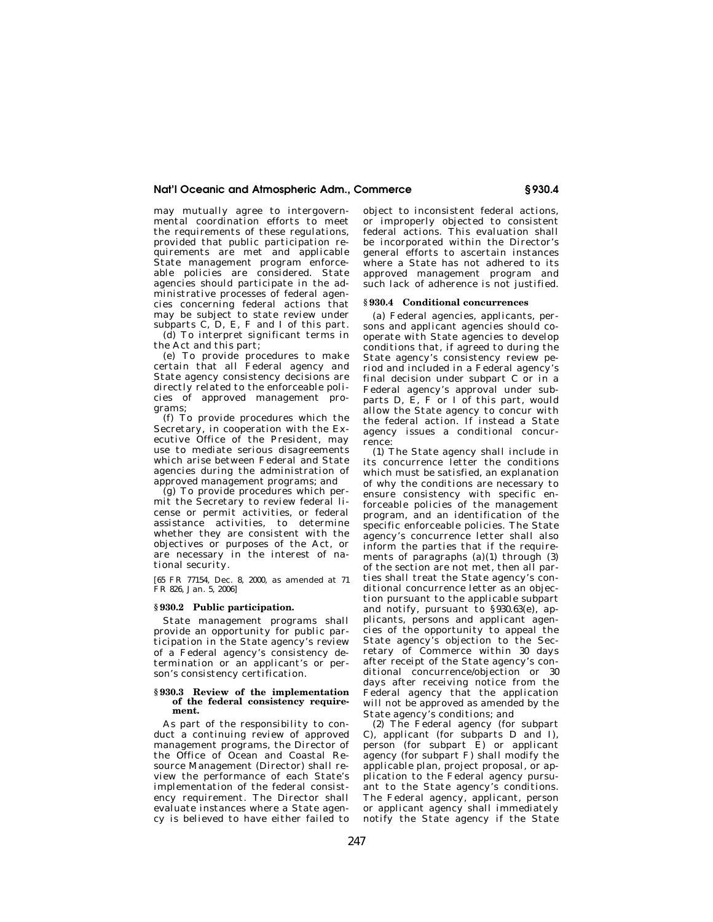may mutually agree to intergovernmental coordination efforts to meet the requirements of these regulations, provided that public participation requirements are met and applicable State management program enforceable policies are considered. State agencies should participate in the administrative processes of federal agencies concerning federal actions that may be subject to state review under subparts C, D, E, F and I of this part.

(d) To interpret significant terms in the Act and this part;

(e) To provide procedures to make certain that all Federal agency and State agency consistency decisions are directly related to the enforceable policies of approved management programs;

(f) To provide procedures which the Secretary, in cooperation with the Executive Office of the President, may use to mediate serious disagreements which arise between Federal and State agencies during the administration of approved management programs; and

(g) To provide procedures which permit the Secretary to review federal license or permit activities, or federal assistance activities, to determine whether they are consistent with the objectives or purposes of the Act, or are necessary in the interest of national security.

[65 FR 77154, Dec. 8, 2000, as amended at 71 FR 826, Jan. 5, 2006]

### § 930.2 Public participation.

State management programs shall provide an opportunity for public participation in the State agency's review of a Federal agency's consistency determination or an applicant's or person's consistency certification.

### § 930.3 Review of the implementation of the federal consistency requirement.

As part of the responsibility to conduct a continuing review of approved management programs, the Director of the Office of Ocean and Coastal Resource Management (Director) shall review the performance of each State's implementation of the federal consistency requirement. The Director shall evaluate instances where a State agency is believed to have either failed to object to inconsistent federal actions, or improperly objected to consistent federal actions. This evaluation shall be incorporated within the Director's general efforts to ascertain instances where a State has not adhered to its approved management program and such lack of adherence is not justified.

### § 930.4 Conditional concurrences

(a) Federal agencies, applicants, persons and applicant agencies should cooperate with State agencies to develop conditions that, if agreed to during the State agency's consistency review period and included in a Federal agency's final decision under subpart C or in a Federal agency's approval under subparts D, E, F or I of this part, would allow the State agency to concur with the federal action. If instead a State agency issues a conditional concurrence:

(1) The State agency shall include in its concurrence letter the conditions which must be satisfied, an explanation of why the conditions are necessary to ensure consistency with specific enforceable policies of the management program, and an identification of the specific enforceable policies. The State agency's concurrence letter shall also inform the parties that if the requirements of paragraphs (a)(1) through (3) of the section are not met, then all parties shall treat the State agency's conditional concurrence letter as an objection pursuant to the applicable subpart and notify, pursuant to §930.63(e), applicants, persons and applicant agencies of the opportunity to appeal the State agency's objection to the Secretary of Commerce within 30 days after receipt of the State agency's conditional concurrence/objection or 30 days after receiving notice from the Federal agency that the application will not be approved as amended by the State agency's conditions; and

(2) The Federal agency (for subpart C), applicant (for subparts D and I), person (for subpart E) or applicant agency (for subpart F) shall modify the applicable plan, project proposal, or application to the Federal agency pursuant to the State agency's conditions. The Federal agency, applicant, person or applicant agency shall immediately notify the State agency if the State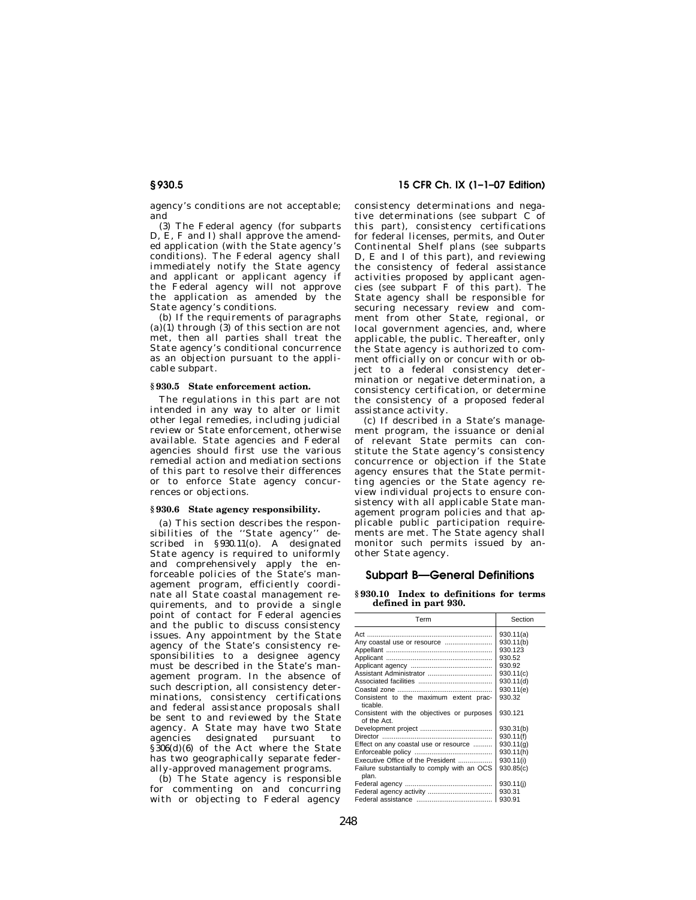agency's conditions are not acceptable; and

(3) The Federal agency (for subparts D, E, F and I) shall approve the amended application (with the State agency's conditions). The Federal agency shall immediately notify the State agency and applicant or applicant agency if the Federal agency will not approve the application as amended by the State agency's conditions.

(b) If the requirements of paragraphs (a)(1) through (3) of this section are not met, then all parties shall treat the State agency's conditional concurrence as an objection pursuant to the applicable subpart.

### § 930.5 State enforcement action.

The regulations in this part are not intended in any way to alter or limit other legal remedies, including judicial review or State enforcement, otherwise available. State agencies and Federal agencies should first use the various remedial action and mediation sections of this part to resolve their differences or to enforce State agency concurrences or objections.

### § 930.6 State agency responsibility.

(a) This section describes the responsibilities of the ''State agency'' described in § 930.11(o). A designated State agency is required to uniformly and comprehensively apply the enforceable policies of the State's management program, efficiently coordinate all State coastal management requirements, and to provide a single point of contact for Federal agencies and the public to discuss consistency issues. Any appointment by the State agency of the State's consistency responsibilities to a designee agency must be described in the State's management program. In the absence of such description, all consistency determinations, consistency certifications and federal assistance proposals shall be sent to and reviewed by the State agency. A State may have two State agencies designated pursuant to § 306(d)(6) of the Act where the State has two geographically separate federally-approved management programs.

(b) The State agency is responsible for commenting on and concurring with or objecting to Federal agency consistency determinations and negative determinations (*see* subpart C of this part), consistency certifications for federal licenses, permits, and Outer Continental Shelf plans (*see* subparts D, E and I of this part), and reviewing the consistency of federal assistance activities proposed by applicant agencies (*see* subpart F of this part). The State agency shall be responsible for securing necessary review and comment from other State, regional, or local government agencies, and, where applicable, the public. Thereafter, only the State agency is authorized to comment officially on or concur with or object to a federal consistency determination or negative determination, a consistency certification, or determine the consistency of a proposed federal assistance activity.

(c) If described in a State's management program, the issuance or denial of relevant State permits can constitute the State agency's consistency concurrence or objection if the State agency ensures that the State permitting agencies or the State agency review individual projects to ensure consistency with all applicable State management program policies and that applicable public participation requirements are met. The State agency shall monitor such permits issued by another State agency.

## Subpart B—General Definitions

### § 930.10 Index to definitions for terms defined in part 930.

| Term | Section |
|---|---|
| Act | 930.11(a) |
| Any coastal use or resource | 930.11(b) |
| Appellant | 930.123 |
| Applicant | 930.52 |
| Applicant agency | 930.92 |
| Assistant Administrator | 930.11(c) |
| Associated facilities | 930.11(d) |
| Coastal zone | 930.11(e) |
| Consistent to the maximum extent practicable. | 930.32 |
| Consistent with the objectives or purposes of the Act. | 930.121 |
| Development project | 930.31(b) |
| Director | 930.11(f) |
| Effect on any coastal use or resource | 930.11(g) |
| Enforceable policy | 930.11(h) |
| Executive Office of the President | 930.11(i) |
| Failure substantially to comply with an OCS plan. | 930.85(c) |
| Federal agency | 930.11(j) |
| Federal agency activity | 930.31 |
| Federal assistance | 930.91 |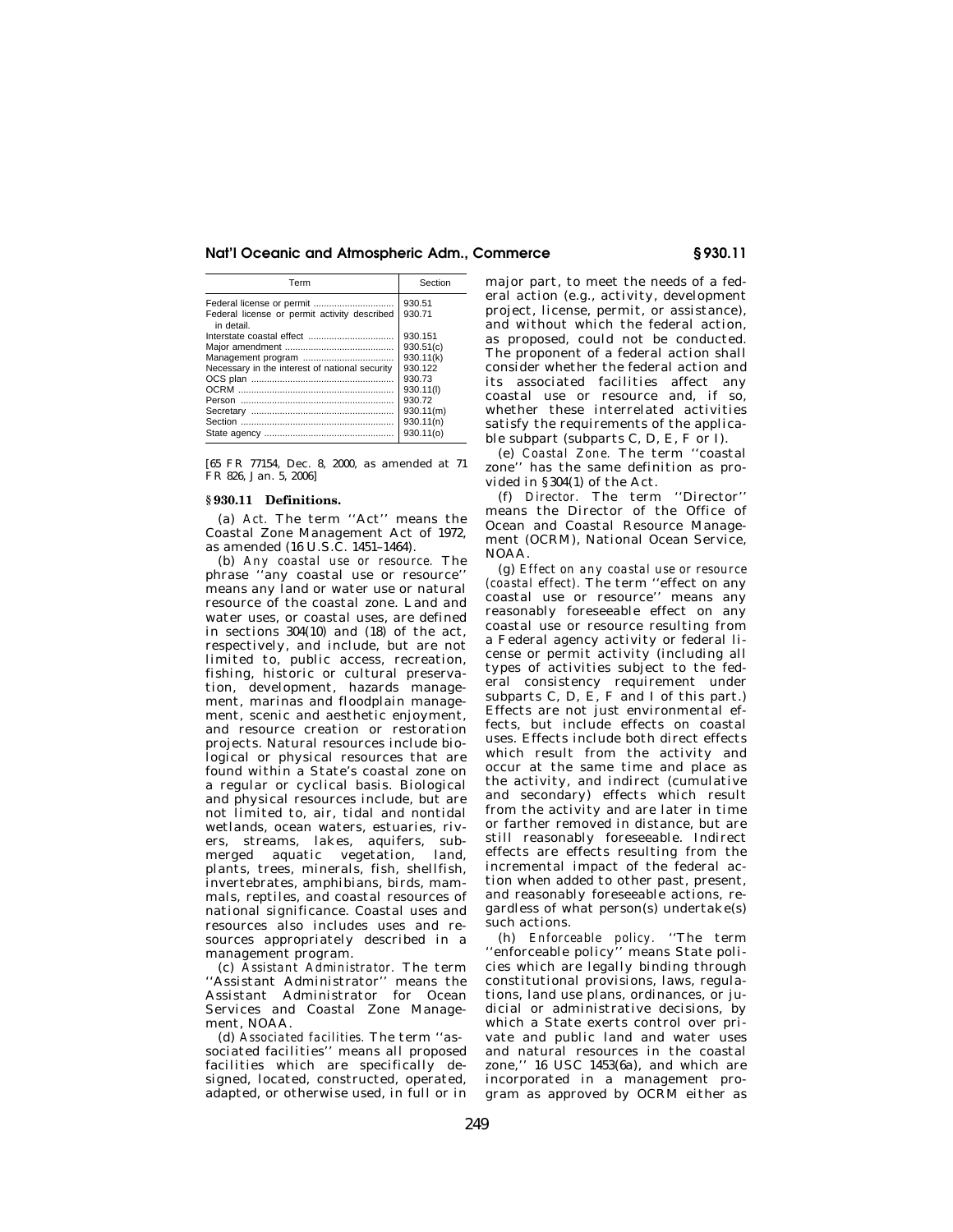| Term | Section |
| --- | --- |
| Federal license or permit | 930.51 |
| Federal license or permit activity described in detail. | 930.71 |
| Interstate coastal effect | 930.151 |
| Major amendment | 930.51(c) |
| Management program | 930.11(k) |
| Necessary in the interest of national security | 930.122 |
| OCS plan | 930.73 |
| OCRM | 930.11(l) |
| Person | 930.72 |
| Secretary | 930.11(m) |
| Section | 930.11(n) |
| State agency | 930.11(o) |

[65 FR 77154, Dec. 8, 2000, as amended at 71 FR 826, Jan. 5, 2006]

## § 930.11 Definitions.

(a) *Act.* The term ''Act'' means the Coastal Zone Management Act of 1972, as amended (16 U.S.C. 1451–1464).

(b) *Any coastal use or resource.* The phrase ''any coastal use or resource'' means any land or water use or natural resource of the coastal zone. Land and water uses, or coastal uses, are defined in sections 304(10) and (18) of the act, respectively, and include, but are not limited to, public access, recreation, fishing, historic or cultural preservation, development, hazards management, marinas and floodplain management, scenic and aesthetic enjoyment, and resource creation or restoration projects. Natural resources include biological or physical resources that are found within a State's coastal zone on a regular or cyclical basis. Biological and physical resources include, but are not limited to, air, tidal and nontidal wetlands, ocean waters, estuaries, rivers, streams, lakes, aquifers, submerged aquatic vegetation, land, plants, trees, minerals, fish, shellfish, invertebrates, amphibians, birds, mammals, reptiles, and coastal resources of national significance. Coastal uses and resources also includes uses and resources appropriately described in a management program.

(c) *Assistant Administrator.* The term ''Assistant Administrator'' means the Assistant Administrator for Ocean Services and Coastal Zone Management, NOAA.

(d) *Associated facilities.* The term ''associated facilities'' means all proposed facilities which are specifically designed, located, constructed, operated, adapted, or otherwise used, in full or in major part, to meet the needs of a federal action (e.g., activity, development project, license, permit, or assistance), and without which the federal action, as proposed, could not be conducted. The proponent of a federal action shall consider whether the federal action and its associated facilities affect any coastal use or resource and, if so, whether these interrelated activities satisfy the requirements of the applicable subpart (subparts C, D, E, F or I).

(e) *Coastal Zone.* The term ''coastal zone'' has the same definition as provided in §304(1) of the Act.

(f) *Director.* The term ''Director'' means the Director of the Office of Ocean and Coastal Resource Management (OCRM), National Ocean Service, NOAA.

(g) *Effect on any coastal use or resource (coastal effect).* The term ''effect on any coastal use or resource'' means any reasonably foreseeable effect on any coastal use or resource resulting from a Federal agency activity or federal license or permit activity (including all types of activities subject to the federal consistency requirement under subparts C, D, E, F and I of this part.) Effects are not just environmental effects, but include effects on coastal uses. Effects include both direct effects which result from the activity and occur at the same time and place as the activity, and indirect (cumulative and secondary) effects which result from the activity and are later in time or farther removed in distance, but are still reasonably foreseeable. Indirect effects are effects resulting from the incremental impact of the federal action when added to other past, present, and reasonably foreseeable actions, regardless of what person(s) undertake(s) such actions.

(h) *Enforceable policy.* ''The term ''enforceable policy'' means State policies which are legally binding through constitutional provisions, laws, regulations, land use plans, ordinances, or judicial or administrative decisions, by which a State exerts control over private and public land and water uses and natural resources in the coastal zone,'' 16 USC 1453(6a), and which are incorporated in a management program as approved by OCRM either as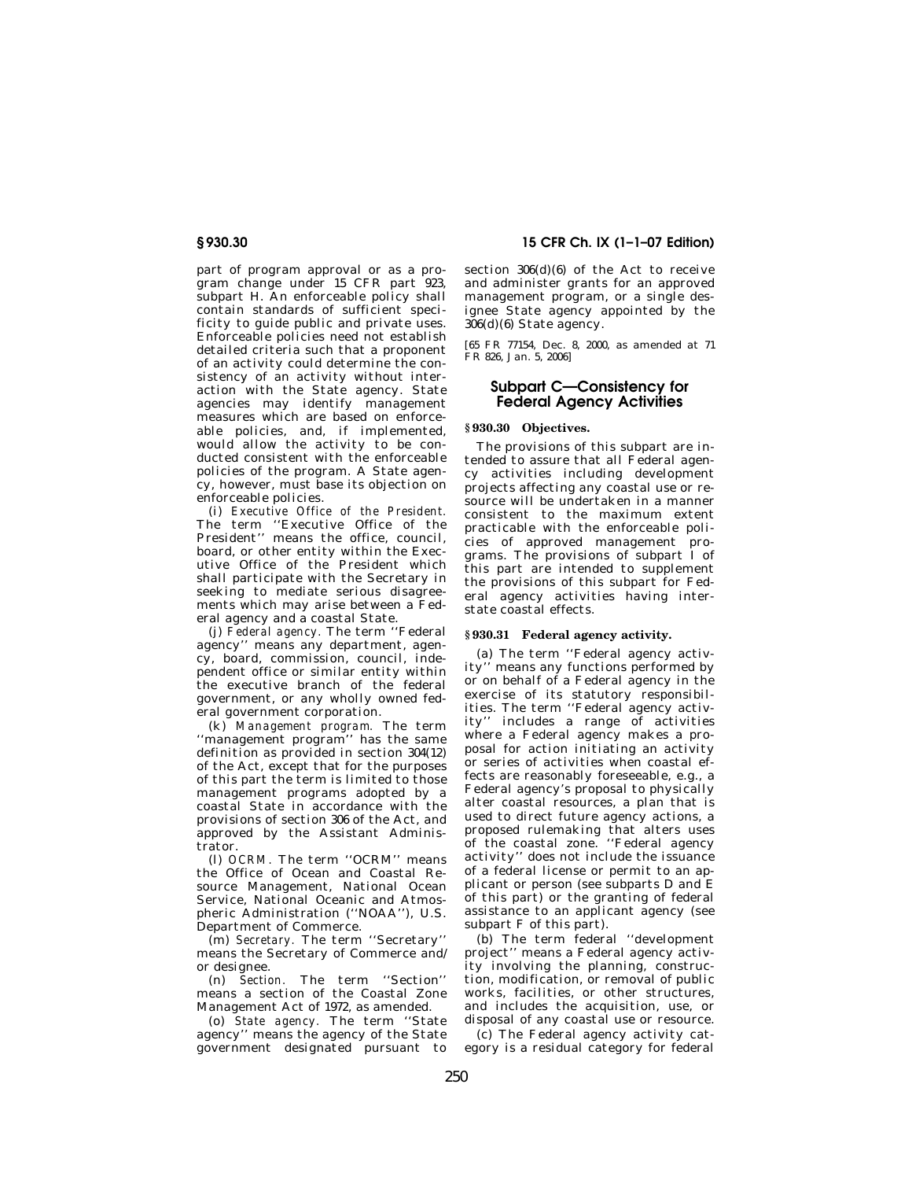part of program approval or as a program change under 15 CFR part 923, subpart H. An enforceable policy shall contain standards of sufficient specificity to guide public and private uses. Enforceable policies need not establish detailed criteria such that a proponent of an activity could determine the consistency of an activity without interaction with the State agency. State agencies may identify management measures which are based on enforceable policies, and, if implemented, would allow the activity to be conducted consistent with the enforceable policies of the program. A State agency, however, must base its objection on enforceable policies.

(i) *Executive Office of the President.* The term ''Executive Office of the President'' means the office, council, board, or other entity within the Executive Office of the President which shall participate with the Secretary in seeking to mediate serious disagreements which may arise between a Federal agency and a coastal State.

(j) *Federal agency.* The term ''Federal agency'' means any department, agency, board, commission, council, independent office or similar entity within the executive branch of the federal government, or any wholly owned federal government corporation.

(k) *Management program.* The term ''management program'' has the same definition as provided in section 304(12) of the Act, except that for the purposes of this part the term is limited to those management programs adopted by a coastal State in accordance with the provisions of section 306 of the Act, and approved by the Assistant Administrator.

(l) *OCRM.* The term ''OCRM'' means the Office of Ocean and Coastal Resource Management, National Ocean Service, National Oceanic and Atmospheric Administration (''NOAA''), U.S. Department of Commerce.

(m) *Secretary.* The term ''Secretary'' means the Secretary of Commerce and/or designee.

(n) *Section.* The term ''Section'' means a section of the Coastal Zone Management Act of 1972, as amended.

(o) *State agency.* The term ''State agency'' means the agency of the State government designated pursuant to section 306(d)(6) of the Act to receive and administer grants for an approved management program, or a single designee State agency appointed by the 306(d)(6) State agency.

[65 FR 77154, Dec. 8, 2000, as amended at 71 FR 826, Jan. 5, 2006]

## Subpart C—Consistency for Federal Agency Activities

### § 930.30 Objectives.

The provisions of this subpart are intended to assure that all Federal agency activities including development projects affecting any coastal use or resource will be undertaken in a manner consistent to the maximum extent practicable with the enforceable policies of approved management programs. The provisions of subpart I of this part are intended to supplement the provisions of this subpart for Federal agency activities having interstate coastal effects.

### § 930.31 Federal agency activity.

(a) The term ''Federal agency activity'' means any functions performed by or on behalf of a Federal agency in the exercise of its statutory responsibilities. The term ''Federal agency activity'' includes a range of activities where a Federal agency makes a proposal for action initiating an activity or series of activities when coastal effects are reasonably foreseeable, e.g., a Federal agency's proposal to physically alter coastal resources, a plan that is used to direct future agency actions, a proposed rulemaking that alters uses of the coastal zone. ''Federal agency activity'' does not include the issuance of a federal license or permit to an applicant or person (see subparts D and E of this part) or the granting of federal assistance to an applicant agency (see subpart F of this part).

(b) The term federal ''development project'' means a Federal agency activity involving the planning, construction, modification, or removal of public works, facilities, or other structures, and includes the acquisition, use, or disposal of any coastal use or resource.

(c) The Federal agency activity category is a residual category for federal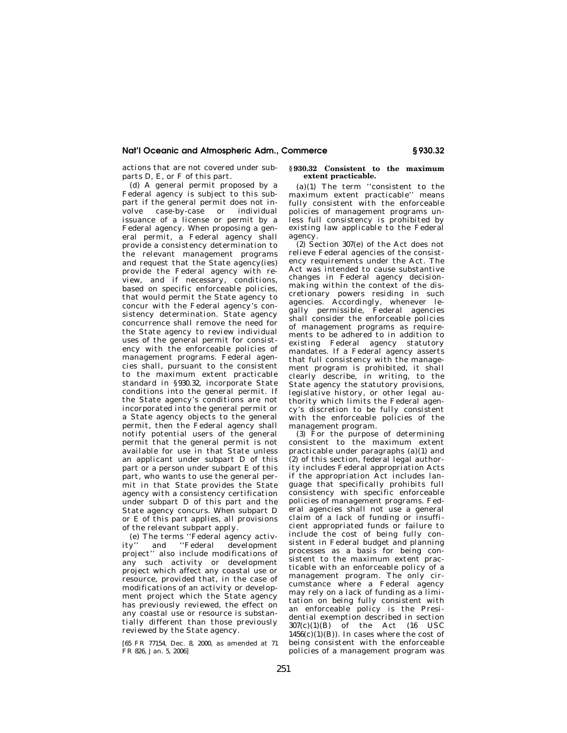actions that are not covered under subparts D, E, or F of this part.

(d) A general permit proposed by a Federal agency is subject to this subpart if the general permit does not involve case-by-case or individual issuance of a license or permit by a Federal agency. When proposing a general permit, a Federal agency shall provide a consistency determination to the relevant management programs and request that the State agency(ies) provide the Federal agency with review, and if necessary, conditions, based on specific enforceable policies, that would permit the State agency to concur with the Federal agency's consistency determination. State agency concurrence shall remove the need for the State agency to review individual uses of the general permit for consistency with the enforceable policies of management programs. Federal agencies shall, pursuant to the consistent to the maximum extent practicable standard in §930.32, incorporate State conditions into the general permit. If the State agency's conditions are not incorporated into the general permit or a State agency objects to the general permit, then the Federal agency shall notify potential users of the general permit that the general permit is not available for use in that State unless an applicant under subpart D of this part or a person under subpart E of this part, who wants to use the general permit in that State provides the State agency with a consistency certification under subpart D of this part and the State agency concurs. When subpart D or E of this part applies, all provisions of the relevant subpart apply.

(e) The terms ''Federal agency activity'' and ''Federal development project'' also include modifications of any such activity or development project which affect any coastal use or resource, provided that, in the case of modifications of an activity or development project which the State agency has previously reviewed, the effect on any coastal use or resource is substantially different than those previously reviewed by the State agency.

[65 FR 77154, Dec. 8, 2000, as amended at 71 FR 826, Jan. 5, 2006]

## §930.32 Consistent to the maximum extent practicable.

(a)(1) The term ''consistent to the maximum extent practicable'' means fully consistent with the enforceable policies of management programs unless full consistency is prohibited by existing law applicable to the Federal agency.

(2) Section 307(e) of the Act does not relieve Federal agencies of the consistency requirements under the Act. The Act was intended to cause substantive changes in Federal agency decisionmaking within the context of the discretionary powers residing in such agencies. Accordingly, whenever legally permissible, Federal agencies shall consider the enforceable policies of management programs as requirements to be adhered to in addition to existing Federal agency statutory mandates. If a Federal agency asserts that full consistency with the management program is prohibited, it shall clearly describe, in writing, to the State agency the statutory provisions, legislative history, or other legal authority which limits the Federal agency's discretion to be fully consistent with the enforceable policies of the management program.

(3) For the purpose of determining consistent to the maximum extent practicable under paragraphs (a)(1) and (2) of this section, federal legal authority includes Federal appropriation Acts if the appropriation Act includes language that specifically prohibits full consistency with specific enforceable policies of management programs. Federal agencies shall not use a general claim of a lack of funding or insufficient appropriated funds or failure to include the cost of being fully consistent in Federal budget and planning processes as a basis for being consistent to the maximum extent practicable with an enforceable policy of a management program. The only circumstance where a Federal agency may rely on a lack of funding as a limitation on being fully consistent with an enforceable policy is the Presidential exemption described in section 307(c)(1)(B) of the Act (16 USC 1456(c)(1)(B)). In cases where the cost of being consistent with the enforceable policies of a management program was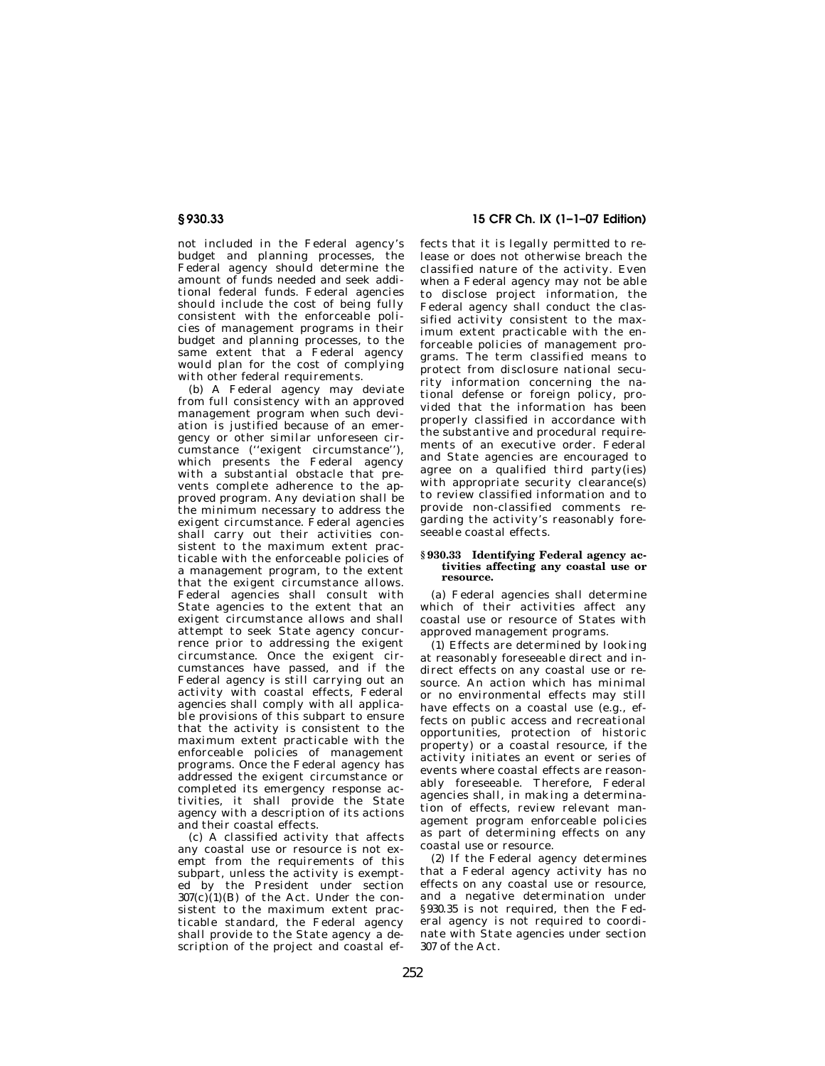not included in the Federal agency's budget and planning processes, the Federal agency should determine the amount of funds needed and seek additional federal funds. Federal agencies should include the cost of being fully consistent with the enforceable policies of management programs in their budget and planning processes, to the same extent that a Federal agency would plan for the cost of complying with other federal requirements.

(b) A Federal agency may deviate from full consistency with an approved management program when such deviation is justified because of an emergency or other similar unforeseen circumstance (''exigent circumstance''), which presents the Federal agency with a substantial obstacle that prevents complete adherence to the approved program. Any deviation shall be the minimum necessary to address the exigent circumstance. Federal agencies shall carry out their activities consistent to the maximum extent practicable with the enforceable policies of a management program, to the extent that the exigent circumstance allows. Federal agencies shall consult with State agencies to the extent that an exigent circumstance allows and shall attempt to seek State agency concurrence prior to addressing the exigent circumstance. Once the exigent circumstances have passed, and if the Federal agency is still carrying out an activity with coastal effects, Federal agencies shall comply with all applicable provisions of this subpart to ensure that the activity is consistent to the maximum extent practicable with the enforceable policies of management programs. Once the Federal agency has addressed the exigent circumstance or completed its emergency response activities, it shall provide the State agency with a description of its actions and their coastal effects.

(c) A classified activity that affects any coastal use or resource is not exempt from the requirements of this subpart, unless the activity is exempted by the President under section 307(c)(1)(B) of the Act. Under the consistent to the maximum extent practicable standard, the Federal agency shall provide to the State agency a description of the project and coastal effects that it is legally permitted to release or does not otherwise breach the classified nature of the activity. Even when a Federal agency may not be able to disclose project information, the Federal agency shall conduct the classified activity consistent to the maximum extent practicable with the enforceable policies of management programs. The term classified means to protect from disclosure national security information concerning the national defense or foreign policy, provided that the information has been properly classified in accordance with the substantive and procedural requirements of an executive order. Federal and State agencies are encouraged to agree on a qualified third party(ies) with appropriate security clearance(s) to review classified information and to provide non-classified comments regarding the activity's reasonably foreseeable coastal effects.

**§ 930.33 Identifying Federal agency activities affecting any coastal use or resource.**

(a) Federal agencies shall determine which of their activities affect any coastal use or resource of States with approved management programs.

(1) Effects are determined by looking at reasonably foreseeable direct and indirect effects on any coastal use or resource. An action which has minimal or no environmental effects may still have effects on a coastal use (e.g., effects on public access and recreational opportunities, protection of historic property) or a coastal resource, if the activity initiates an event or series of events where coastal effects are reasonably foreseeable. Therefore, Federal agencies shall, in making a determination of effects, review relevant management program enforceable policies as part of determining effects on any coastal use or resource.

(2) If the Federal agency determines that a Federal agency activity has no effects on any coastal use or resource, and a negative determination under §930.35 is not required, then the Federal agency is not required to coordinate with State agencies under section 307 of the Act.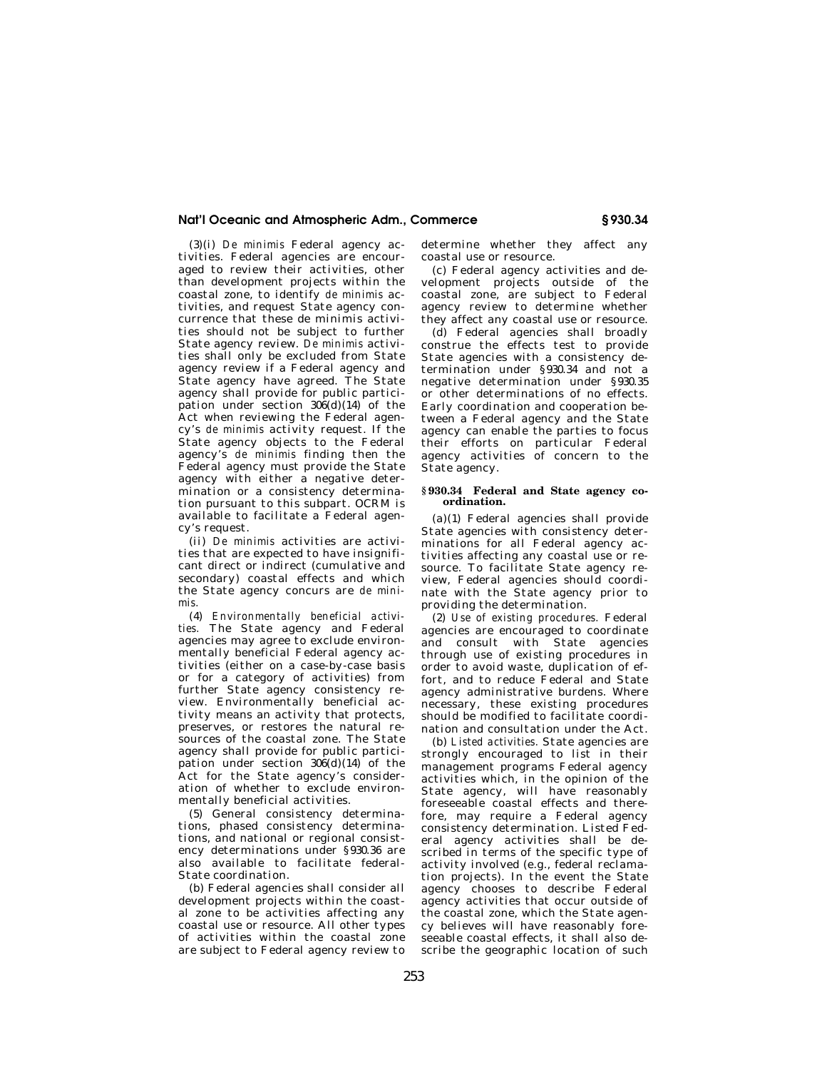(3)(i) *De minimis* Federal agency activities. Federal agencies are encouraged to review their activities, other than development projects within the coastal zone, to identify *de minimis* activities, and request State agency concurrence that these de minimis activities should not be subject to further State agency review. *De minimis* activities shall only be excluded from State agency review if a Federal agency and State agency have agreed. The State agency shall provide for public participation under section 306(d)(14) of the Act when reviewing the Federal agency's *de minimis* activity request. If the State agency objects to the Federal agency's *de minimis* finding then the Federal agency must provide the State agency with either a negative determination or a consistency determination pursuant to this subpart. OCRM is available to facilitate a Federal agency's request.

(ii) *De minimis* activities are activities that are expected to have insignificant direct or indirect (cumulative and secondary) coastal effects and which the State agency concurs are *de minimis.*

(4) *Environmentally beneficial activities.* The State agency and Federal agencies may agree to exclude environmentally beneficial Federal agency activities (either on a case-by-case basis or for a category of activities) from further State agency consistency review. Environmentally beneficial activity means an activity that protects, preserves, or restores the natural resources of the coastal zone. The State agency shall provide for public participation under section 306(d)(14) of the Act for the State agency's consideration of whether to exclude environmentally beneficial activities.

(5) General consistency determinations, phased consistency determinations, and national or regional consistency determinations under §930.36 are also available to facilitate federal-State coordination.

(b) Federal agencies shall consider all development projects within the coastal zone to be activities affecting any coastal use or resource. All other types of activities within the coastal zone are subject to Federal agency review to determine whether they affect any coastal use or resource.

(c) Federal agency activities and development projects outside of the coastal zone, are subject to Federal agency review to determine whether they affect any coastal use or resource.

(d) Federal agencies shall broadly construe the effects test to provide State agencies with a consistency determination under §930.34 and not a negative determination under §930.35 or other determinations of no effects. Early coordination and cooperation between a Federal agency and the State agency can enable the parties to focus their efforts on particular Federal agency activities of concern to the State agency.

### §930.34 Federal and State agency coordination.

(a)(1) Federal agencies shall provide State agencies with consistency determinations for all Federal agency activities affecting any coastal use or resource. To facilitate State agency review, Federal agencies should coordinate with the State agency prior to providing the determination.

(2) *Use of existing procedures.* Federal agencies are encouraged to coordinate and consult with State agencies through use of existing procedures in order to avoid waste, duplication of effort, and to reduce Federal and State agency administrative burdens. Where necessary, these existing procedures should be modified to facilitate coordination and consultation under the Act.

(b) *Listed activities.* State agencies are strongly encouraged to list in their management programs Federal agency activities which, in the opinion of the State agency, will have reasonably foreseeable coastal effects and therefore, may require a Federal agency consistency determination. Listed Federal agency activities shall be described in terms of the specific type of activity involved (e.g., federal reclamation projects). In the event the State agency chooses to describe Federal agency activities that occur outside of the coastal zone, which the State agency believes will have reasonably foreseeable coastal effects, it shall also describe the geographic location of such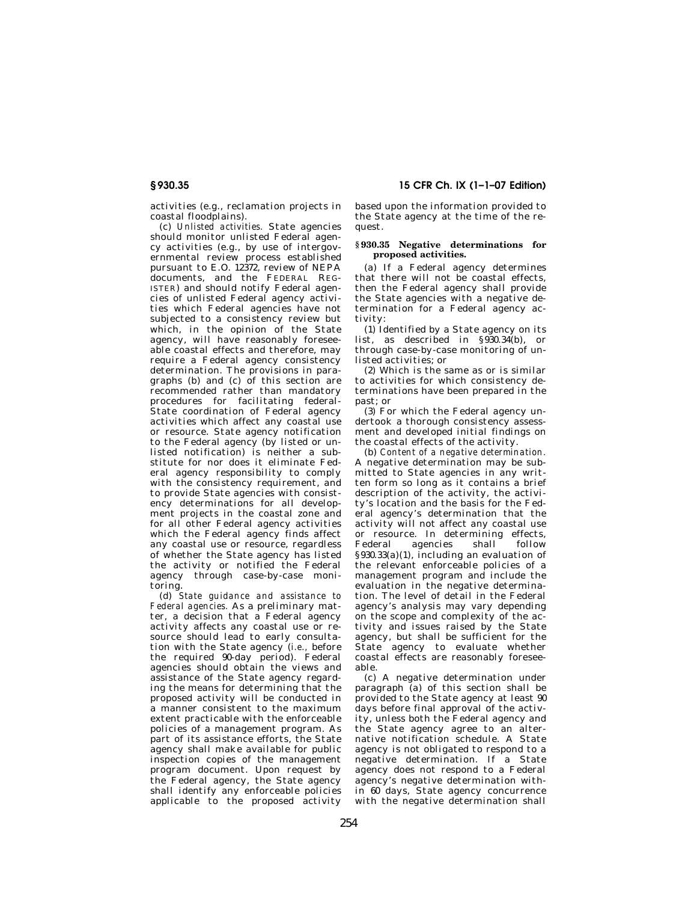activities (e.g., reclamation projects in coastal floodplains).

(c) *Unlisted activities.* State agencies should monitor unlisted Federal agency activities (e.g., by use of intergovernmental review process established pursuant to E.O. 12372, review of NEPA documents, and the FEDERAL REGISTER) and should notify Federal agencies of unlisted Federal agency activities which Federal agencies have not subjected to a consistency review but which, in the opinion of the State agency, will have reasonably foreseeable coastal effects and therefore, may require a Federal agency consistency determination. The provisions in paragraphs (b) and (c) of this section are recommended rather than mandatory procedures for facilitating federal-State coordination of Federal agency activities which affect any coastal use or resource. State agency notification to the Federal agency (by listed or unlisted notification) is neither a substitute for nor does it eliminate Federal agency responsibility to comply with the consistency requirement, and to provide State agencies with consistency determinations for all development projects in the coastal zone and for all other Federal agency activities which the Federal agency finds affect any coastal use or resource, regardless of whether the State agency has listed the activity or notified the Federal agency through case-by-case monitoring.

(d) *State guidance and assistance to Federal agencies.* As a preliminary matter, a decision that a Federal agency activity affects any coastal use or resource should lead to early consultation with the State agency (*i.e.*, before the required 90-day period). Federal agencies should obtain the views and assistance of the State agency regarding the means for determining that the proposed activity will be conducted in a manner consistent to the maximum extent practicable with the enforceable policies of a management program. As part of its assistance efforts, the State agency shall make available for public inspection copies of the management program document. Upon request by the Federal agency, the State agency shall identify any enforceable policies applicable to the proposed activity based upon the information provided to the State agency at the time of the request.

### § 930.35 Negative determinations for proposed activities.

(a) If a Federal agency determines that there will not be coastal effects, then the Federal agency shall provide the State agencies with a negative determination for a Federal agency activity:

(1) Identified by a State agency on its list, as described in § 930.34(b), or through case-by-case monitoring of unlisted activities; or

(2) Which is the same as or is similar to activities for which consistency determinations have been prepared in the past; or

(3) For which the Federal agency undertook a thorough consistency assessment and developed initial findings on the coastal effects of the activity.

(b) *Content of a negative determination.* A negative determination may be submitted to State agencies in any written form so long as it contains a brief description of the activity, the activity's location and the basis for the Federal agency's determination that the activity will not affect any coastal use or resource. In determining effects, Federal agencies shall follow § 930.33(a)(1), including an evaluation of the relevant enforceable policies of a management program and include the evaluation in the negative determination. The level of detail in the Federal agency's analysis may vary depending on the scope and complexity of the activity and issues raised by the State agency, but shall be sufficient for the State agency to evaluate whether coastal effects are reasonably foreseeable.

(c) A negative determination under paragraph (a) of this section shall be provided to the State agency at least 90 days before final approval of the activity, unless both the Federal agency and the State agency agree to an alternative notification schedule. A State agency is not obligated to respond to a negative determination. If a State agency does not respond to a Federal agency's negative determination within 60 days, State agency concurrence with the negative determination shall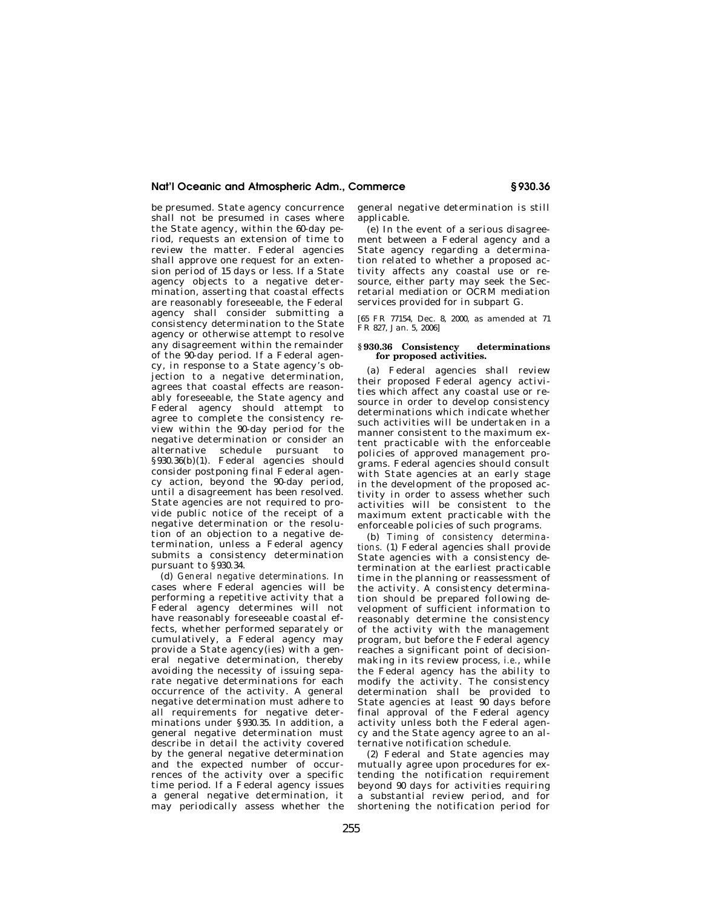be presumed. State agency concurrence shall not be presumed in cases where the State agency, within the 60-day period, requests an extension of time to review the matter. Federal agencies shall approve one request for an extension period of 15 days or less. If a State agency objects to a negative determination, asserting that coastal effects are reasonably foreseeable, the Federal agency shall consider submitting a consistency determination to the State agency or otherwise attempt to resolve any disagreement within the remainder of the 90-day period. If a Federal agency, in response to a State agency's objection to a negative determination, agrees that coastal effects are reasonably foreseeable, the State agency and Federal agency should attempt to agree to complete the consistency review within the 90-day period for the negative determination or consider an alternative schedule pursuant to §930.36(b)(1). Federal agencies should consider postponing final Federal agency action, beyond the 90-day period, until a disagreement has been resolved. State agencies are not required to provide public notice of the receipt of a negative determination or the resolution of an objection to a negative determination, unless a Federal agency submits a consistency determination pursuant to §930.34.

(d) *General negative determinations.* In cases where Federal agencies will be performing a repetitive activity that a Federal agency determines will not have reasonably foreseeable coastal effects, whether performed separately or cumulatively, a Federal agency may provide a State agency(ies) with a general negative determination, thereby avoiding the necessity of issuing separate negative determinations for each occurrence of the activity. A general negative determination must adhere to all requirements for negative determinations under §930.35. In addition, a general negative determination must describe in detail the activity covered by the general negative determination and the expected number of occurrences of the activity over a specific time period. If a Federal agency issues a general negative determination, it may periodically assess whether the general negative determination is still applicable.

(e) In the event of a serious disagreement between a Federal agency and a State agency regarding a determination related to whether a proposed activity affects any coastal use or resource, either party may seek the Secretarial mediation or OCRM mediation services provided for in subpart G.

[65 FR 77154, Dec. 8, 2000, as amended at 71 FR 827, Jan. 5, 2006]

### §930.36 Consistency determinations for proposed activities.

(a) Federal agencies shall review their proposed Federal agency activities which affect any coastal use or resource in order to develop consistency determinations which indicate whether such activities will be undertaken in a manner consistent to the maximum extent practicable with the enforceable policies of approved management programs. Federal agencies should consult with State agencies at an early stage in the development of the proposed activity in order to assess whether such activities will be consistent to the maximum extent practicable with the enforceable policies of such programs.

(b) *Timing of consistency determinations.* (1) Federal agencies shall provide State agencies with a consistency determination at the earliest practicable time in the planning or reassessment of the activity. A consistency determination should be prepared following development of sufficient information to reasonably determine the consistency of the activity with the management program, but before the Federal agency reaches a significant point of decisionmaking in its review process, *i.e.*, while the Federal agency has the ability to modify the activity. The consistency determination shall be provided to State agencies at least 90 days before final approval of the Federal agency activity unless both the Federal agency and the State agency agree to an alternative notification schedule.

(2) Federal and State agencies may mutually agree upon procedures for extending the notification requirement beyond 90 days for activities requiring a substantial review period, and for shortening the notification period for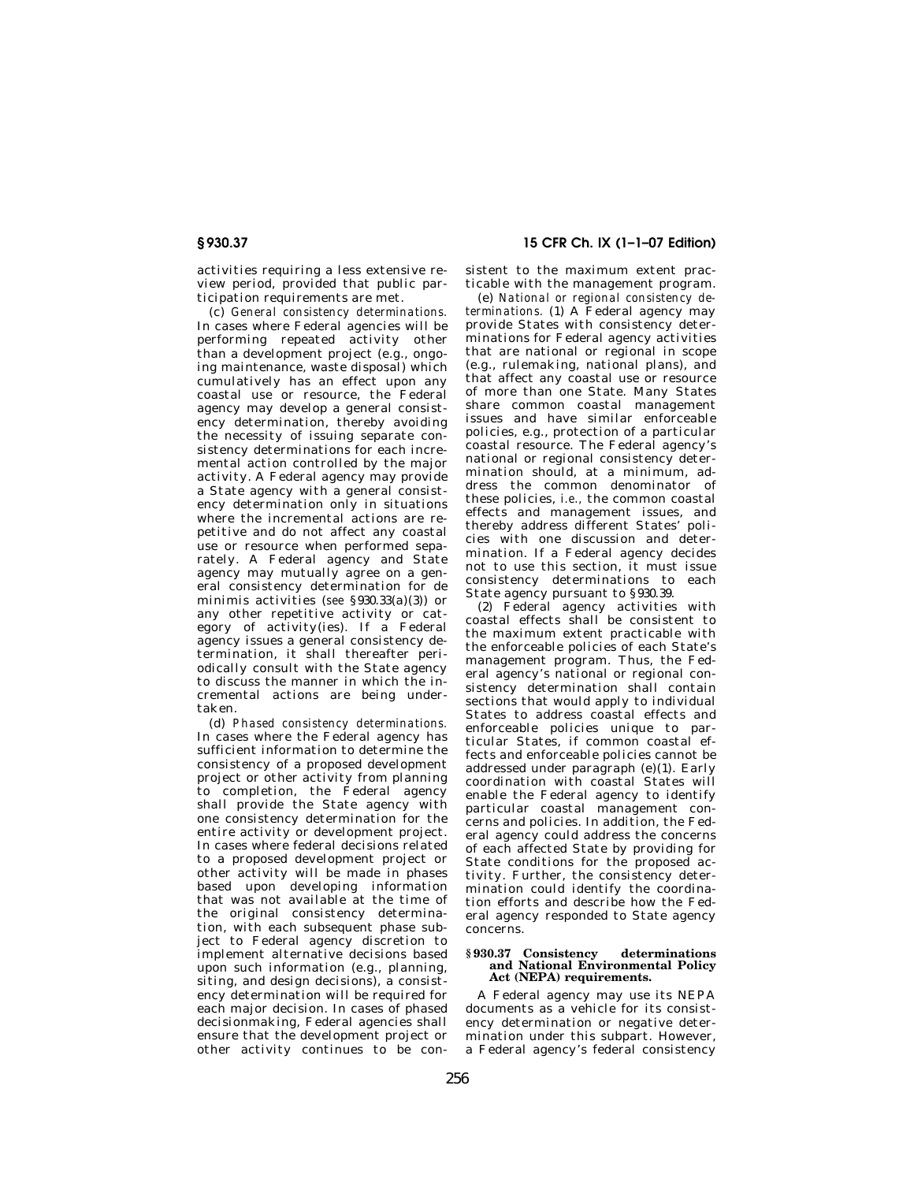activities requiring a less extensive review period, provided that public participation requirements are met.

(c) *General consistency determinations.* In cases where Federal agencies will be performing repeated activity other than a development project (e.g., ongoing maintenance, waste disposal) which cumulatively has an effect upon any coastal use or resource, the Federal agency may develop a general consistency determination, thereby avoiding the necessity of issuing separate consistency determinations for each incremental action controlled by the major activity. A Federal agency may provide a State agency with a general consistency determination only in situations where the incremental actions are repetitive and do not affect any coastal use or resource when performed separately. A Federal agency and State agency may mutually agree on a general consistency determination for de minimis activities (*see* §930.33(a)(3)) or any other repetitive activity or category of activity(ies). If a Federal agency issues a general consistency determination, it shall thereafter periodically consult with the State agency to discuss the manner in which the incremental actions are being undertaken.

(d) *Phased consistency determinations.* In cases where the Federal agency has sufficient information to determine the consistency of a proposed development project or other activity from planning to completion, the Federal agency shall provide the State agency with one consistency determination for the entire activity or development project. In cases where federal decisions related to a proposed development project or other activity will be made in phases based upon developing information that was not available at the time of the original consistency determination, with each subsequent phase subject to Federal agency discretion to implement alternative decisions based upon such information (e.g., planning, siting, and design decisions), a consistency determination will be required for each major decision. In cases of phased decisionmaking, Federal agencies shall ensure that the development project or other activity continues to be consistent to the maximum extent practicable with the management program.

(e) *National or regional consistency determinations.* (1) A Federal agency may provide States with consistency determinations for Federal agency activities that are national or regional in scope (e.g., rulemaking, national plans), and that affect any coastal use or resource of more than one State. Many States share common coastal management issues and have similar enforceable policies, e.g., protection of a particular coastal resource. The Federal agency's national or regional consistency determination should, at a minimum, address the common denominator of these policies, *i.e.*, the common coastal effects and management issues, and thereby address different States' policies with one discussion and determination. If a Federal agency decides not to use this section, it must issue consistency determinations to each State agency pursuant to §930.39.

(2) Federal agency activities with coastal effects shall be consistent to the maximum extent practicable with the enforceable policies of each State's management program. Thus, the Federal agency's national or regional consistency determination shall contain sections that would apply to individual States to address coastal effects and enforceable policies unique to particular States, if common coastal effects and enforceable policies cannot be addressed under paragraph (e)(1). Early coordination with coastal States will enable the Federal agency to identify particular coastal management concerns and policies. In addition, the Federal agency could address the concerns of each affected State by providing for State conditions for the proposed activity. Further, the consistency determination could identify the coordination efforts and describe how the Federal agency responded to State agency concerns.

## §930.37 Consistency determinations and National Environmental Policy Act (NEPA) requirements.

A Federal agency may use its NEPA documents as a vehicle for its consistency determination or negative determination under this subpart. However, a Federal agency's federal consistency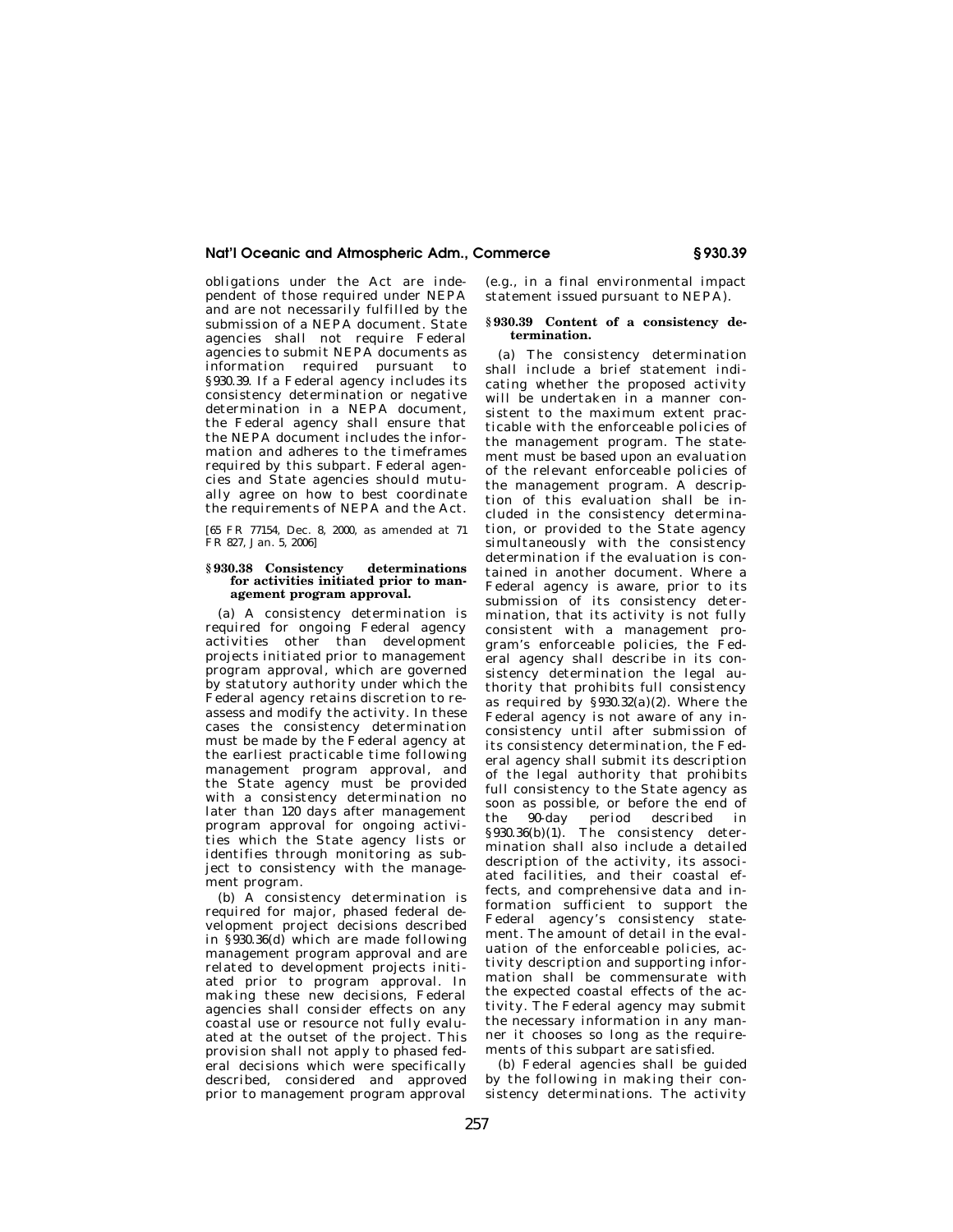obligations under the Act are independent of those required under NEPA and are not necessarily fulfilled by the submission of a NEPA document. State agencies shall not require Federal agencies to submit NEPA documents as information required pursuant to §930.39. If a Federal agency includes its consistency determination or negative determination in a NEPA document, the Federal agency shall ensure that the NEPA document includes the information and adheres to the timeframes required by this subpart. Federal agencies and State agencies should mutually agree on how to best coordinate the requirements of NEPA and the Act.

[65 FR 77154, Dec. 8, 2000, as amended at 71 FR 827, Jan. 5, 2006]

### §930.38 Consistency determinations for activities initiated prior to management program approval.

(a) A consistency determination is required for ongoing Federal agency activities other than development projects initiated prior to management program approval, which are governed by statutory authority under which the Federal agency retains discretion to reassess and modify the activity. In these cases the consistency determination must be made by the Federal agency at the earliest practicable time following management program approval, and the State agency must be provided with a consistency determination no later than 120 days after management program approval for ongoing activities which the State agency lists or identifies through monitoring as subject to consistency with the management program.

(b) A consistency determination is required for major, phased federal development project decisions described in §930.36(d) which are made following management program approval and are related to development projects initiated prior to program approval. In making these new decisions, Federal agencies shall consider effects on any coastal use or resource not fully evaluated at the outset of the project. This provision shall not apply to phased federal decisions which were specifically described, considered and approved prior to management program approval (e.g., in a final environmental impact statement issued pursuant to NEPA).

### §930.39 Content of a consistency determination.

(a) The consistency determination shall include a brief statement indicating whether the proposed activity will be undertaken in a manner consistent to the maximum extent practicable with the enforceable policies of the management program. The statement must be based upon an evaluation of the relevant enforceable policies of the management program. A description of this evaluation shall be included in the consistency determination, or provided to the State agency simultaneously with the consistency determination if the evaluation is contained in another document. Where a Federal agency is aware, prior to its submission of its consistency determination, that its activity is not fully consistent with a management program's enforceable policies, the Federal agency shall describe in its consistency determination the legal authority that prohibits full consistency as required by §930.32(a)(2). Where the Federal agency is not aware of any inconsistency until after submission of its consistency determination, the Federal agency shall submit its description of the legal authority that prohibits full consistency to the State agency as soon as possible, or before the end of the 90-day period described in §930.36(b)(1). The consistency determination shall also include a detailed description of the activity, its associated facilities, and their coastal effects, and comprehensive data and information sufficient to support the Federal agency's consistency statement. The amount of detail in the evaluation of the enforceable policies, activity description and supporting information shall be commensurate with the expected coastal effects of the activity. The Federal agency may submit the necessary information in any manner it chooses so long as the requirements of this subpart are satisfied.

(b) Federal agencies shall be guided by the following in making their consistency determinations. The activity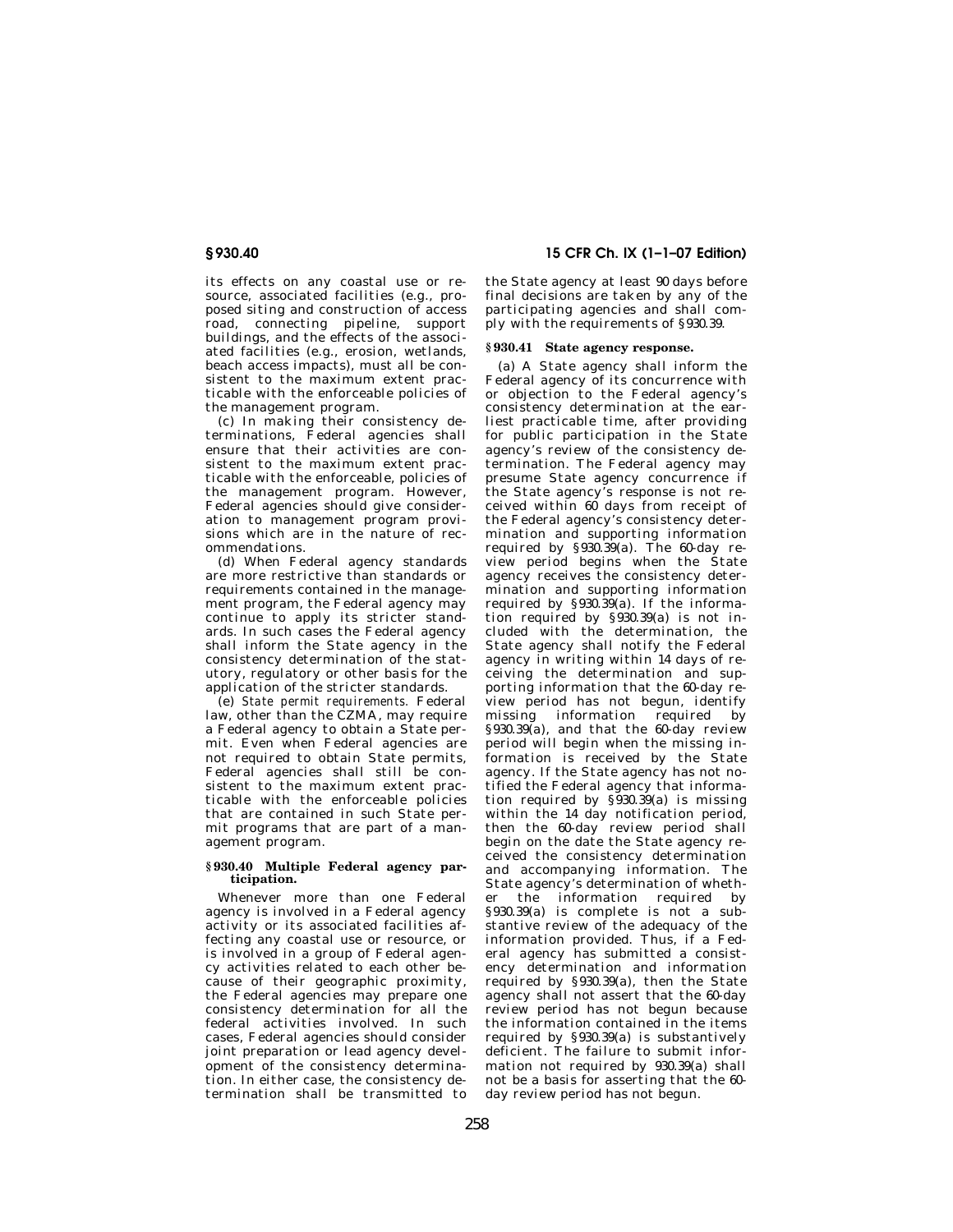its effects on any coastal use or resource, associated facilities (e.g., proposed siting and construction of access road, connecting pipeline, support buildings, and the effects of the associated facilities (e.g., erosion, wetlands, beach access impacts), must all be consistent to the maximum extent practicable with the enforceable policies of the management program.

(c) In making their consistency determinations, Federal agencies shall ensure that their activities are consistent to the maximum extent practicable with the enforceable, policies of the management program. However, Federal agencies should give consideration to management program provisions which are in the nature of recommendations.

(d) When Federal agency standards are more restrictive than standards or requirements contained in the management program, the Federal agency may continue to apply its stricter standards. In such cases the Federal agency shall inform the State agency in the consistency determination of the statutory, regulatory or other basis for the application of the stricter standards.

(e) *State permit requirements.* Federal law, other than the CZMA, may require a Federal agency to obtain a State permit. Even when Federal agencies are not required to obtain State permits, Federal agencies shall still be consistent to the maximum extent practicable with the enforceable policies that are contained in such State permit programs that are part of a management program.

### § 930.40 Multiple Federal agency participation.

Whenever more than one Federal agency is involved in a Federal agency activity or its associated facilities affecting any coastal use or resource, or is involved in a group of Federal agency activities related to each other because of their geographic proximity, the Federal agencies may prepare one consistency determination for all the federal activities involved. In such cases, Federal agencies should consider joint preparation or lead agency development of the consistency determination. In either case, the consistency determination shall be transmitted to the State agency at least 90 days before final decisions are taken by any of the participating agencies and shall comply with the requirements of § 930.39.

### § 930.41 State agency response.

(a) A State agency shall inform the Federal agency of its concurrence with or objection to the Federal agency's consistency determination at the earliest practicable time, after providing for public participation in the State agency's review of the consistency determination. The Federal agency may presume State agency concurrence if the State agency's response is not received within 60 days from receipt of the Federal agency's consistency determination and supporting information required by § 930.39(a). The 60-day review period begins when the State agency receives the consistency determination and supporting information required by § 930.39(a). If the information required by § 930.39(a) is not included with the determination, the State agency shall notify the Federal agency in writing within 14 days of receiving the determination and supporting information that the 60-day review period has not begun, identify missing information required by § 930.39(a), and that the 60-day review period will begin when the missing information is received by the State agency. If the State agency has not notified the Federal agency that information required by § 930.39(a) is missing within the 14 day notification period, then the 60-day review period shall begin on the date the State agency received the consistency determination and accompanying information. The State agency's determination of whether the information required by § 930.39(a) is complete is not a substantive review of the adequacy of the information provided. Thus, if a Federal agency has submitted a consistency determination and information required by § 930.39(a), then the State agency shall not assert that the 60-day review period has not begun because the information contained in the items required by § 930.39(a) is substantively deficient. The failure to submit information not required by 930.39(a) shall not be a basis for asserting that the 60-day review period has not begun.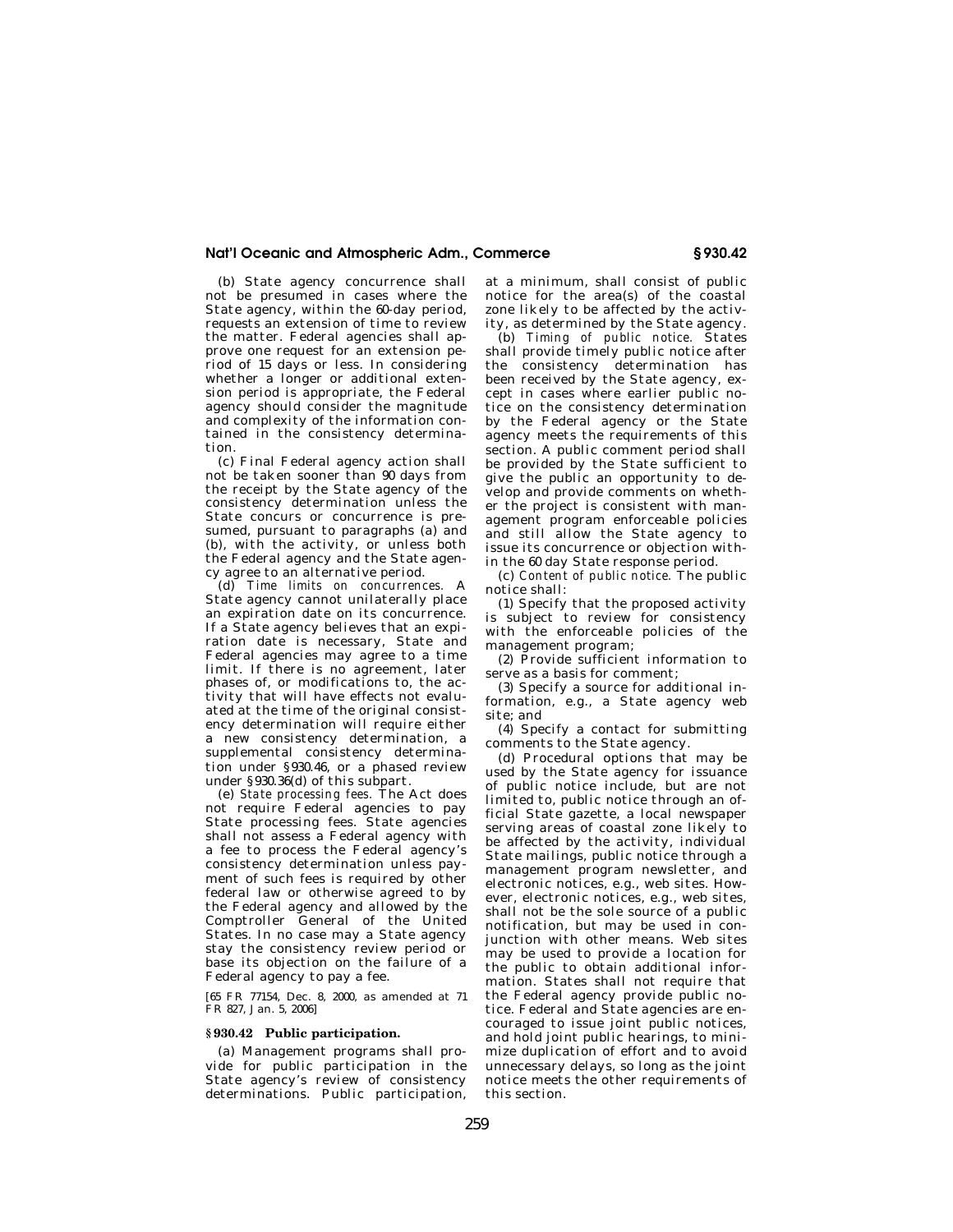(b) State agency concurrence shall not be presumed in cases where the State agency, within the 60-day period, requests an extension of time to review the matter. Federal agencies shall approve one request for an extension period of 15 days or less. In considering whether a longer or additional extension period is appropriate, the Federal agency should consider the magnitude and complexity of the information contained in the consistency determination.

(c) Final Federal agency action shall not be taken sooner than 90 days from the receipt by the State agency of the consistency determination unless the State concurs or concurrence is presumed, pursuant to paragraphs (a) and (b), with the activity, or unless both the Federal agency and the State agency agree to an alternative period.

(d) *Time limits on concurrences.* A State agency cannot unilaterally place an expiration date on its concurrence. If a State agency believes that an expiration date is necessary, State and Federal agencies may agree to a time limit. If there is no agreement, later phases of, or modifications to, the activity that will have effects not evaluated at the time of the original consistency determination will require either a new consistency determination, a supplemental consistency determination under §930.46, or a phased review under §930.36(d) of this subpart.

(e) *State processing fees.* The Act does not require Federal agencies to pay State processing fees. State agencies shall not assess a Federal agency with a fee to process the Federal agency's consistency determination unless payment of such fees is required by other federal law or otherwise agreed to by the Federal agency and allowed by the Comptroller General of the United States. In no case may a State agency stay the consistency review period or base its objection on the failure of a Federal agency to pay a fee.

[65 FR 77154, Dec. 8, 2000, as amended at 71 FR 827, Jan. 5, 2006]

## §930.42 Public participation.

(a) Management programs shall provide for public participation in the State agency's review of consistency determinations. Public participation, at a minimum, shall consist of public notice for the area(s) of the coastal zone likely to be affected by the activity, as determined by the State agency.

(b) *Timing of public notice.* States shall provide timely public notice after the consistency determination has been received by the State agency, except in cases where earlier public notice on the consistency determination by the Federal agency or the State agency meets the requirements of this section. A public comment period shall be provided by the State sufficient to give the public an opportunity to develop and provide comments on whether the project is consistent with management program enforceable policies and still allow the State agency to issue its concurrence or objection within the 60 day State response period.

(c) *Content of public notice.* The public notice shall:

(1) Specify that the proposed activity is subject to review for consistency with the enforceable policies of the management program;

(2) Provide sufficient information to serve as a basis for comment;

(3) Specify a source for additional information, e.g., a State agency web site; and

(4) Specify a contact for submitting comments to the State agency.

(d) Procedural options that may be used by the State agency for issuance of public notice include, but are not limited to, public notice through an official State gazette, a local newspaper serving areas of coastal zone likely to be affected by the activity, individual State mailings, public notice through a management program newsletter, and electronic notices, e.g., web sites. However, electronic notices, e.g., web sites, shall not be the sole source of a public notification, but may be used in conjunction with other means. Web sites may be used to provide a location for the public to obtain additional information. States shall not require that the Federal agency provide public notice. Federal and State agencies are encouraged to issue joint public notices, and hold joint public hearings, to minimize duplication of effort and to avoid unnecessary delays, so long as the joint notice meets the other requirements of this section.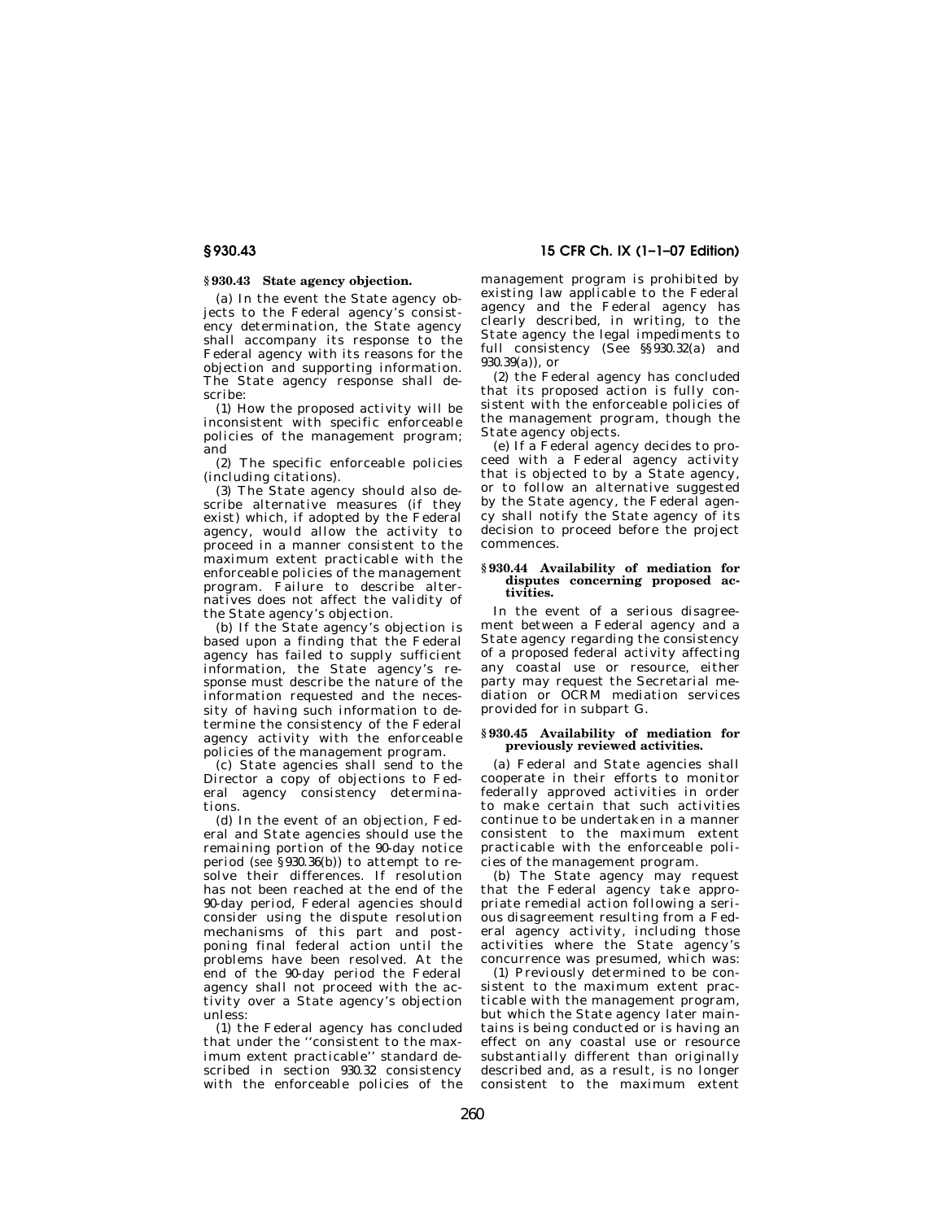## § 930.43 State agency objection.

(a) In the event the State agency objects to the Federal agency's consistency determination, the State agency shall accompany its response to the Federal agency with its reasons for the objection and supporting information. The State agency response shall describe:

(1) How the proposed activity will be inconsistent with specific enforceable policies of the management program; and

(2) The specific enforceable policies (including citations).

(3) The State agency should also describe alternative measures (if they exist) which, if adopted by the Federal agency, would allow the activity to proceed in a manner consistent to the maximum extent practicable with the enforceable policies of the management program. Failure to describe alternatives does not affect the validity of the State agency's objection.

(b) If the State agency's objection is based upon a finding that the Federal agency has failed to supply sufficient information, the State agency's response must describe the nature of the information requested and the necessity of having such information to determine the consistency of the Federal agency activity with the enforceable policies of the management program.

(c) State agencies shall send to the Director a copy of objections to Federal agency consistency determinations.

(d) In the event of an objection, Federal and State agencies should use the remaining portion of the 90-day notice period (*see* § 930.36(b)) to attempt to resolve their differences. If resolution has not been reached at the end of the 90-day period, Federal agencies should consider using the dispute resolution mechanisms of this part and postponing final federal action until the problems have been resolved. At the end of the 90-day period the Federal agency shall not proceed with the activity over a State agency's objection unless:

(1) the Federal agency has concluded that under the ''consistent to the maximum extent practicable'' standard described in section 930.32 consistency with the enforceable policies of the management program is prohibited by existing law applicable to the Federal agency and the Federal agency has clearly described, in writing, to the State agency the legal impediments to full consistency (See §§ 930.32(a) and 930.39(a)), or

(2) the Federal agency has concluded that its proposed action is fully consistent with the enforceable policies of the management program, though the State agency objects.

(e) If a Federal agency decides to proceed with a Federal agency activity that is objected to by a State agency, or to follow an alternative suggested by the State agency, the Federal agency shall notify the State agency of its decision to proceed before the project commences.

## § 930.44 Availability of mediation for disputes concerning proposed activities.

In the event of a serious disagreement between a Federal agency and a State agency regarding the consistency of a proposed federal activity affecting any coastal use or resource, either party may request the Secretarial mediation or OCRM mediation services provided for in subpart G.

## § 930.45 Availability of mediation for previously reviewed activities.

(a) Federal and State agencies shall cooperate in their efforts to monitor federally approved activities in order to make certain that such activities continue to be undertaken in a manner consistent to the maximum extent practicable with the enforceable policies of the management program.

(b) The State agency may request that the Federal agency take appropriate remedial action following a serious disagreement resulting from a Federal agency activity, including those activities where the State agency's concurrence was presumed, which was:

(1) Previously determined to be consistent to the maximum extent practicable with the management program, but which the State agency later maintains is being conducted or is having an effect on any coastal use or resource substantially different than originally described and, as a result, is no longer consistent to the maximum extent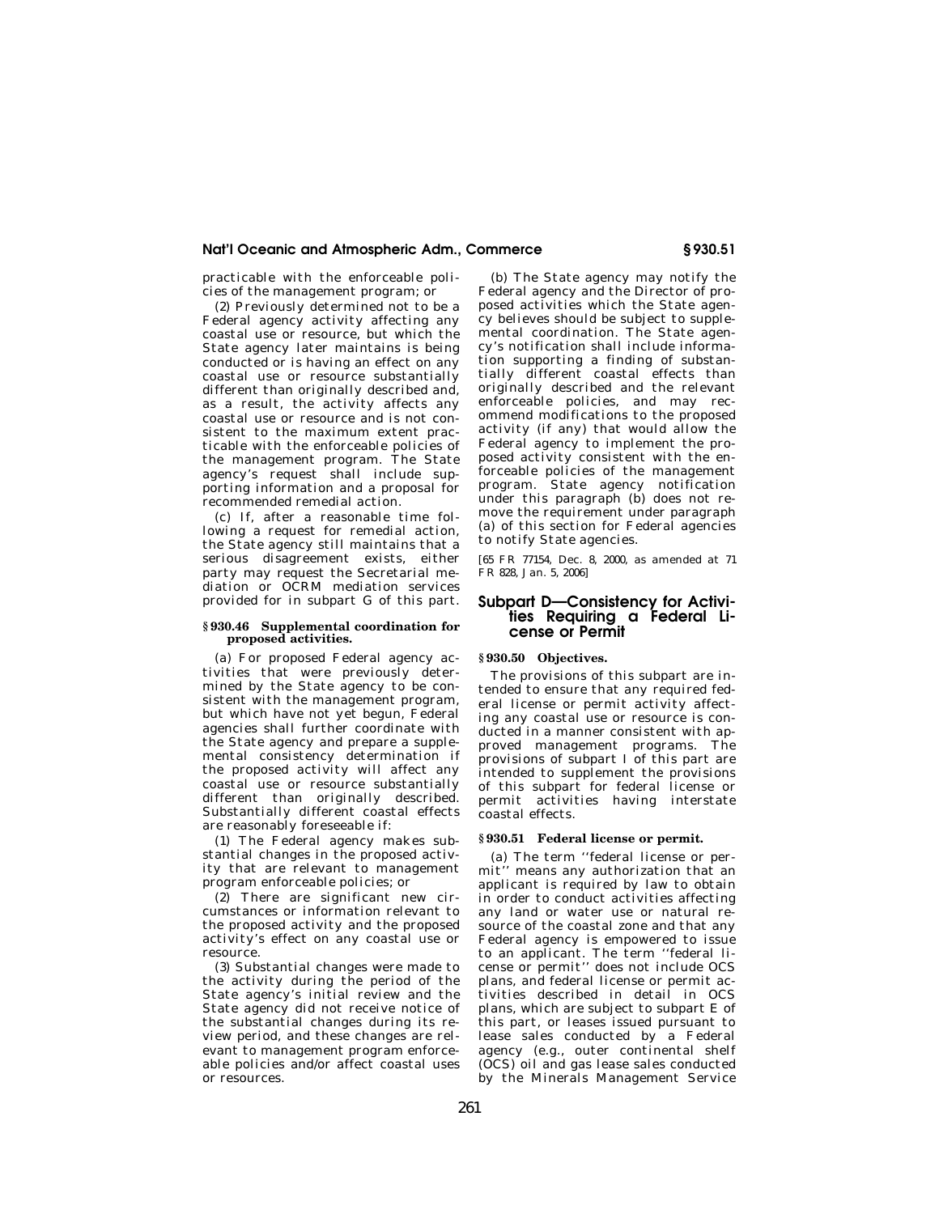practicable with the enforceable policies of the management program; or

(2) Previously determined not to be a Federal agency activity affecting any coastal use or resource, but which the State agency later maintains is being conducted or is having an effect on any coastal use or resource substantially different than originally described and, as a result, the activity affects any coastal use or resource and is not consistent to the maximum extent practicable with the enforceable policies of the management program. The State agency's request shall include supporting information and a proposal for recommended remedial action.

(c) If, after a reasonable time following a request for remedial action, the State agency still maintains that a serious disagreement exists, either party may request the Secretarial mediation or OCRM mediation services provided for in subpart G of this part.

**§ 930.46 Supplemental coordination for proposed activities.**

(a) For proposed Federal agency activities that were previously determined by the State agency to be consistent with the management program, but which have not yet begun, Federal agencies shall further coordinate with the State agency and prepare a supplemental consistency determination if the proposed activity will affect any coastal use or resource substantially different than originally described. Substantially different coastal effects are reasonably foreseeable if:

(1) The Federal agency makes substantial changes in the proposed activity that are relevant to management program enforceable policies; or

(2) There are significant new circumstances or information relevant to the proposed activity and the proposed activity's effect on any coastal use or resource.

(3) Substantial changes were made to the activity during the period of the State agency's initial review and the State agency did not receive notice of the substantial changes during its review period, and these changes are relevant to management program enforceable policies and/or affect coastal uses or resources.

(b) The State agency may notify the Federal agency and the Director of proposed activities which the State agency believes should be subject to supplemental coordination. The State agency's notification shall include information supporting a finding of substantially different coastal effects than originally described and the relevant enforceable policies, and may recommend modifications to the proposed activity (if any) that would allow the Federal agency to implement the proposed activity consistent with the enforceable policies of the management program. State agency notification under this paragraph (b) does not remove the requirement under paragraph (a) of this section for Federal agencies to notify State agencies.

[65 FR 77154, Dec. 8, 2000, as amended at 71 FR 828, Jan. 5, 2006]

## Subpart D—Consistency for Activities Requiring a Federal License or Permit

**§ 930.50 Objectives.**

The provisions of this subpart are intended to ensure that any required federal license or permit activity affecting any coastal use or resource is conducted in a manner consistent with approved management programs. The provisions of subpart I of this part are intended to supplement the provisions of this subpart for federal license or permit activities having interstate coastal effects.

**§ 930.51 Federal license or permit.**

(a) The term ''federal license or permit'' means any authorization that an applicant is required by law to obtain in order to conduct activities affecting any land or water use or natural resource of the coastal zone and that any Federal agency is empowered to issue to an applicant. The term ''federal license or permit'' does not include OCS plans, and federal license or permit activities described in detail in OCS plans, which are subject to subpart E of this part, or leases issued pursuant to lease sales conducted by a Federal agency (e.g., outer continental shelf (OCS) oil and gas lease sales conducted by the Minerals Management Service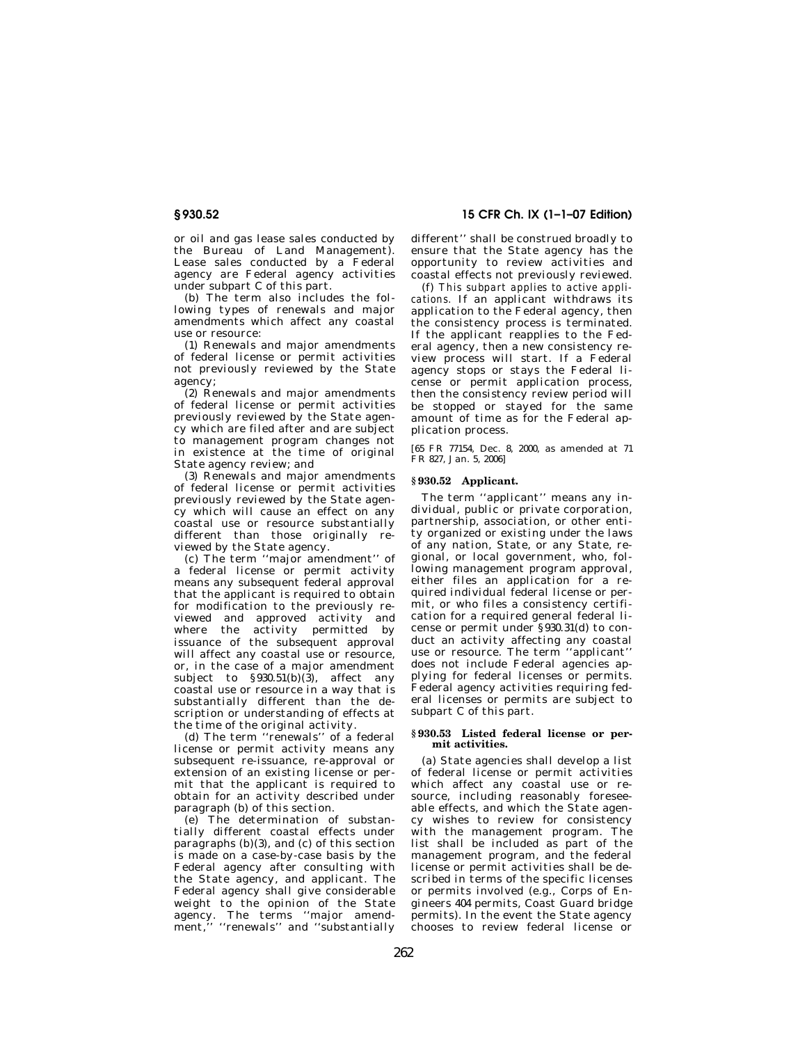or oil and gas lease sales conducted by the Bureau of Land Management). Lease sales conducted by a Federal agency are Federal agency activities under subpart C of this part.

(b) The term also includes the following types of renewals and major amendments which affect any coastal use or resource:

(1) Renewals and major amendments of federal license or permit activities not previously reviewed by the State agency;

(2) Renewals and major amendments of federal license or permit activities previously reviewed by the State agency which are filed after and are subject to management program changes not in existence at the time of original State agency review; and

(3) Renewals and major amendments of federal license or permit activities previously reviewed by the State agency which will cause an effect on any coastal use or resource substantially different than those originally reviewed by the State agency.

(c) The term ''major amendment'' of a federal license or permit activity means any subsequent federal approval that the applicant is required to obtain for modification to the previously reviewed and approved activity and where the activity permitted by issuance of the subsequent approval will affect any coastal use or resource, or, in the case of a major amendment subject to §930.51(b)(3), affect any coastal use or resource in a way that is substantially different than the description or understanding of effects at the time of the original activity.

(d) The term ''renewals'' of a federal license or permit activity means any subsequent re-issuance, re-approval or extension of an existing license or permit that the applicant is required to obtain for an activity described under paragraph (b) of this section.

(e) The determination of substantially different coastal effects under paragraphs (b)(3), and (c) of this section is made on a case-by-case basis by the Federal agency after consulting with the State agency, and applicant. The Federal agency shall give considerable weight to the opinion of the State agency. The terms ''major amendment,'' ''renewals'' and ''substantially different'' shall be construed broadly to ensure that the State agency has the opportunity to review activities and coastal effects not previously reviewed.

(f) *This subpart applies to active applications.* If an applicant withdraws its application to the Federal agency, then the consistency process is terminated. If the applicant reapplies to the Federal agency, then a new consistency review process will start. If a Federal agency stops or stays the Federal license or permit application process, then the consistency review period will be stopped or stayed for the same amount of time as for the Federal application process.

[65 FR 77154, Dec. 8, 2000, as amended at 71 FR 827, Jan. 5, 2006]

### §930.52 Applicant.

The term ''applicant'' means any individual, public or private corporation, partnership, association, or other entity organized or existing under the laws of any nation, State, or any State, regional, or local government, who, following management program approval, either files an application for a required individual federal license or permit, or who files a consistency certification for a required general federal license or permit under §930.31(d) to conduct an activity affecting any coastal use or resource. The term ''applicant'' does not include Federal agencies applying for federal licenses or permits. Federal agency activities requiring federal licenses or permits are subject to subpart C of this part.

### §930.53 Listed federal license or permit activities.

(a) State agencies shall develop a list of federal license or permit activities which affect any coastal use or resource, including reasonably foreseeable effects, and which the State agency wishes to review for consistency with the management program. The list shall be included as part of the management program, and the federal license or permit activities shall be described in terms of the specific licenses or permits involved (e.g., Corps of Engineers 404 permits, Coast Guard bridge permits). In the event the State agency chooses to review federal license or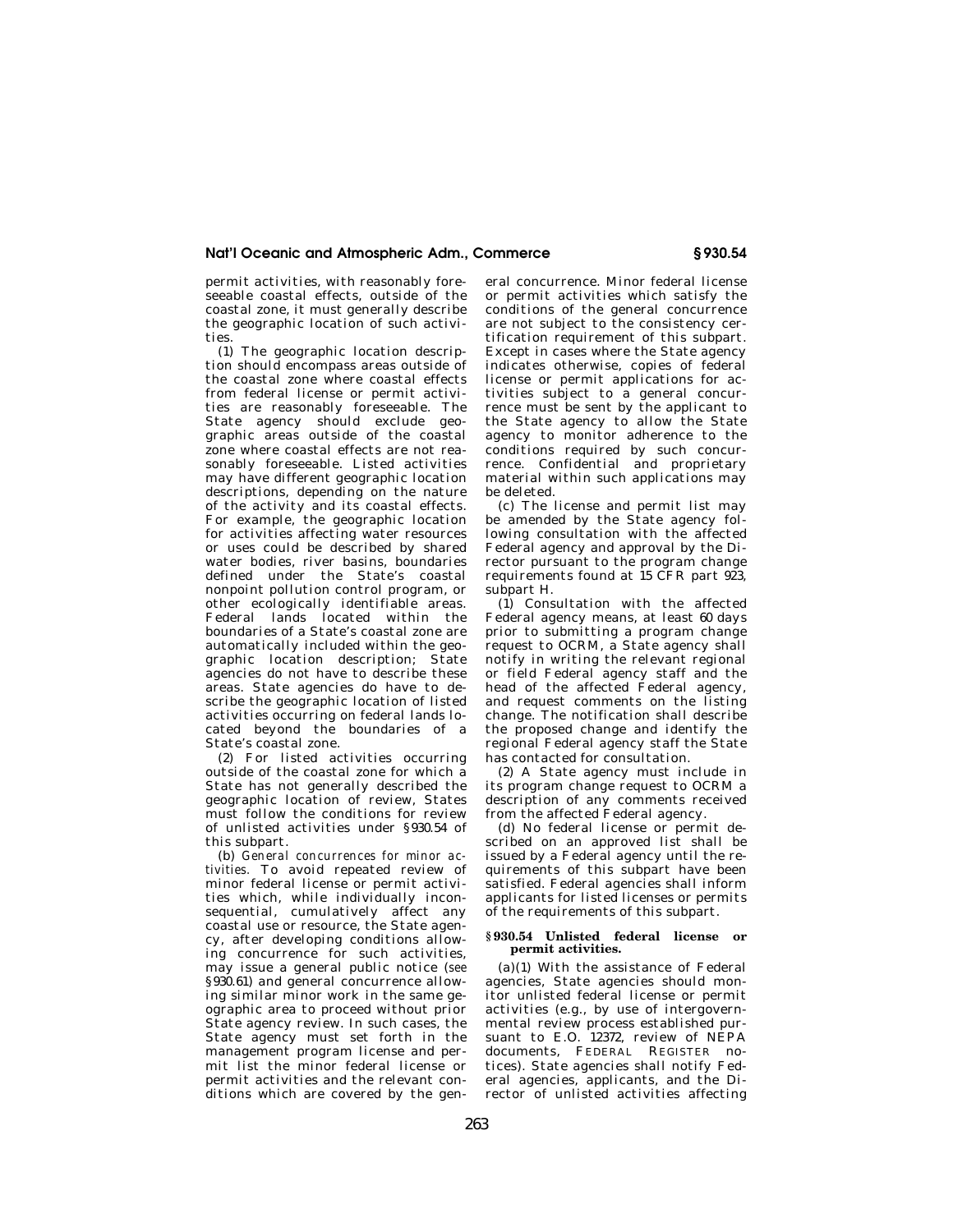permit activities, with reasonably foreseeable coastal effects, outside of the coastal zone, it must generally describe the geographic location of such activities.

(1) The geographic location description should encompass areas outside of the coastal zone where coastal effects from federal license or permit activities are reasonably foreseeable. The State agency should exclude geographic areas outside of the coastal zone where coastal effects are not reasonably foreseeable. Listed activities may have different geographic location descriptions, depending on the nature of the activity and its coastal effects. For example, the geographic location for activities affecting water resources or uses could be described by shared water bodies, river basins, boundaries defined under the State's coastal nonpoint pollution control program, or other ecologically identifiable areas. Federal lands located within the boundaries of a State's coastal zone are automatically included within the geographic location description; State agencies do not have to describe these areas. State agencies do have to describe the geographic location of listed activities occurring on federal lands located beyond the boundaries of a State's coastal zone.

(2) For listed activities occurring outside of the coastal zone for which a State has not generally described the geographic location of review, States must follow the conditions for review of unlisted activities under §930.54 of this subpart.

(b) *General concurrences for minor activities.* To avoid repeated review of minor federal license or permit activities which, while individually inconsequential, cumulatively affect any coastal use or resource, the State agency, after developing conditions allowing concurrence for such activities, may issue a general public notice (*see* §930.61) and general concurrence allowing similar minor work in the same geographic area to proceed without prior State agency review. In such cases, the State agency must set forth in the management program license and permit list the minor federal license or permit activities and the relevant conditions which are covered by the general concurrence. Minor federal license or permit activities which satisfy the conditions of the general concurrence are not subject to the consistency certification requirement of this subpart. Except in cases where the State agency indicates otherwise, copies of federal license or permit applications for activities subject to a general concurrence must be sent by the applicant to the State agency to allow the State agency to monitor adherence to the conditions required by such concurrence. Confidential and proprietary material within such applications may be deleted.

(c) The license and permit list may be amended by the State agency following consultation with the affected Federal agency and approval by the Director pursuant to the program change requirements found at 15 CFR part 923, subpart H.

(1) Consultation with the affected Federal agency means, at least 60 days prior to submitting a program change request to OCRM, a State agency shall notify in writing the relevant regional or field Federal agency staff and the head of the affected Federal agency, and request comments on the listing change. The notification shall describe the proposed change and identify the regional Federal agency staff the State has contacted for consultation.

(2) A State agency must include in its program change request to OCRM a description of any comments received from the affected Federal agency.

(d) No federal license or permit described on an approved list shall be issued by a Federal agency until the requirements of this subpart have been satisfied. Federal agencies shall inform applicants for listed licenses or permits of the requirements of this subpart.

### §930.54 Unlisted federal license or permit activities.

(a)(1) With the assistance of Federal agencies, State agencies should monitor unlisted federal license or permit activities (e.g., by use of intergovernmental review process established pursuant to E.O. 12372, review of NEPA documents, FEDERAL REGISTER notices). State agencies shall notify Federal agencies, applicants, and the Director of unlisted activities affecting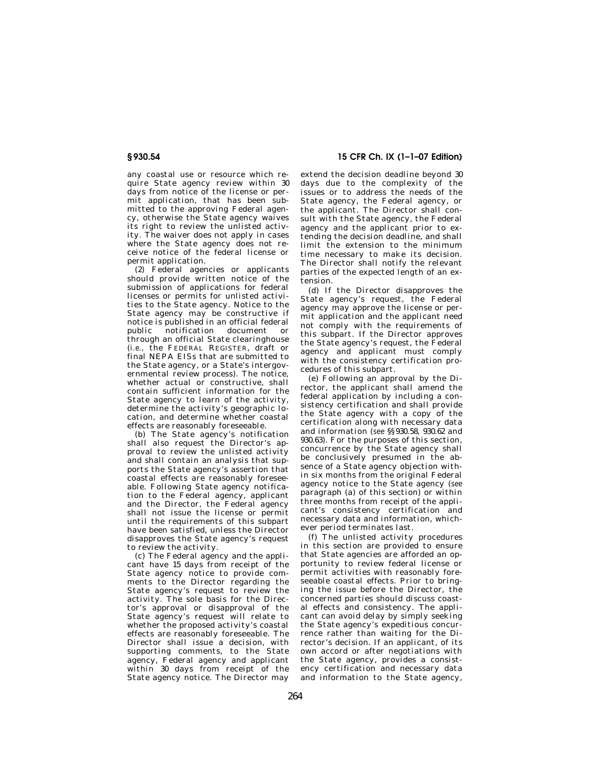any coastal use or resource which require State agency review within 30 days from notice of the license or permit application, that has been submitted to the approving Federal agency, otherwise the State agency waives its right to review the unlisted activity. The waiver does not apply in cases where the State agency does not receive notice of the federal license or permit application.

(2) Federal agencies or applicants should provide written notice of the submission of applications for federal licenses or permits for unlisted activities to the State agency. Notice to the State agency may be constructive if notice is published in an official federal public notification document or through an official State clearinghouse (*i.e.*, the FEDERAL REGISTER, draft or final NEPA EISs that are submitted to the State agency, or a State's intergovernmental review process). The notice, whether actual or constructive, shall contain sufficient information for the State agency to learn of the activity, determine the activity's geographic location, and determine whether coastal effects are reasonably foreseeable.

(b) The State agency's notification shall also request the Director's approval to review the unlisted activity and shall contain an analysis that supports the State agency's assertion that coastal effects are reasonably foreseeable. Following State agency notification to the Federal agency, applicant and the Director, the Federal agency shall not issue the license or permit until the requirements of this subpart have been satisfied, unless the Director disapproves the State agency's request to review the activity.

(c) The Federal agency and the applicant have 15 days from receipt of the State agency notice to provide comments to the Director regarding the State agency's request to review the activity. The sole basis for the Director's approval or disapproval of the State agency's request will relate to whether the proposed activity's coastal effects are reasonably foreseeable. The Director shall issue a decision, with supporting comments, to the State agency, Federal agency and applicant within 30 days from receipt of the State agency notice. The Director may extend the decision deadline beyond 30 days due to the complexity of the issues or to address the needs of the State agency, the Federal agency, or the applicant. The Director shall consult with the State agency, the Federal agency and the applicant prior to extending the decision deadline, and shall limit the extension to the minimum time necessary to make its decision. The Director shall notify the relevant parties of the expected length of an extension.

(d) If the Director disapproves the State agency's request, the Federal agency may approve the license or permit application and the applicant need not comply with the requirements of this subpart. If the Director approves the State agency's request, the Federal agency and applicant must comply with the consistency certification procedures of this subpart.

(e) Following an approval by the Director, the applicant shall amend the federal application by including a consistency certification and shall provide the State agency with a copy of the certification along with necessary data and information (*see* §§930.58, 930.62 and 930.63). For the purposes of this section, concurrence by the State agency shall be conclusively presumed in the absence of a State agency objection within six months from the original Federal agency notice to the State agency (*see* paragraph (a) of this section) or within three months from receipt of the applicant's consistency certification and necessary data and information, whichever period terminates last.

(f) The unlisted activity procedures in this section are provided to ensure that State agencies are afforded an opportunity to review federal license or permit activities with reasonably foreseeable coastal effects. Prior to bringing the issue before the Director, the concerned parties should discuss coastal effects and consistency. The applicant can avoid delay by simply seeking the State agency's expeditious concurrence rather than waiting for the Director's decision. If an applicant, of its own accord or after negotiations with the State agency, provides a consistency certification and necessary data and information to the State agency,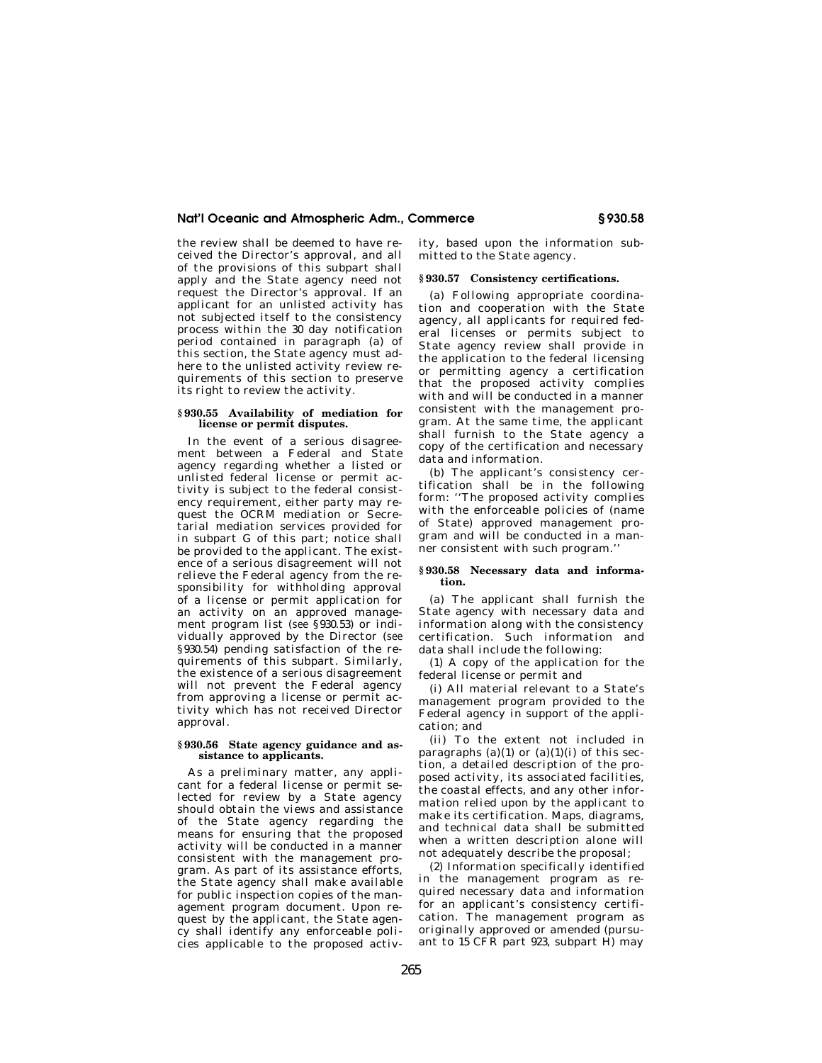the review shall be deemed to have received the Director's approval, and all of the provisions of this subpart shall apply and the State agency need not request the Director's approval. If an applicant for an unlisted activity has not subjected itself to the consistency process within the 30 day notification period contained in paragraph (a) of this section, the State agency must adhere to the unlisted activity review requirements of this section to preserve its right to review the activity.

### § 930.55 Availability of mediation for license or permit disputes.

In the event of a serious disagreement between a Federal and State agency regarding whether a listed or unlisted federal license or permit activity is subject to the federal consistency requirement, either party may request the OCRM mediation or Secretarial mediation services provided for in subpart G of this part; notice shall be provided to the applicant. The existence of a serious disagreement will not relieve the Federal agency from the responsibility for withholding approval of a license or permit application for an activity on an approved management program list (*see* §930.53) or individually approved by the Director (*see* §930.54) pending satisfaction of the requirements of this subpart. Similarly, the existence of a serious disagreement will not prevent the Federal agency from approving a license or permit activity which has not received Director approval.

### § 930.56 State agency guidance and assistance to applicants.

As a preliminary matter, any applicant for a federal license or permit selected for review by a State agency should obtain the views and assistance of the State agency regarding the means for ensuring that the proposed activity will be conducted in a manner consistent with the management program. As part of its assistance efforts, the State agency shall make available for public inspection copies of the management program document. Upon request by the applicant, the State agency shall identify any enforceable policies applicable to the proposed activity, based upon the information submitted to the State agency.

### § 930.57 Consistency certifications.

(a) Following appropriate coordination and cooperation with the State agency, all applicants for required federal licenses or permits subject to State agency review shall provide in the application to the federal licensing or permitting agency a certification that the proposed activity complies with and will be conducted in a manner consistent with the management program. At the same time, the applicant shall furnish to the State agency a copy of the certification and necessary data and information.

(b) The applicant's consistency certification shall be in the following form: "The proposed activity complies with the enforceable policies of (name of State) approved management program and will be conducted in a manner consistent with such program."

### § 930.58 Necessary data and information.

(a) The applicant shall furnish the State agency with necessary data and information along with the consistency certification. Such information and data shall include the following:

(1) A copy of the application for the federal license or permit and

(i) All material relevant to a State's management program provided to the Federal agency in support of the application; and

(ii) To the extent not included in paragraphs (a)(1) or (a)(1)(i) of this section, a detailed description of the proposed activity, its associated facilities, the coastal effects, and any other information relied upon by the applicant to make its certification. Maps, diagrams, and technical data shall be submitted when a written description alone will not adequately describe the proposal;

(2) Information specifically identified in the management program as required necessary data and information for an applicant's consistency certification. The management program as originally approved or amended (pursuant to 15 CFR part 923, subpart H) may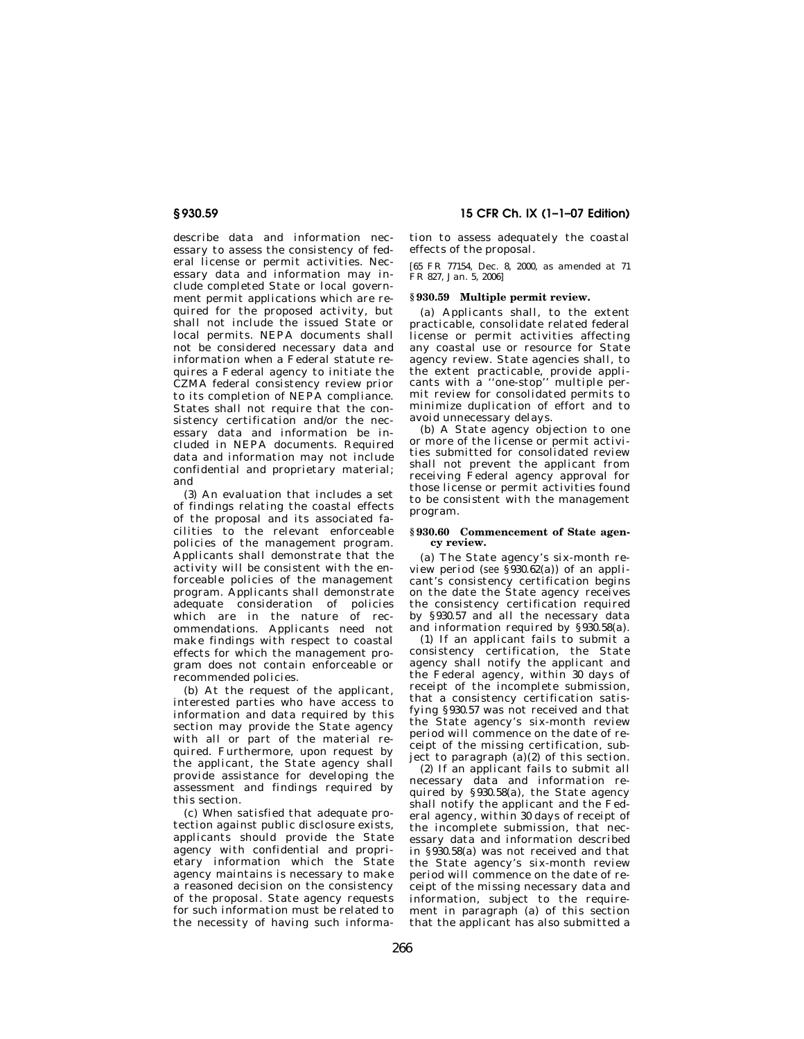describe data and information necessary to assess the consistency of federal license or permit activities. Necessary data and information may include completed State or local government permit applications which are required for the proposed activity, but shall not include the issued State or local permits. NEPA documents shall not be considered necessary data and information when a Federal statute requires a Federal agency to initiate the CZMA federal consistency review prior to its completion of NEPA compliance. States shall not require that the consistency certification and/or the necessary data and information be included in NEPA documents. Required data and information may not include confidential and proprietary material; and

(3) An evaluation that includes a set of findings relating the coastal effects of the proposal and its associated facilities to the relevant enforceable policies of the management program. Applicants shall demonstrate that the activity will be consistent with the enforceable policies of the management program. Applicants shall demonstrate adequate consideration of policies which are in the nature of recommendations. Applicants need not make findings with respect to coastal effects for which the management program does not contain enforceable or recommended policies.

(b) At the request of the applicant, interested parties who have access to information and data required by this section may provide the State agency with all or part of the material required. Furthermore, upon request by the applicant, the State agency shall provide assistance for developing the assessment and findings required by this section.

(c) When satisfied that adequate protection against public disclosure exists, applicants should provide the State agency with confidential and proprietary information which the State agency maintains is necessary to make a reasoned decision on the consistency of the proposal. State agency requests for such information must be related to the necessity of having such information to assess adequately the coastal effects of the proposal.

[65 FR 77154, Dec. 8, 2000, as amended at 71 FR 827, Jan. 5, 2006]

### § 930.59 Multiple permit review.

(a) Applicants shall, to the extent practicable, consolidate related federal license or permit activities affecting any coastal use or resource for State agency review. State agencies shall, to the extent practicable, provide applicants with a ''one-stop'' multiple permit review for consolidated permits to minimize duplication of effort and to avoid unnecessary delays.

(b) A State agency objection to one or more of the license or permit activities submitted for consolidated review shall not prevent the applicant from receiving Federal agency approval for those license or permit activities found to be consistent with the management program.

### § 930.60 Commencement of State agency review.

(a) The State agency's six-month review period (*see* § 930.62(a)) of an applicant's consistency certification begins on the date the State agency receives the consistency certification required by § 930.57 and all the necessary data and information required by § 930.58(a).

(1) If an applicant fails to submit a consistency certification, the State agency shall notify the applicant and the Federal agency, within 30 days of receipt of the incomplete submission, that a consistency certification satisfying § 930.57 was not received and that the State agency's six-month review period will commence on the date of receipt of the missing certification, subject to paragraph (a)(2) of this section.

(2) If an applicant fails to submit all necessary data and information required by § 930.58(a), the State agency shall notify the applicant and the Federal agency, within 30 days of receipt of the incomplete submission, that necessary data and information described in § 930.58(a) was not received and that the State agency's six-month review period will commence on the date of receipt of the missing necessary data and information, subject to the requirement in paragraph (a) of this section that the applicant has also submitted a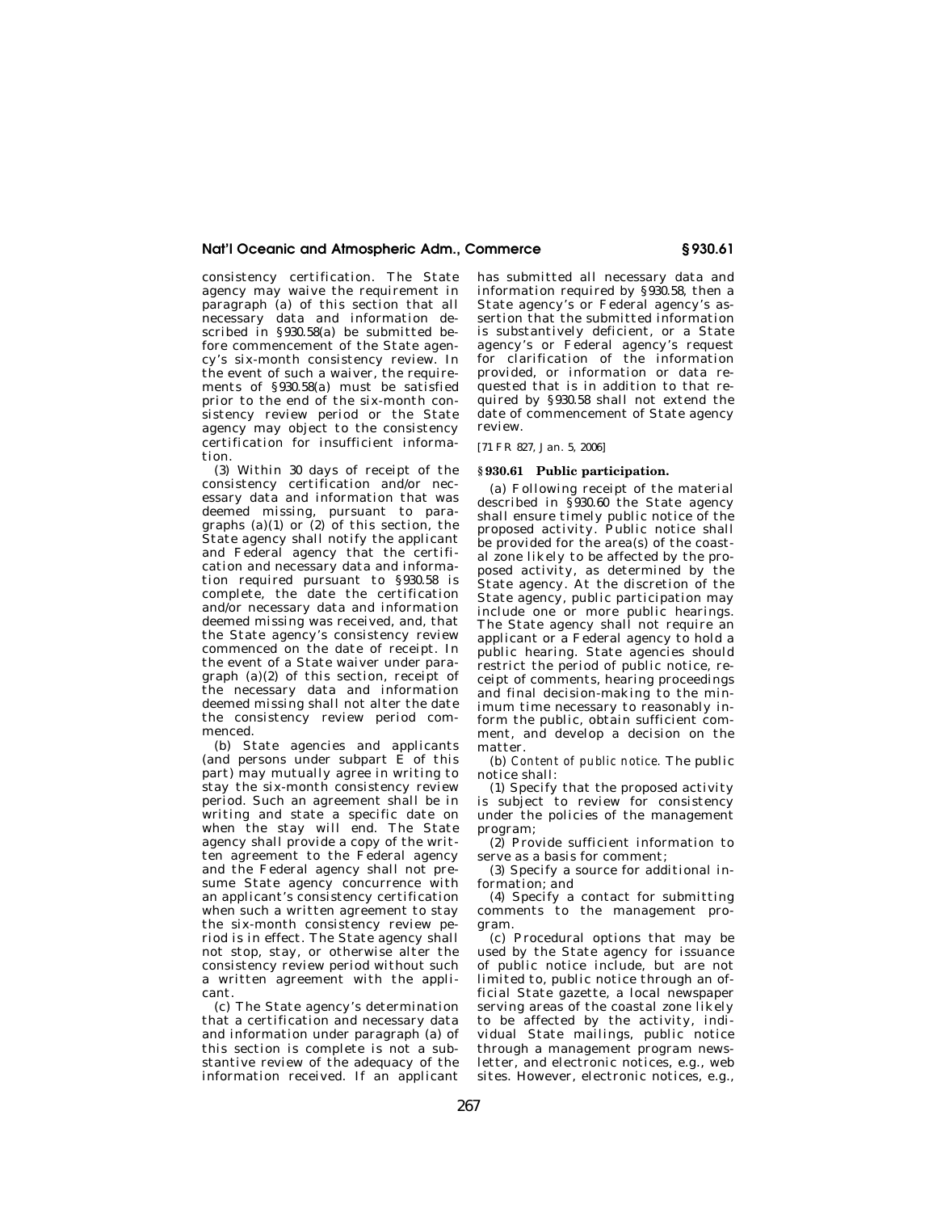consistency certification. The State agency may waive the requirement in paragraph (a) of this section that all necessary data and information described in §930.58(a) be submitted before commencement of the State agency's six-month consistency review. In the event of such a waiver, the requirements of §930.58(a) must be satisfied prior to the end of the six-month consistency review period or the State agency may object to the consistency certification for insufficient information.

(3) Within 30 days of receipt of the consistency certification and/or necessary data and information that was deemed missing, pursuant to paragraphs (a)(1) or (2) of this section, the State agency shall notify the applicant and Federal agency that the certification and necessary data and information required pursuant to §930.58 is complete, the date the certification and/or necessary data and information deemed missing was received, and, that the State agency's consistency review commenced on the date of receipt. In the event of a State waiver under paragraph (a)(2) of this section, receipt of the necessary data and information deemed missing shall not alter the date the consistency review period commenced.

(b) State agencies and applicants (and persons under subpart E of this part) may mutually agree in writing to stay the six-month consistency review period. Such an agreement shall be in writing and state a specific date on when the stay will end. The State agency shall provide a copy of the written agreement to the Federal agency and the Federal agency shall not presume State agency concurrence with an applicant's consistency certification when such a written agreement to stay the six-month consistency review period is in effect. The State agency shall not stop, stay, or otherwise alter the consistency review period without such a written agreement with the applicant.

(c) The State agency's determination that a certification and necessary data and information under paragraph (a) of this section is complete is not a substantive review of the adequacy of the information received. If an applicant has submitted all necessary data and information required by §930.58, then a State agency's or Federal agency's assertion that the submitted information is substantively deficient, or a State agency's or Federal agency's request for clarification of the information provided, or information or data requested that is in addition to that required by §930.58 shall not extend the date of commencement of State agency review.

[71 FR 827, Jan. 5, 2006]

### §930.61 Public participation.

(a) Following receipt of the material described in §930.60 the State agency shall ensure timely public notice of the proposed activity. Public notice shall be provided for the area(s) of the coastal zone likely to be affected by the proposed activity, as determined by the State agency. At the discretion of the State agency, public participation may include one or more public hearings. The State agency shall not require an applicant or a Federal agency to hold a public hearing. State agencies should restrict the period of public notice, receipt of comments, hearing proceedings and final decision-making to the minimum time necessary to reasonably inform the public, obtain sufficient comment, and develop a decision on the matter.

(b) *Content of public notice.* The public notice shall:

(1) Specify that the proposed activity is subject to review for consistency under the policies of the management program;

(2) Provide sufficient information to serve as a basis for comment;

(3) Specify a source for additional information; and

(4) Specify a contact for submitting comments to the management program.

(c) Procedural options that may be used by the State agency for issuance of public notice include, but are not limited to, public notice through an official State gazette, a local newspaper serving areas of the coastal zone likely to be affected by the activity, individual State mailings, public notice through a management program newsletter, and electronic notices, e.g., web sites. However, electronic notices, e.g.,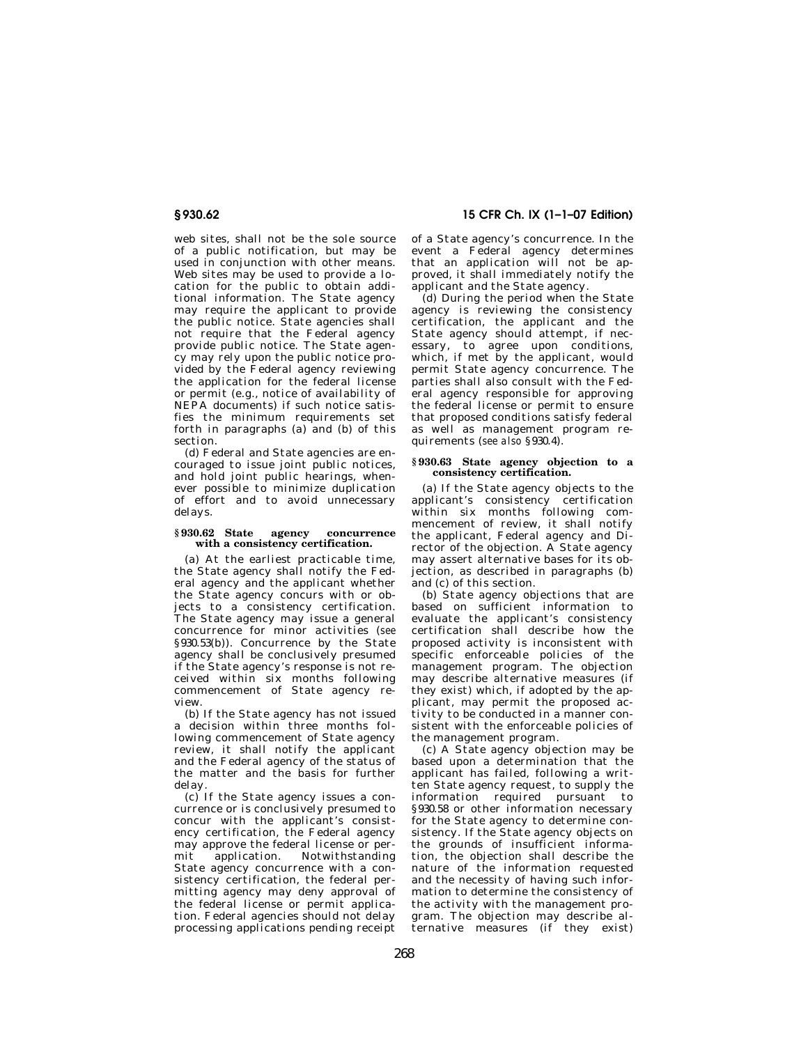web sites, shall not be the sole source of a public notification, but may be used in conjunction with other means. Web sites may be used to provide a location for the public to obtain additional information. The State agency may require the applicant to provide the public notice. State agencies shall not require that the Federal agency provide public notice. The State agency may rely upon the public notice provided by the Federal agency reviewing the application for the federal license or permit (e.g., notice of availability of NEPA documents) if such notice satisfies the minimum requirements set forth in paragraphs (a) and (b) of this section.

(d) Federal and State agencies are encouraged to issue joint public notices, and hold joint public hearings, whenever possible to minimize duplication of effort and to avoid unnecessary delays.

### § 930.62 State agency concurrence with a consistency certification.

(a) At the earliest practicable time, the State agency shall notify the Federal agency and the applicant whether the State agency concurs with or objects to a consistency certification. The State agency may issue a general concurrence for minor activities (*see* § 930.53(b)). Concurrence by the State agency shall be conclusively presumed if the State agency's response is not received within six months following commencement of State agency review.

(b) If the State agency has not issued a decision within three months following commencement of State agency review, it shall notify the applicant and the Federal agency of the status of the matter and the basis for further delay.

(c) If the State agency issues a concurrence or is conclusively presumed to concur with the applicant's consistency certification, the Federal agency may approve the federal license or permit application. Notwithstanding State agency concurrence with a consistency certification, the federal permitting agency may deny approval of the federal license or permit application. Federal agencies should not delay processing applications pending receipt of a State agency's concurrence. In the event a Federal agency determines that an application will not be approved, it shall immediately notify the applicant and the State agency.

(d) During the period when the State agency is reviewing the consistency certification, the applicant and the State agency should attempt, if necessary, to agree upon conditions, which, if met by the applicant, would permit State agency concurrence. The parties shall also consult with the Federal agency responsible for approving the federal license or permit to ensure that proposed conditions satisfy federal as well as management program requirements (*see also* § 930.4).

### § 930.63 State agency objection to a consistency certification.

(a) If the State agency objects to the applicant's consistency certification within six months following commencement of review, it shall notify the applicant, Federal agency and Director of the objection. A State agency may assert alternative bases for its objection, as described in paragraphs (b) and (c) of this section.

(b) State agency objections that are based on sufficient information to evaluate the applicant's consistency certification shall describe how the proposed activity is inconsistent with specific enforceable policies of the management program. The objection may describe alternative measures (if they exist) which, if adopted by the applicant, may permit the proposed activity to be conducted in a manner consistent with the enforceable policies of the management program.

(c) A State agency objection may be based upon a determination that the applicant has failed, following a written State agency request, to supply the information required pursuant to § 930.58 or other information necessary for the State agency to determine consistency. If the State agency objects on the grounds of insufficient information, the objection shall describe the nature of the information requested and the necessity of having such information to determine the consistency of the activity with the management program. The objection may describe alternative measures (if they exist)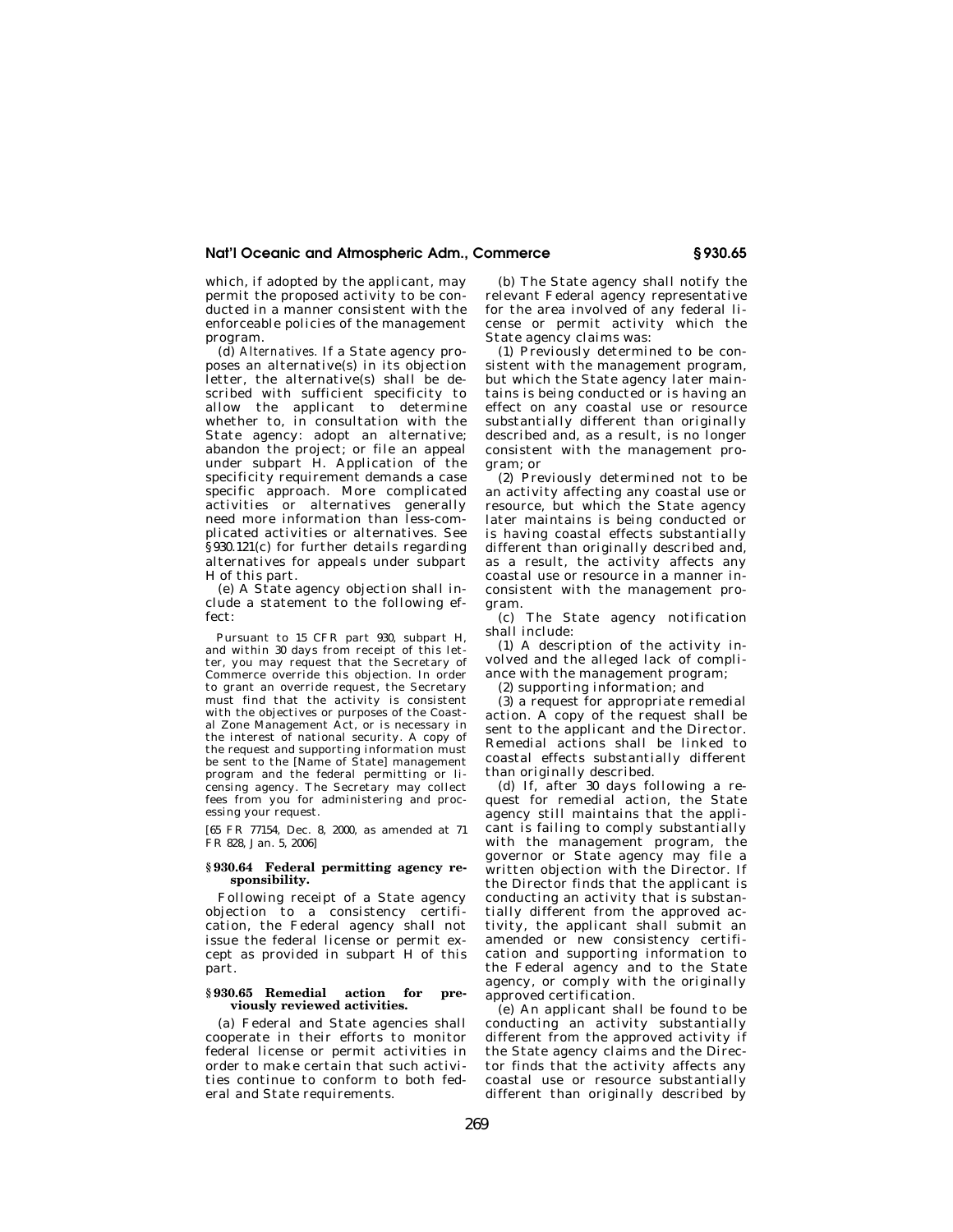which, if adopted by the applicant, may permit the proposed activity to be conducted in a manner consistent with the enforceable policies of the management program.

(d) *Alternatives.* If a State agency proposes an alternative(s) in its objection letter, the alternative(s) shall be described with sufficient specificity to allow the applicant to determine whether to, in consultation with the State agency: adopt an alternative; abandon the project; or file an appeal under subpart H. Application of the specificity requirement demands a case specific approach. More complicated activities or alternatives generally need more information than less-complicated activities or alternatives. See §930.121(c) for further details regarding alternatives for appeals under subpart H of this part.

(e) A State agency objection shall include a statement to the following effect:

> Pursuant to 15 CFR part 930, subpart H, and within 30 days from receipt of this letter, you may request that the Secretary of Commerce override this objection. In order to grant an override request, the Secretary must find that the activity is consistent with the objectives or purposes of the Coastal Zone Management Act, or is necessary in the interest of national security. A copy of the request and supporting information must be sent to the [Name of State] management program and the federal permitting or licensing agency. The Secretary may collect fees from you for administering and processing your request.

[65 FR 77154, Dec. 8, 2000, as amended at 71 FR 828, Jan. 5, 2006]

### § 930.64 Federal permitting agency responsibility.

Following receipt of a State agency objection to a consistency certification, the Federal agency shall not issue the federal license or permit except as provided in subpart H of this part.

### § 930.65 Remedial action for previously reviewed activities.

(a) Federal and State agencies shall cooperate in their efforts to monitor federal license or permit activities in order to make certain that such activities continue to conform to both federal and State requirements.

(b) The State agency shall notify the relevant Federal agency representative for the area involved of any federal license or permit activity which the State agency claims was:

(1) Previously determined to be consistent with the management program, but which the State agency later maintains is being conducted or is having an effect on any coastal use or resource substantially different than originally described and, as a result, is no longer consistent with the management program; or

(2) Previously determined not to be an activity affecting any coastal use or resource, but which the State agency later maintains is being conducted or is having coastal effects substantially different than originally described and, as a result, the activity affects any coastal use or resource in a manner inconsistent with the management program.

(c) The State agency notification shall include:

(1) A description of the activity involved and the alleged lack of compliance with the management program;

(2) supporting information; and

(3) a request for appropriate remedial action. A copy of the request shall be sent to the applicant and the Director. Remedial actions shall be linked to coastal effects substantially different than originally described.

(d) If, after 30 days following a request for remedial action, the State agency still maintains that the applicant is failing to comply substantially with the management program, the governor or State agency may file a written objection with the Director. If the Director finds that the applicant is conducting an activity that is substantially different from the approved activity, the applicant shall submit an amended or new consistency certification and supporting information to the Federal agency and to the State agency, or comply with the originally approved certification.

(e) An applicant shall be found to be conducting an activity substantially different from the approved activity if the State agency claims and the Director finds that the activity affects any coastal use or resource substantially different than originally described by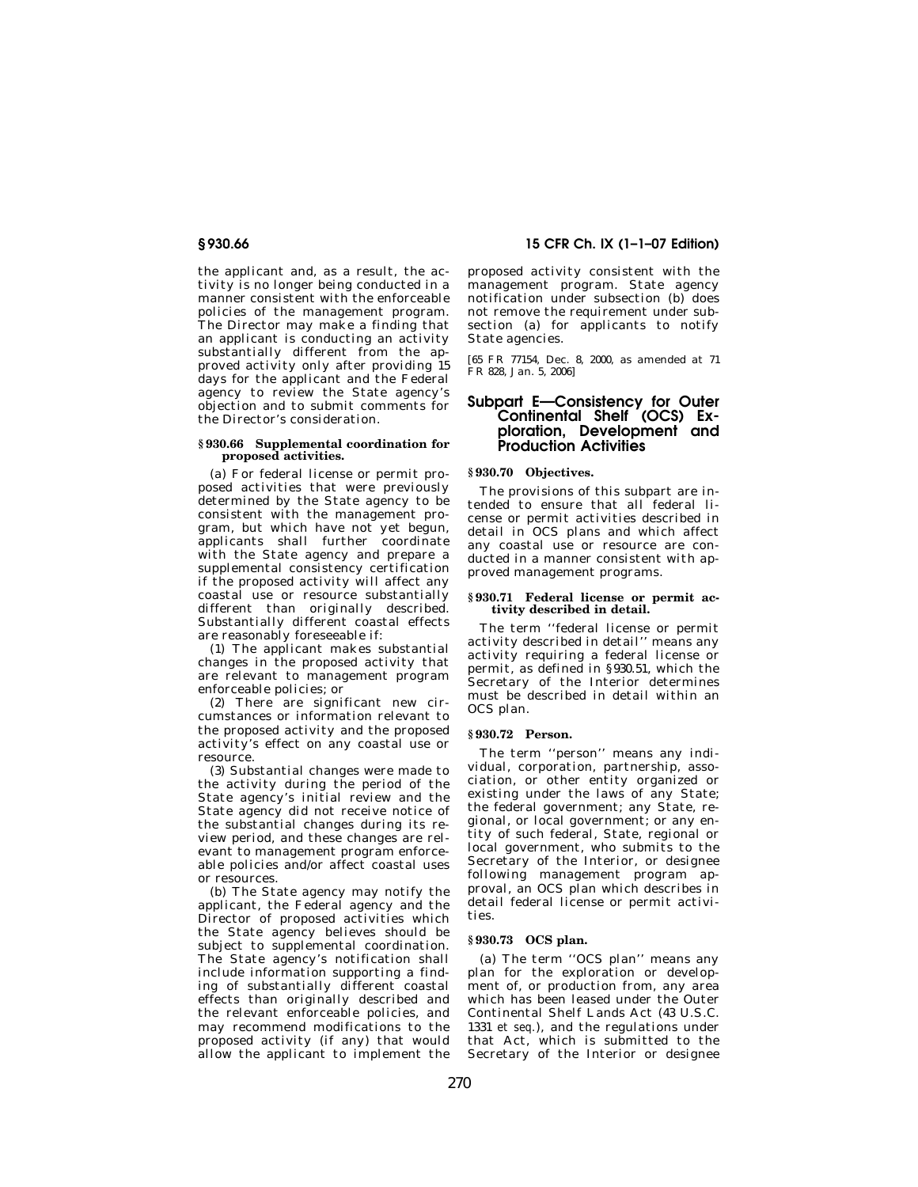the applicant and, as a result, the activity is no longer being conducted in a manner consistent with the enforceable policies of the management program. The Director may make a finding that an applicant is conducting an activity substantially different from the approved activity only after providing 15 days for the applicant and the Federal agency to review the State agency's objection and to submit comments for the Director's consideration.

**§ 930.66 Supplemental coordination for proposed activities.**

(a) For federal license or permit proposed activities that were previously determined by the State agency to be consistent with the management program, but which have not yet begun, applicants shall further coordinate with the State agency and prepare a supplemental consistency certification if the proposed activity will affect any coastal use or resource substantially different than originally described. Substantially different coastal effects are reasonably foreseeable if:

(1) The applicant makes substantial changes in the proposed activity that are relevant to management program enforceable policies; or

(2) There are significant new circumstances or information relevant to the proposed activity and the proposed activity's effect on any coastal use or resource.

(3) Substantial changes were made to the activity during the period of the State agency's initial review and the State agency did not receive notice of the substantial changes during its review period, and these changes are relevant to management program enforceable policies and/or affect coastal uses or resources.

(b) The State agency may notify the applicant, the Federal agency and the Director of proposed activities which the State agency believes should be subject to supplemental coordination. The State agency's notification shall include information supporting a finding of substantially different coastal effects than originally described and the relevant enforceable policies, and may recommend modifications to the proposed activity (if any) that would allow the applicant to implement the proposed activity consistent with the management program. State agency notification under subsection (b) does not remove the requirement under subsection (a) for applicants to notify State agencies.

[65 FR 77154, Dec. 8, 2000, as amended at 71 FR 828, Jan. 5, 2006]

## Subpart E—Consistency for Outer Continental Shelf (OCS) Exploration, Development and Production Activities

**§ 930.70 Objectives.**

The provisions of this subpart are intended to ensure that all federal license or permit activities described in detail in OCS plans and which affect any coastal use or resource are conducted in a manner consistent with approved management programs.

**§ 930.71 Federal license or permit activity described in detail.**

The term ''federal license or permit activity described in detail'' means any activity requiring a federal license or permit, as defined in § 930.51, which the Secretary of the Interior determines must be described in detail within an OCS plan.

**§ 930.72 Person.**

The term ''person'' means any individual, corporation, partnership, association, or other entity organized or existing under the laws of any State; the federal government; any State, regional, or local government; or any entity of such federal, State, regional or local government, who submits to the Secretary of the Interior, or designee following management program approval, an OCS plan which describes in detail federal license or permit activities.

**§ 930.73 OCS plan.**

(a) The term ''OCS plan'' means any plan for the exploration or development of, or production from, any area which has been leased under the Outer Continental Shelf Lands Act (43 U.S.C. 1331 *et seq.*), and the regulations under that Act, which is submitted to the Secretary of the Interior or designee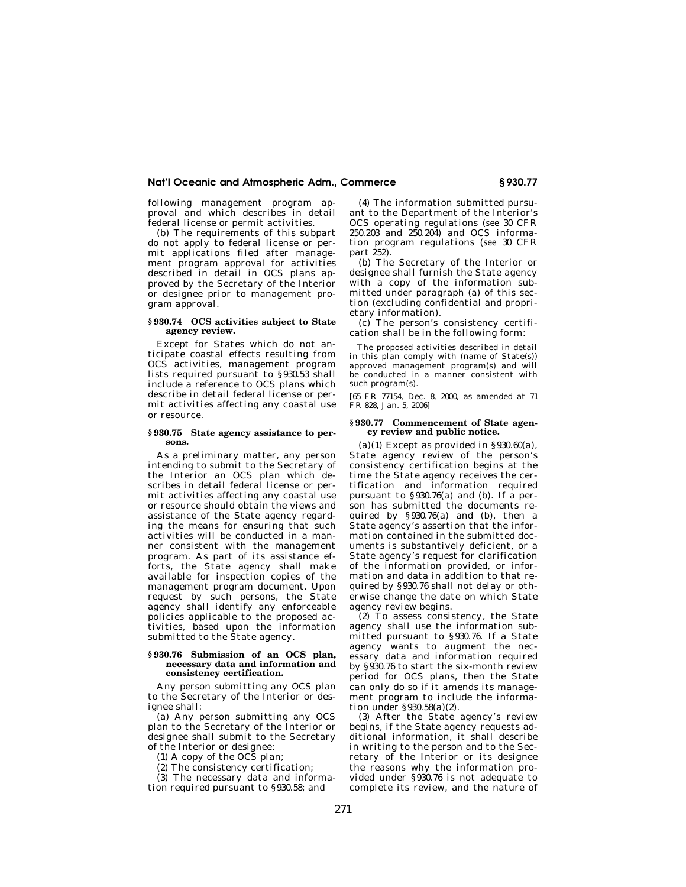following management program approval and which describes in detail federal license or permit activities.

(b) The requirements of this subpart do not apply to federal license or permit applications filed after management program approval for activities described in detail in OCS plans approved by the Secretary of the Interior or designee prior to management program approval.

### § 930.74 OCS activities subject to State agency review.

Except for States which do not anticipate coastal effects resulting from OCS activities, management program lists required pursuant to § 930.53 shall include a reference to OCS plans which describe in detail federal license or permit activities affecting any coastal use or resource.

### § 930.75 State agency assistance to persons.

As a preliminary matter, any person intending to submit to the Secretary of the Interior an OCS plan which describes in detail federal license or permit activities affecting any coastal use or resource should obtain the views and assistance of the State agency regarding the means for ensuring that such activities will be conducted in a manner consistent with the management program. As part of its assistance efforts, the State agency shall make available for inspection copies of the management program document. Upon request by such persons, the State agency shall identify any enforceable policies applicable to the proposed activities, based upon the information submitted to the State agency.

### § 930.76 Submission of an OCS plan, necessary data and information and consistency certification.

Any person submitting any OCS plan to the Secretary of the Interior or designee shall:

(a) Any person submitting any OCS plan to the Secretary of the Interior or designee shall submit to the Secretary of the Interior or designee:

(1) A copy of the OCS plan;

(2) The consistency certification;

(3) The necessary data and information required pursuant to § 930.58; and

(4) The information submitted pursuant to the Department of the Interior's OCS operating regulations (*see* 30 CFR 250.203 and 250.204) and OCS information program regulations (*see* 30 CFR part 252).

(b) The Secretary of the Interior or designee shall furnish the State agency with a copy of the information submitted under paragraph (a) of this section (excluding confidential and proprietary information).

(c) The person's consistency certification shall be in the following form:

> The proposed activities described in detail in this plan comply with (name of State(s)) approved management program(s) and will be conducted in a manner consistent with such program(s).

[65 FR 77154, Dec. 8, 2000, as amended at 71 FR 828, Jan. 5, 2006]

### § 930.77 Commencement of State agency review and public notice.

(a)(1) Except as provided in § 930.60(a), State agency review of the person's consistency certification begins at the time the State agency receives the certification and information required pursuant to § 930.76(a) and (b). If a person has submitted the documents required by § 930.76(a) and (b), then a State agency's assertion that the information contained in the submitted documents is substantively deficient, or a State agency's request for clarification of the information provided, or information and data in addition to that required by § 930.76 shall not delay or otherwise change the date on which State agency review begins.

(2) To assess consistency, the State agency shall use the information submitted pursuant to § 930.76. If a State agency wants to augment the necessary data and information required by § 930.76 to start the six-month review period for OCS plans, then the State can only do so if it amends its management program to include the information under § 930.58(a)(2).

(3) After the State agency's review begins, if the State agency requests additional information, it shall describe in writing to the person and to the Secretary of the Interior or its designee the reasons why the information provided under § 930.76 is not adequate to complete its review, and the nature of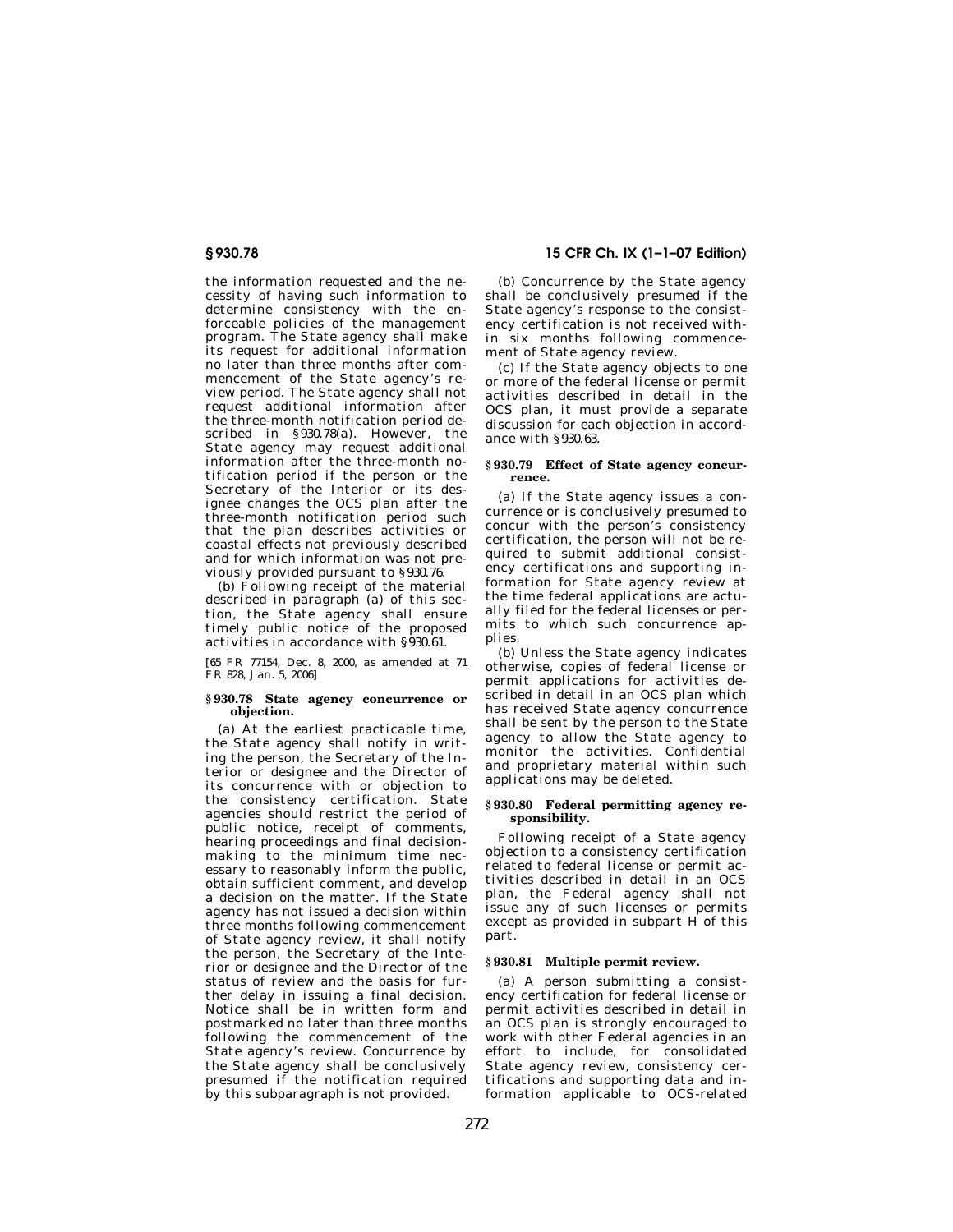the information requested and the necessity of having such information to determine consistency with the enforceable policies of the management program. The State agency shall make its request for additional information no later than three months after commencement of the State agency's review period. The State agency shall not request additional information after the three-month notification period described in §930.78(a). However, the State agency may request additional information after the three-month notification period if the person or the Secretary of the Interior or its designee changes the OCS plan after the three-month notification period such that the plan describes activities or coastal effects not previously described and for which information was not previously provided pursuant to §930.76.

(b) Following receipt of the material described in paragraph (a) of this section, the State agency shall ensure timely public notice of the proposed activities in accordance with §930.61.

[65 FR 77154, Dec. 8, 2000, as amended at 71 FR 828, Jan. 5, 2006]

#### §930.78 State agency concurrence or objection.

(a) At the earliest practicable time, the State agency shall notify in writing the person, the Secretary of the Interior or designee and the Director of its concurrence with or objection to the consistency certification. State agencies should restrict the period of public notice, receipt of comments, hearing proceedings and final decision-making to the minimum time necessary to reasonably inform the public, obtain sufficient comment, and develop a decision on the matter. If the State agency has not issued a decision within three months following commencement of State agency review, it shall notify the person, the Secretary of the Interior or designee and the Director of the status of review and the basis for further delay in issuing a final decision. Notice shall be in written form and postmarked no later than three months following the commencement of the State agency's review. Concurrence by the State agency shall be conclusively presumed if the notification required by this subparagraph is not provided.

(b) Concurrence by the State agency shall be conclusively presumed if the State agency's response to the consistency certification is not received within six months following commencement of State agency review.

(c) If the State agency objects to one or more of the federal license or permit activities described in detail in the OCS plan, it must provide a separate discussion for each objection in accordance with §930.63.

#### §930.79 Effect of State agency concurrence.

(a) If the State agency issues a concurrence or is conclusively presumed to concur with the person's consistency certification, the person will not be required to submit additional consistency certifications and supporting information for State agency review at the time federal applications are actually filed for the federal licenses or permits to which such concurrence applies.

(b) Unless the State agency indicates otherwise, copies of federal license or permit applications for activities described in detail in an OCS plan which has received State agency concurrence shall be sent by the person to the State agency to allow the State agency to monitor the activities. Confidential and proprietary material within such applications may be deleted.

#### §930.80 Federal permitting agency responsibility.

Following receipt of a State agency objection to a consistency certification related to federal license or permit activities described in detail in an OCS plan, the Federal agency shall not issue any of such licenses or permits except as provided in subpart H of this part.

#### §930.81 Multiple permit review.

(a) A person submitting a consistency certification for federal license or permit activities described in detail in an OCS plan is strongly encouraged to work with other Federal agencies in an effort to include, for consolidated State agency review, consistency certifications and supporting data and information applicable to OCS-related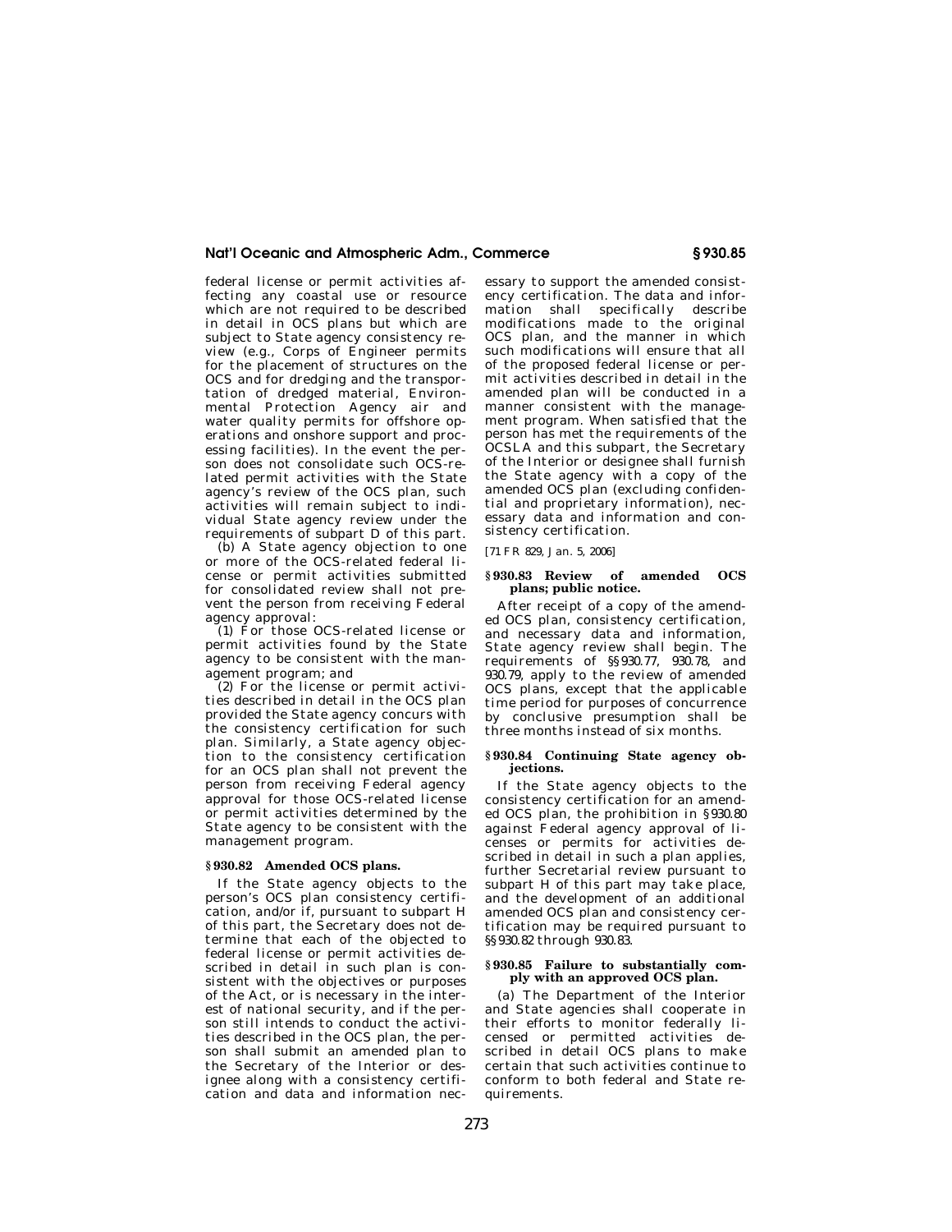federal license or permit activities affecting any coastal use or resource which are not required to be described in detail in OCS plans but which are subject to State agency consistency review (e.g., Corps of Engineer permits for the placement of structures on the OCS and for dredging and the transportation of dredged material, Environmental Protection Agency air and water quality permits for offshore operations and onshore support and processing facilities). In the event the person does not consolidate such OCS-related permit activities with the State agency's review of the OCS plan, such activities will remain subject to individual State agency review under the requirements of subpart D of this part.

(b) A State agency objection to one or more of the OCS-related federal license or permit activities submitted for consolidated review shall not prevent the person from receiving Federal agency approval:

(1) For those OCS-related license or permit activities found by the State agency to be consistent with the management program; and

(2) For the license or permit activities described in detail in the OCS plan provided the State agency concurs with the consistency certification for such plan. Similarly, a State agency objection to the consistency certification for an OCS plan shall not prevent the person from receiving Federal agency approval for those OCS-related license or permit activities determined by the State agency to be consistent with the management program.

### § 930.82 Amended OCS plans.

If the State agency objects to the person's OCS plan consistency certification, and/or if, pursuant to subpart H of this part, the Secretary does not determine that each of the objected to federal license or permit activities described in detail in such plan is consistent with the objectives or purposes of the Act, or is necessary in the interest of national security, and if the person still intends to conduct the activities described in the OCS plan, the person shall submit an amended plan to the Secretary of the Interior or designee along with a consistency certification and data and information necessary to support the amended consistency certification. The data and information shall specifically describe modifications made to the original OCS plan, and the manner in which such modifications will ensure that all of the proposed federal license or permit activities described in detail in the amended plan will be conducted in a manner consistent with the management program. When satisfied that the person has met the requirements of the OCSLA and this subpart, the Secretary of the Interior or designee shall furnish the State agency with a copy of the amended OCS plan (excluding confidential and proprietary information), necessary data and information and consistency certification.

[71 FR 829, Jan. 5, 2006]

### § 930.83 Review of amended OCS plans; public notice.

After receipt of a copy of the amended OCS plan, consistency certification, and necessary data and information, State agency review shall begin. The requirements of §§ 930.77, 930.78, and 930.79, apply to the review of amended OCS plans, except that the applicable time period for purposes of concurrence by conclusive presumption shall be three months instead of six months.

### § 930.84 Continuing State agency objections.

If the State agency objects to the consistency certification for an amended OCS plan, the prohibition in § 930.80 against Federal agency approval of licenses or permits for activities described in detail in such a plan applies, further Secretarial review pursuant to subpart H of this part may take place, and the development of an additional amended OCS plan and consistency certification may be required pursuant to §§ 930.82 through 930.83.

### § 930.85 Failure to substantially comply with an approved OCS plan.

(a) The Department of the Interior and State agencies shall cooperate in their efforts to monitor federally licensed or permitted activities described in detail OCS plans to make certain that such activities continue to conform to both federal and State requirements.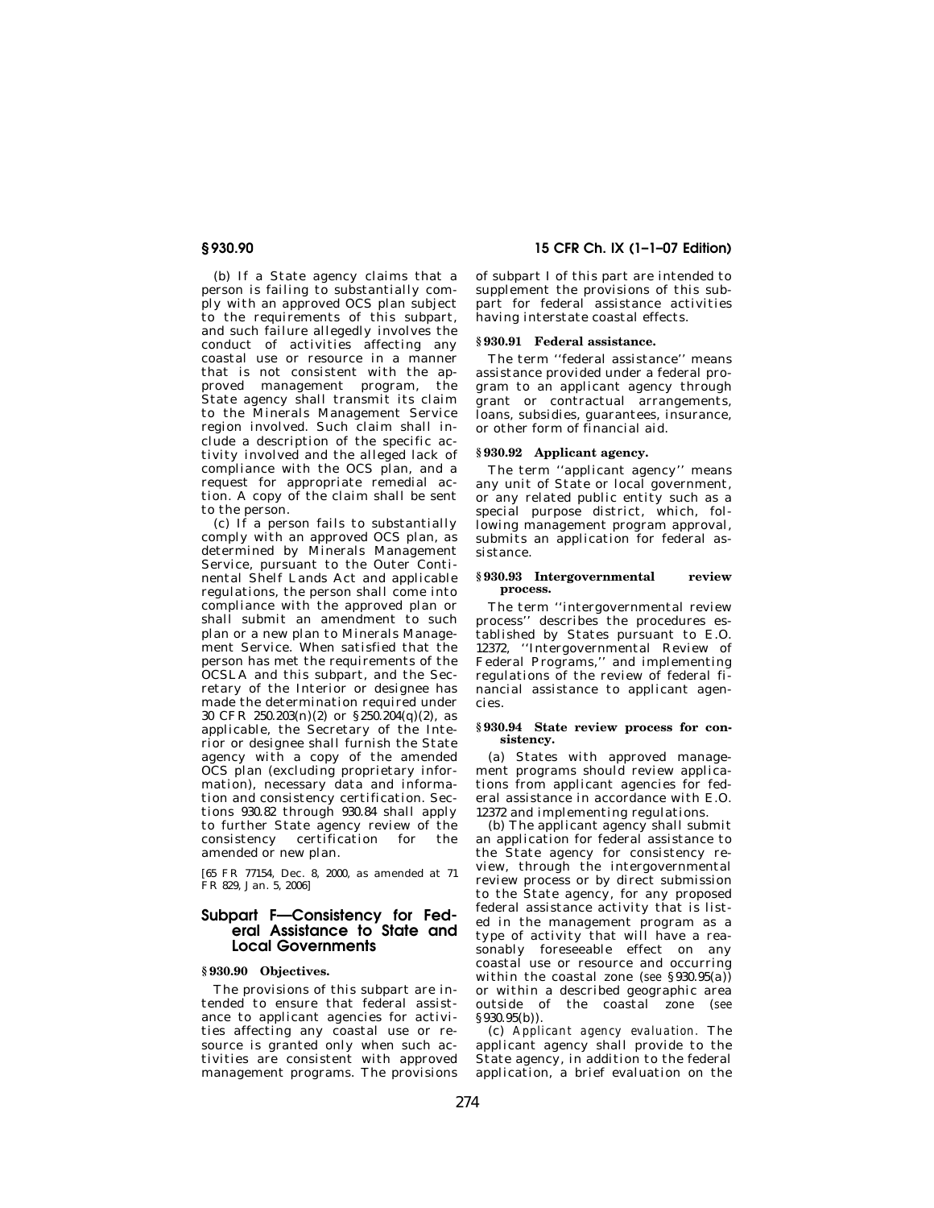(b) If a State agency claims that a person is failing to substantially comply with an approved OCS plan subject to the requirements of this subpart, and such failure allegedly involves the conduct of activities affecting any coastal use or resource in a manner that is not consistent with the approved management program, the State agency shall transmit its claim to the Minerals Management Service region involved. Such claim shall include a description of the specific activity involved and the alleged lack of compliance with the OCS plan, and a request for appropriate remedial action. A copy of the claim shall be sent to the person.

(c) If a person fails to substantially comply with an approved OCS plan, as determined by Minerals Management Service, pursuant to the Outer Continental Shelf Lands Act and applicable regulations, the person shall come into compliance with the approved plan or shall submit an amendment to such plan or a new plan to Minerals Management Service. When satisfied that the person has met the requirements of the OCSLA and this subpart, and the Secretary of the Interior or designee has made the determination required under 30 CFR 250.203(n)(2) or §250.204(q)(2), as applicable, the Secretary of the Interior or designee shall furnish the State agency with a copy of the amended OCS plan (excluding proprietary information), necessary data and information and consistency certification. Sections 930.82 through 930.84 shall apply to further State agency review of the consistency certification for the amended or new plan.

[65 FR 77154, Dec. 8, 2000, as amended at 71 FR 829, Jan. 5, 2006]

## Subpart F—Consistency for Federal Assistance to State and Local Governments

### §930.90 Objectives.

The provisions of this subpart are intended to ensure that federal assistance to applicant agencies for activities affecting any coastal use or resource is granted only when such activities are consistent with approved management programs. The provisions of subpart I of this part are intended to supplement the provisions of this subpart for federal assistance activities having interstate coastal effects.

### §930.91 Federal assistance.

The term ''federal assistance'' means assistance provided under a federal program to an applicant agency through grant or contractual arrangements, loans, subsidies, guarantees, insurance, or other form of financial aid.

### §930.92 Applicant agency.

The term ''applicant agency'' means any unit of State or local government, or any related public entity such as a special purpose district, which, following management program approval, submits an application for federal assistance.

### §930.93 Intergovernmental review process.

The term ''intergovernmental review process'' describes the procedures established by States pursuant to E.O. 12372, ''Intergovernmental Review of Federal Programs,'' and implementing regulations of the review of federal financial assistance to applicant agencies.

### §930.94 State review process for consistency.

(a) States with approved management programs should review applications from applicant agencies for federal assistance in accordance with E.O. 12372 and implementing regulations.

(b) The applicant agency shall submit an application for federal assistance to the State agency for consistency review, through the intergovernmental review process or by direct submission to the State agency, for any proposed federal assistance activity that is listed in the management program as a type of activity that will have a reasonably foreseeable effect on any coastal use or resource and occurring within the coastal zone (*see* §930.95(a)) or within a described geographic area outside of the coastal zone (*see* §930.95(b)).

(c) *Applicant agency evaluation.* The applicant agency shall provide to the State agency, in addition to the federal application, a brief evaluation on the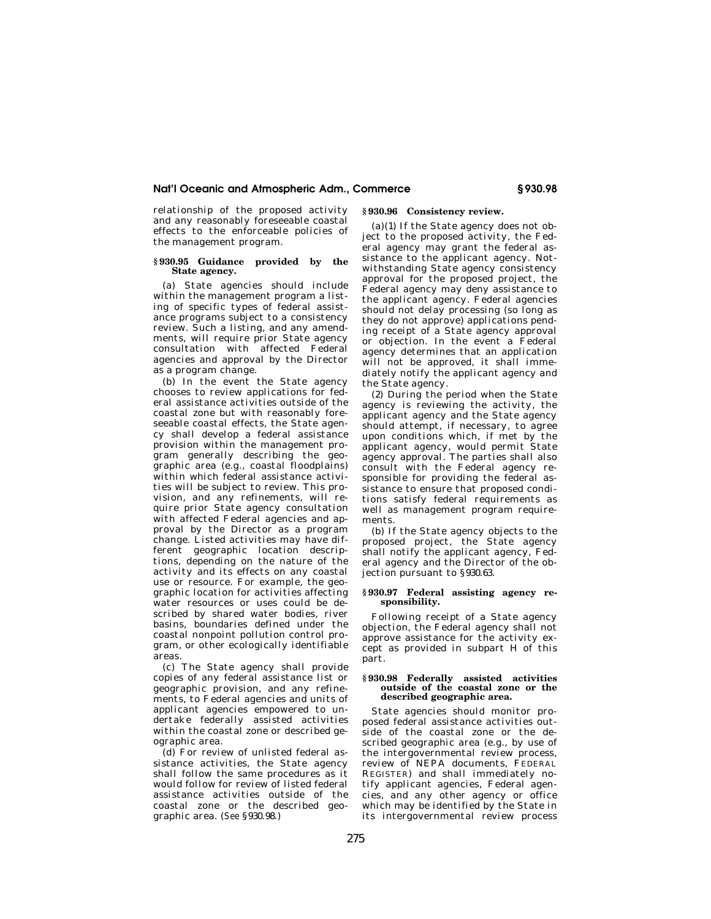relationship of the proposed activity and any reasonably foreseeable coastal effects to the enforceable policies of the management program.

## § 930.95 Guidance provided by the State agency.

(a) State agencies should include within the management program a listing of specific types of federal assistance programs subject to a consistency review. Such a listing, and any amendments, will require prior State agency consultation with affected Federal agencies and approval by the Director as a program change.

(b) In the event the State agency chooses to review applications for federal assistance activities outside of the coastal zone but with reasonably foreseeable coastal effects, the State agency shall develop a federal assistance provision within the management program generally describing the geographic area (e.g., coastal floodplains) within which federal assistance activities will be subject to review. This provision, and any refinements, will require prior State agency consultation with affected Federal agencies and approval by the Director as a program change. Listed activities may have different geographic location descriptions, depending on the nature of the activity and its effects on any coastal use or resource. For example, the geographic location for activities affecting water resources or uses could be described by shared water bodies, river basins, boundaries defined under the coastal nonpoint pollution control program, or other ecologically identifiable areas.

(c) The State agency shall provide copies of any federal assistance list or geographic provision, and any refinements, to Federal agencies and units of applicant agencies empowered to undertake federally assisted activities within the coastal zone or described geographic area.

(d) For review of unlisted federal assistance activities, the State agency shall follow the same procedures as it would follow for review of listed federal assistance activities outside of the coastal zone or the described geographic area. (*See* § 930.98.)

## § 930.96 Consistency review.

(a)(1) If the State agency does not object to the proposed activity, the Federal agency may grant the federal assistance to the applicant agency. Notwithstanding State agency consistency approval for the proposed project, the Federal agency may deny assistance to the applicant agency. Federal agencies should not delay processing (so long as they do not approve) applications pending receipt of a State agency approval or objection. In the event a Federal agency determines that an application will not be approved, it shall immediately notify the applicant agency and the State agency.

(2) During the period when the State agency is reviewing the activity, the applicant agency and the State agency should attempt, if necessary, to agree upon conditions which, if met by the applicant agency, would permit State agency approval. The parties shall also consult with the Federal agency responsible for providing the federal assistance to ensure that proposed conditions satisfy federal requirements as well as management program requirements.

(b) If the State agency objects to the proposed project, the State agency shall notify the applicant agency, Federal agency and the Director of the objection pursuant to § 930.63.

## § 930.97 Federal assisting agency responsibility.

Following receipt of a State agency objection, the Federal agency shall not approve assistance for the activity except as provided in subpart H of this part.

## § 930.98 Federally assisted activities outside of the coastal zone or the described geographic area.

State agencies should monitor proposed federal assistance activities outside of the coastal zone or the described geographic area (e.g., by use of the intergovernmental review process, review of NEPA documents, FEDERAL REGISTER) and shall immediately notify applicant agencies, Federal agencies, and any other agency or office which may be identified by the State in its intergovernmental review process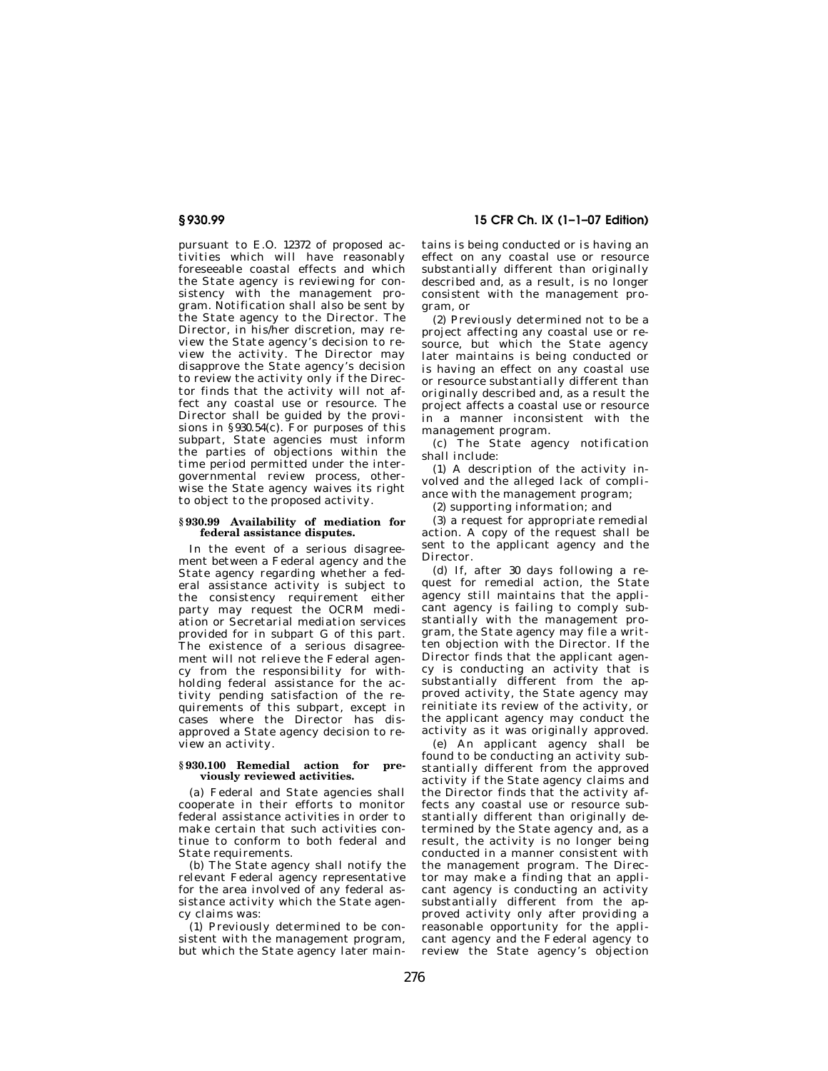pursuant to E.O. 12372 of proposed activities which will have reasonably foreseeable coastal effects and which the State agency is reviewing for consistency with the management program. Notification shall also be sent by the State agency to the Director. The Director, in his/her discretion, may review the State agency's decision to review the activity. The Director may disapprove the State agency's decision to review the activity only if the Director finds that the activity will not affect any coastal use or resource. The Director shall be guided by the provisions in §930.54(c). For purposes of this subpart, State agencies must inform the parties of objections within the time period permitted under the intergovernmental review process, otherwise the State agency waives its right to object to the proposed activity.

### §930.99 Availability of mediation for federal assistance disputes.

In the event of a serious disagreement between a Federal agency and the State agency regarding whether a federal assistance activity is subject to the consistency requirement either party may request the OCRM mediation or Secretarial mediation services provided for in subpart G of this part. The existence of a serious disagreement will not relieve the Federal agency from the responsibility for withholding federal assistance for the activity pending satisfaction of the requirements of this subpart, except in cases where the Director has disapproved a State agency decision to review an activity.

### §930.100 Remedial action for previously reviewed activities.

(a) Federal and State agencies shall cooperate in their efforts to monitor federal assistance activities in order to make certain that such activities continue to conform to both federal and State requirements.

(b) The State agency shall notify the relevant Federal agency representative for the area involved of any federal assistance activity which the State agency claims was:

(1) Previously determined to be consistent with the management program, but which the State agency later maintains is being conducted or is having an effect on any coastal use or resource substantially different than originally described and, as a result, is no longer consistent with the management program, or

(2) Previously determined not to be a project affecting any coastal use or resource, but which the State agency later maintains is being conducted or is having an effect on any coastal use or resource substantially different than originally described and, as a result the project affects a coastal use or resource in a manner inconsistent with the management program.

(c) The State agency notification shall include:

(1) A description of the activity involved and the alleged lack of compliance with the management program;

(2) supporting information; and

(3) a request for appropriate remedial action. A copy of the request shall be sent to the applicant agency and the Director.

(d) If, after 30 days following a request for remedial action, the State agency still maintains that the applicant agency is failing to comply substantially with the management program, the State agency may file a written objection with the Director. If the Director finds that the applicant agency is conducting an activity that is substantially different from the approved activity, the State agency may reinitiate its review of the activity, or the applicant agency may conduct the activity as it was originally approved.

(e) An applicant agency shall be found to be conducting an activity substantially different from the approved activity if the State agency claims and the Director finds that the activity affects any coastal use or resource substantially different than originally determined by the State agency and, as a result, the activity is no longer being conducted in a manner consistent with the management program. The Director may make a finding that an applicant agency is conducting an activity substantially different from the approved activity only after providing a reasonable opportunity for the applicant agency and the Federal agency to review the State agency's objection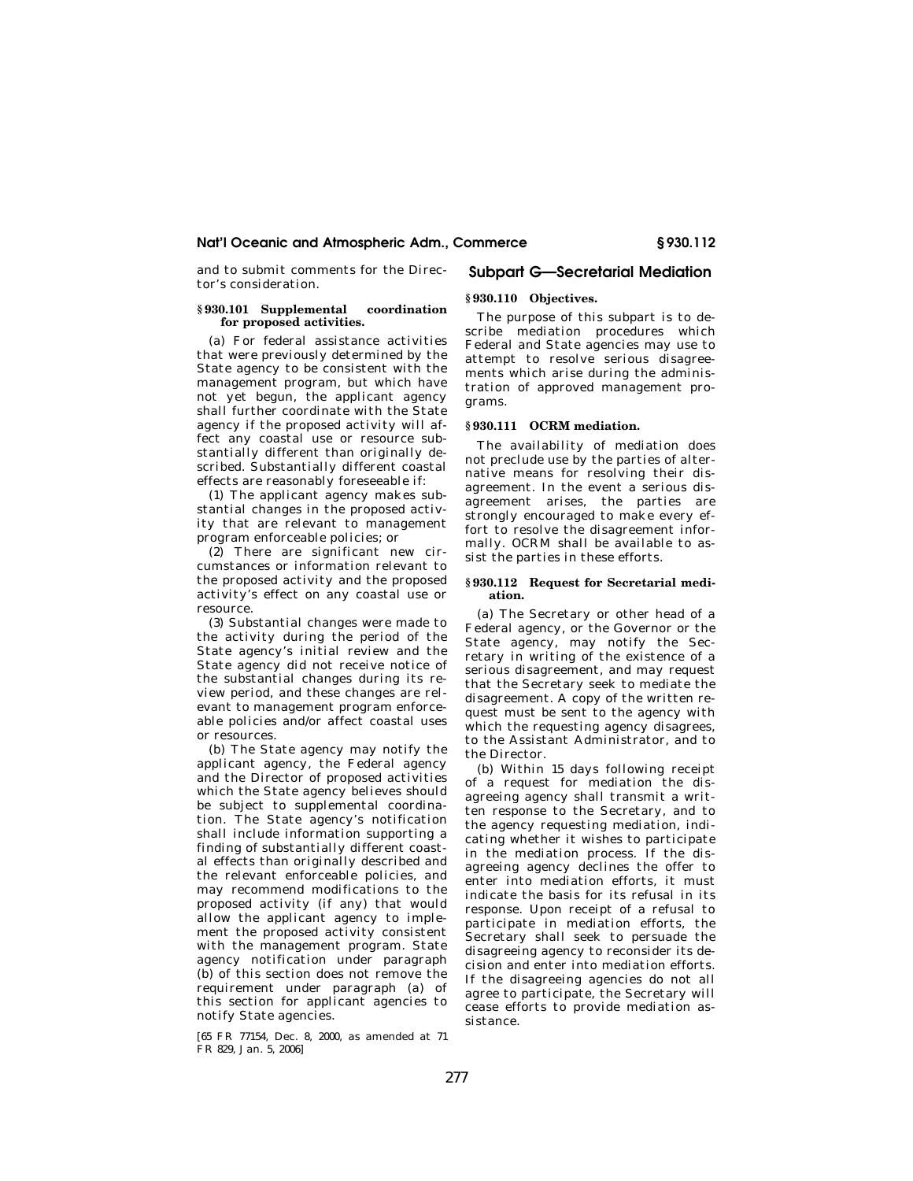and to submit comments for the Director's consideration.

### § 930.101 Supplemental coordination for proposed activities.

(a) For federal assistance activities that were previously determined by the State agency to be consistent with the management program, but which have not yet begun, the applicant agency shall further coordinate with the State agency if the proposed activity will affect any coastal use or resource substantially different than originally described. Substantially different coastal effects are reasonably foreseeable if:

(1) The applicant agency makes substantial changes in the proposed activity that are relevant to management program enforceable policies; or

(2) There are significant new circumstances or information relevant to the proposed activity and the proposed activity's effect on any coastal use or resource.

(3) Substantial changes were made to the activity during the period of the State agency's initial review and the State agency did not receive notice of the substantial changes during its review period, and these changes are relevant to management program enforceable policies and/or affect coastal uses or resources.

(b) The State agency may notify the applicant agency, the Federal agency and the Director of proposed activities which the State agency believes should be subject to supplemental coordination. The State agency's notification shall include information supporting a finding of substantially different coastal effects than originally described and the relevant enforceable policies, and may recommend modifications to the proposed activity (if any) that would allow the applicant agency to implement the proposed activity consistent with the management program. State agency notification under paragraph (b) of this section does not remove the requirement under paragraph (a) of this section for applicant agencies to notify State agencies.

[65 FR 77154, Dec. 8, 2000, as amended at 71 FR 829, Jan. 5, 2006]

## Subpart G—Secretarial Mediation

### § 930.110 Objectives.

The purpose of this subpart is to describe mediation procedures which Federal and State agencies may use to attempt to resolve serious disagreements which arise during the administration of approved management programs.

### § 930.111 OCRM mediation.

The availability of mediation does not preclude use by the parties of alternative means for resolving their disagreement. In the event a serious disagreement arises, the parties are strongly encouraged to make every effort to resolve the disagreement informally. OCRM shall be available to assist the parties in these efforts.

### § 930.112 Request for Secretarial mediation.

(a) The Secretary or other head of a Federal agency, or the Governor or the State agency, may notify the Secretary in writing of the existence of a serious disagreement, and may request that the Secretary seek to mediate the disagreement. A copy of the written request must be sent to the agency with which the requesting agency disagrees, to the Assistant Administrator, and to the Director.

(b) Within 15 days following receipt of a request for mediation the disagreeing agency shall transmit a written response to the Secretary, and to the agency requesting mediation, indicating whether it wishes to participate in the mediation process. If the disagreeing agency declines the offer to enter into mediation efforts, it must indicate the basis for its refusal in its response. Upon receipt of a refusal to participate in mediation efforts, the Secretary shall seek to persuade the disagreeing agency to reconsider its decision and enter into mediation efforts. If the disagreeing agencies do not all agree to participate, the Secretary will cease efforts to provide mediation assistance.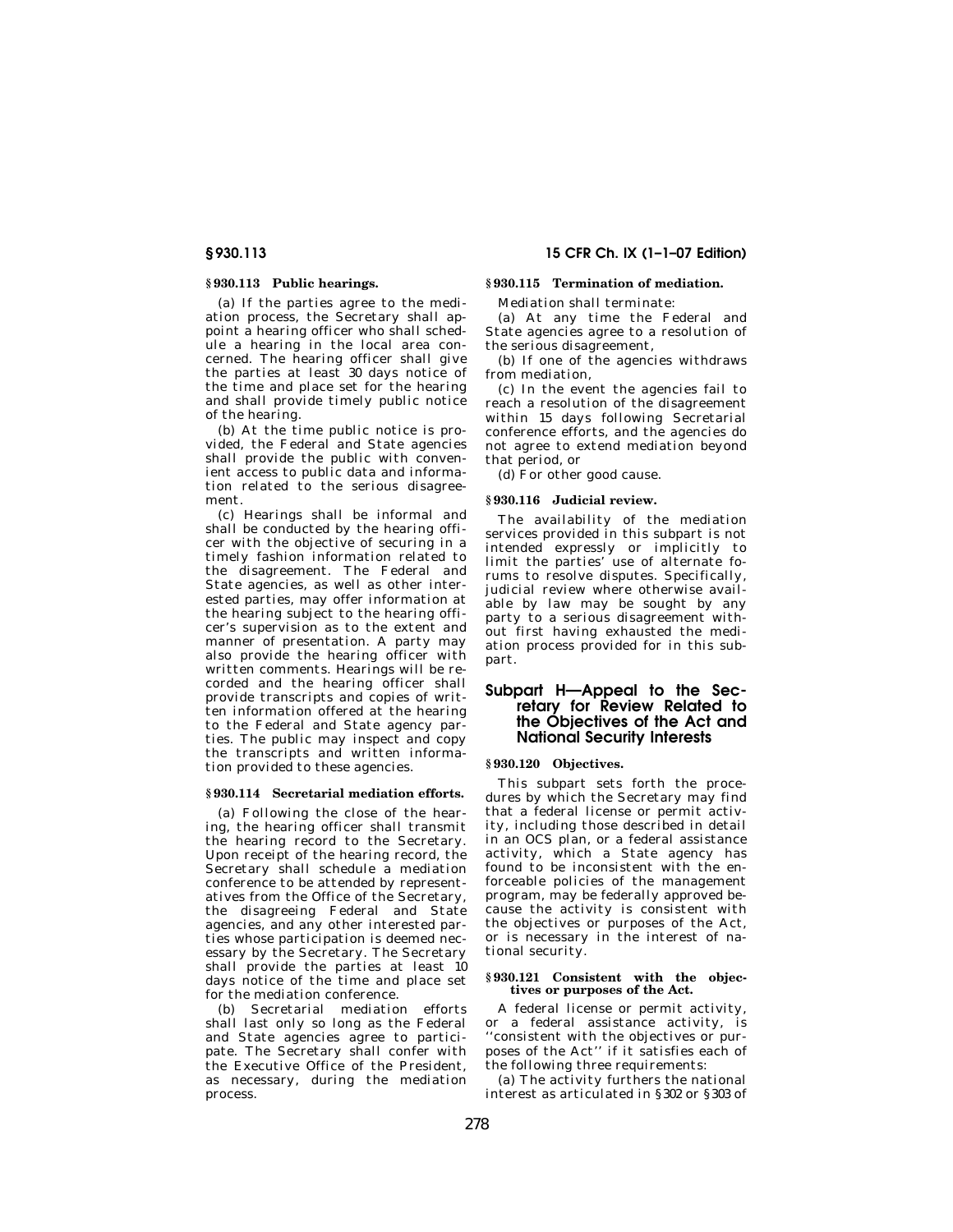### § 930.113 Public hearings.

(a) If the parties agree to the mediation process, the Secretary shall appoint a hearing officer who shall schedule a hearing in the local area concerned. The hearing officer shall give the parties at least 30 days notice of the time and place set for the hearing and shall provide timely public notice of the hearing.

(b) At the time public notice is provided, the Federal and State agencies shall provide the public with convenient access to public data and information related to the serious disagreement.

(c) Hearings shall be informal and shall be conducted by the hearing officer with the objective of securing in a timely fashion information related to the disagreement. The Federal and State agencies, as well as other interested parties, may offer information at the hearing subject to the hearing officer's supervision as to the extent and manner of presentation. A party may also provide the hearing officer with written comments. Hearings will be recorded and the hearing officer shall provide transcripts and copies of written information offered at the hearing to the Federal and State agency parties. The public may inspect and copy the transcripts and written information provided to these agencies.

### § 930.114 Secretarial mediation efforts.

(a) Following the close of the hearing, the hearing officer shall transmit the hearing record to the Secretary. Upon receipt of the hearing record, the Secretary shall schedule a mediation conference to be attended by representatives from the Office of the Secretary, the disagreeing Federal and State agencies, and any other interested parties whose participation is deemed necessary by the Secretary. The Secretary shall provide the parties at least 10 days notice of the time and place set for the mediation conference.

(b) Secretarial mediation efforts shall last only so long as the Federal and State agencies agree to participate. The Secretary shall confer with the Executive Office of the President, as necessary, during the mediation process.

### § 930.115 Termination of mediation.

Mediation shall terminate:

(a) At any time the Federal and State agencies agree to a resolution of the serious disagreement,

(b) If one of the agencies withdraws from mediation,

(c) In the event the agencies fail to reach a resolution of the disagreement within 15 days following Secretarial conference efforts, and the agencies do not agree to extend mediation beyond that period, or

(d) For other good cause.

### § 930.116 Judicial review.

The availability of the mediation services provided in this subpart is not intended expressly or implicitly to limit the parties' use of alternate forums to resolve disputes. Specifically, judicial review where otherwise available by law may be sought by any party to a serious disagreement without first having exhausted the mediation process provided for in this subpart.

## Subpart H—Appeal to the Secretary for Review Related to the Objectives of the Act and National Security Interests

### § 930.120 Objectives.

This subpart sets forth the procedures by which the Secretary may find that a federal license or permit activity, including those described in detail in an OCS plan, or a federal assistance activity, which a State agency has found to be inconsistent with the enforceable policies of the management program, may be federally approved because the activity is consistent with the objectives or purposes of the Act, or is necessary in the interest of national security.

### § 930.121 Consistent with the objectives or purposes of the Act.

A federal license or permit activity, or a federal assistance activity, is "consistent with the objectives or purposes of the Act" if it satisfies each of the following three requirements:

(a) The activity furthers the national interest as articulated in §302 or §303 of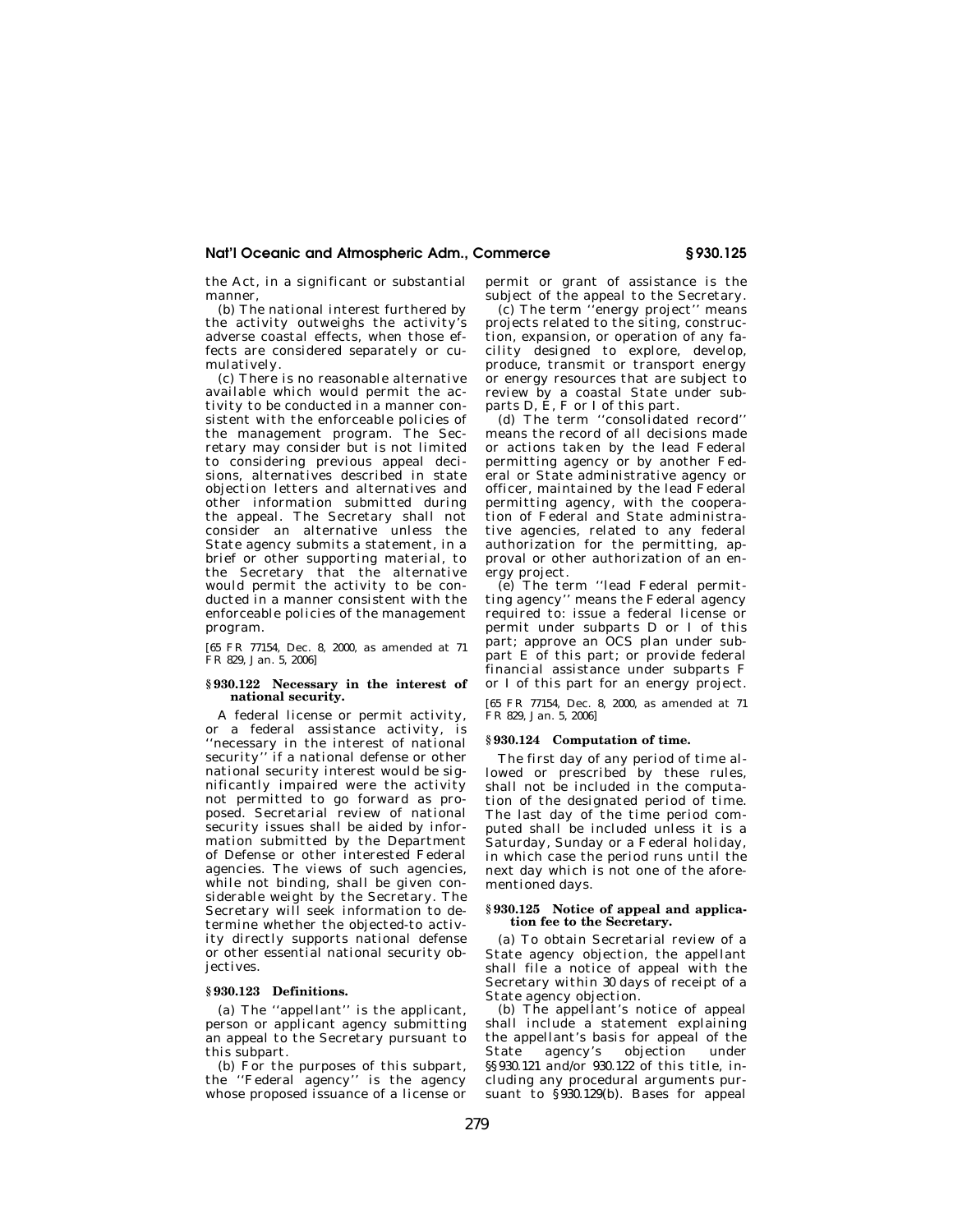the Act, in a significant or substantial manner,

(b) The national interest furthered by the activity outweighs the activity's adverse coastal effects, when those effects are considered separately or cumulatively.

(c) There is no reasonable alternative available which would permit the activity to be conducted in a manner consistent with the enforceable policies of the management program. The Secretary may consider but is not limited to considering previous appeal decisions, alternatives described in state objection letters and alternatives and other information submitted during the appeal. The Secretary shall not consider an alternative unless the State agency submits a statement, in a brief or other supporting material, to the Secretary that the alternative would permit the activity to be conducted in a manner consistent with the enforceable policies of the management program.

[65 FR 77154, Dec. 8, 2000, as amended at 71 FR 829, Jan. 5, 2006]

### § 930.122 Necessary in the interest of national security.

A federal license or permit activity, or a federal assistance activity, is ''necessary in the interest of national security'' if a national defense or other national security interest would be significantly impaired were the activity not permitted to go forward as proposed. Secretarial review of national security issues shall be aided by information submitted by the Department of Defense or other interested Federal agencies. The views of such agencies, while not binding, shall be given considerable weight by the Secretary. The Secretary will seek information to determine whether the objected-to activity directly supports national defense or other essential national security objectives.

### § 930.123 Definitions.

(a) The ''appellant'' is the applicant, person or applicant agency submitting an appeal to the Secretary pursuant to this subpart.

(b) For the purposes of this subpart, the ''Federal agency'' is the agency whose proposed issuance of a license or permit or grant of assistance is the subject of the appeal to the Secretary.

(c) The term ''energy project'' means projects related to the siting, construction, expansion, or operation of any facility designed to explore, develop, produce, transmit or transport energy or energy resources that are subject to review by a coastal State under subparts D, E, F or I of this part.

(d) The term ''consolidated record'' means the record of all decisions made or actions taken by the lead Federal permitting agency or by another Federal or State administrative agency or officer, maintained by the lead Federal permitting agency, with the cooperation of Federal and State administrative agencies, related to any federal authorization for the permitting, approval or other authorization of an energy project.

(e) The term ''lead Federal permitting agency'' means the Federal agency required to: issue a federal license or permit under subparts D or I of this part; approve an OCS plan under subpart E of this part; or provide federal financial assistance under subparts F or I of this part for an energy project.

[65 FR 77154, Dec. 8, 2000, as amended at 71 FR 829, Jan. 5, 2006]

### § 930.124 Computation of time.

The first day of any period of time allowed or prescribed by these rules, shall not be included in the computation of the designated period of time. The last day of the time period computed shall be included unless it is a Saturday, Sunday or a Federal holiday, in which case the period runs until the next day which is not one of the aforementioned days.

### § 930.125 Notice of appeal and application fee to the Secretary.

(a) To obtain Secretarial review of a State agency objection, the appellant shall file a notice of appeal with the Secretary within 30 days of receipt of a State agency objection.

(b) The appellant's notice of appeal shall include a statement explaining the appellant's basis for appeal of the State agency's objection under §§ 930.121 and/or 930.122 of this title, including any procedural arguments pursuant to § 930.129(b). Bases for appeal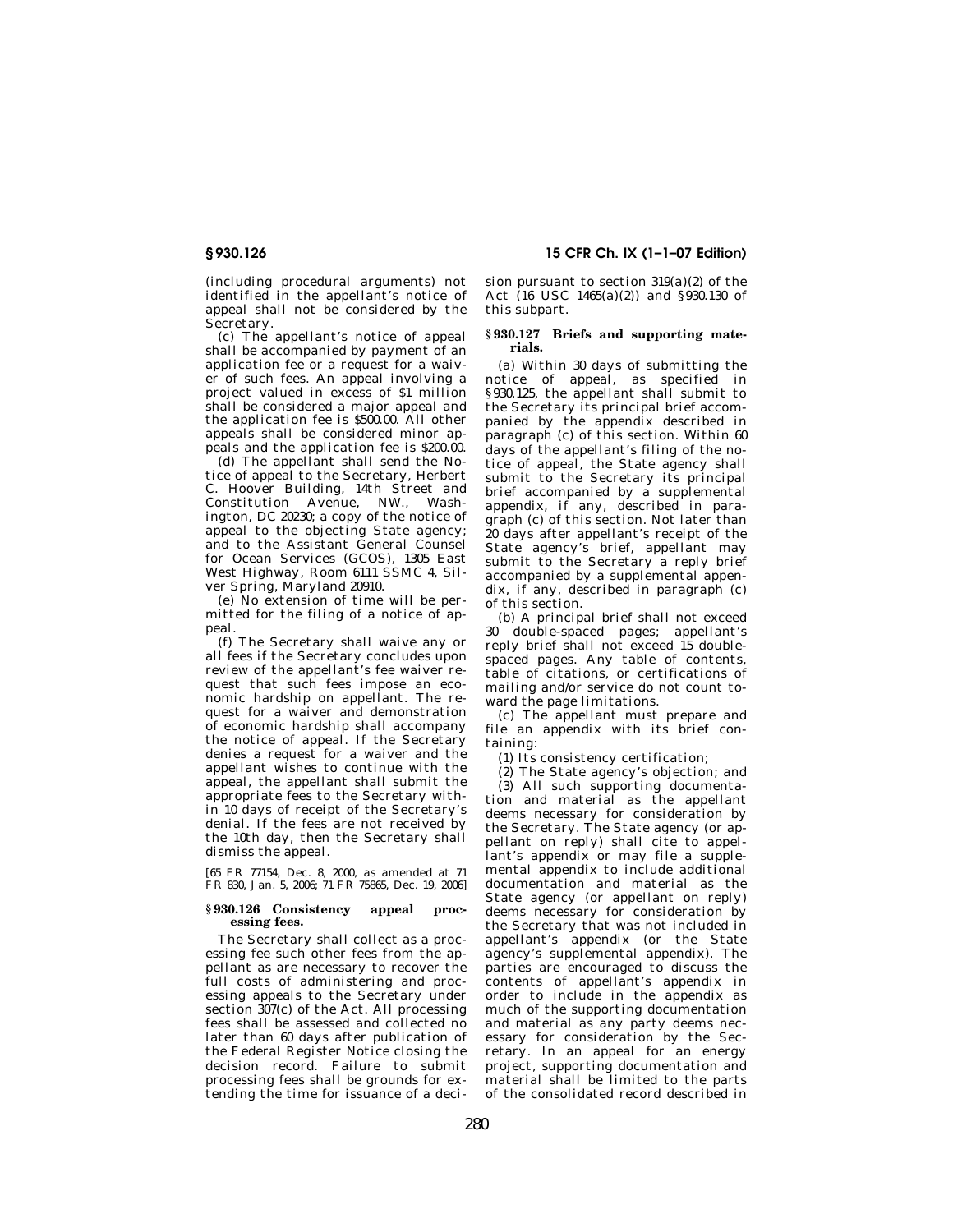(including procedural arguments) not identified in the appellant's notice of appeal shall not be considered by the Secretary.

(c) The appellant's notice of appeal shall be accompanied by payment of an application fee or a request for a waiver of such fees. An appeal involving a project valued in excess of $1 million shall be considered a major appeal and the application fee is $500.00. All other appeals shall be considered minor appeals and the application fee is $200.00.

(d) The appellant shall send the Notice of appeal to the Secretary, Herbert C. Hoover Building, 14th Street and Constitution Avenue, NW., Washington, DC 20230; a copy of the notice of appeal to the objecting State agency; and to the Assistant General Counsel for Ocean Services (GCOS), 1305 East West Highway, Room 6111 SSMC 4, Silver Spring, Maryland 20910.

(e) No extension of time will be permitted for the filing of a notice of appeal.

(f) The Secretary shall waive any or all fees if the Secretary concludes upon review of the appellant's fee waiver request that such fees impose an economic hardship on appellant. The request for a waiver and demonstration of economic hardship shall accompany the notice of appeal. If the Secretary denies a request for a waiver and the appellant wishes to continue with the appeal, the appellant shall submit the appropriate fees to the Secretary within 10 days of receipt of the Secretary's denial. If the fees are not received by the 10th day, then the Secretary shall dismiss the appeal.

[65 FR 77154, Dec. 8, 2000, as amended at 71 FR 830, Jan. 5, 2006; 71 FR 75865, Dec. 19, 2006]

## § 930.126 Consistency appeal processing fees.

The Secretary shall collect as a processing fee such other fees from the appellant as are necessary to recover the full costs of administering and processing appeals to the Secretary under section 307(c) of the Act. All processing fees shall be assessed and collected no later than 60 days after publication of the Federal Register Notice closing the decision record. Failure to submit processing fees shall be grounds for extending the time for issuance of a decision pursuant to section 319(a)(2) of the Act (16 USC 1465(a)(2)) and § 930.130 of this subpart.

## § 930.127 Briefs and supporting materials.

(a) Within 30 days of submitting the notice of appeal, as specified in § 930.125, the appellant shall submit to the Secretary its principal brief accompanied by the appendix described in paragraph (c) of this section. Within 60 days of the appellant's filing of the notice of appeal, the State agency shall submit to the Secretary its principal brief accompanied by a supplemental appendix, if any, described in paragraph (c) of this section. Not later than 20 days after appellant's receipt of the State agency's brief, appellant may submit to the Secretary a reply brief accompanied by a supplemental appendix, if any, described in paragraph (c) of this section.

(b) A principal brief shall not exceed 30 double-spaced pages; appellant's reply brief shall not exceed 15 double-spaced pages. Any table of contents, table of citations, or certifications of mailing and/or service do not count toward the page limitations.

(c) The appellant must prepare and file an appendix with its brief containing:

(1) Its consistency certification;

(2) The State agency's objection; and

(3) All such supporting documentation and material as the appellant deems necessary for consideration by the Secretary. The State agency (or appellant on reply) shall cite to appellant's appendix or may file a supplemental appendix to include additional documentation and material as the State agency (or appellant on reply) deems necessary for consideration by the Secretary that was not included in appellant's appendix (or the State agency's supplemental appendix). The parties are encouraged to discuss the contents of appellant's appendix in order to include in the appendix as much of the supporting documentation and material as any party deems necessary for consideration by the Secretary. In an appeal for an energy project, supporting documentation and material shall be limited to the parts of the consolidated record described in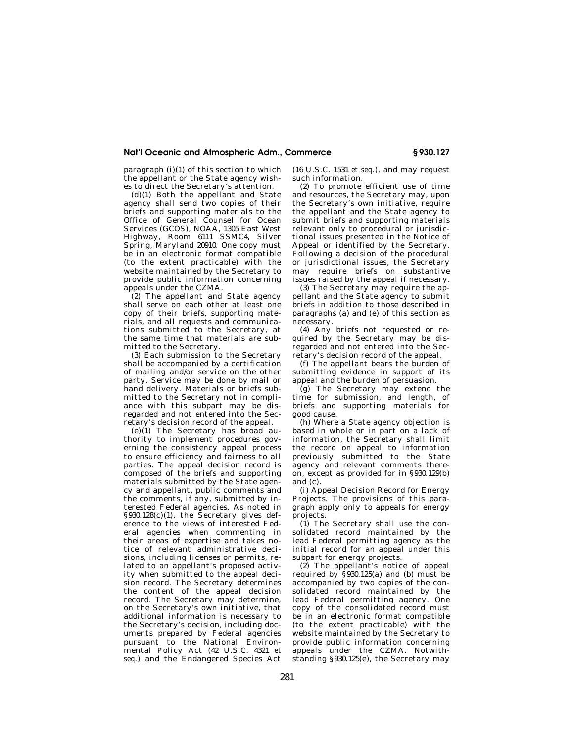paragraph (i)(1) of this section to which the appellant or the State agency wishes to direct the Secretary's attention.

(d)(1) Both the appellant and State agency shall send two copies of their briefs and supporting materials to the Office of General Counsel for Ocean Services (GCOS), NOAA, 1305 East West Highway, Room 6111 SSMC4, Silver Spring, Maryland 20910. One copy must be in an electronic format compatible (to the extent practicable) with the website maintained by the Secretary to provide public information concerning appeals under the CZMA.

(2) The appellant and State agency shall serve on each other at least one copy of their briefs, supporting materials, and all requests and communications submitted to the Secretary, at the same time that materials are submitted to the Secretary.

(3) Each submission to the Secretary shall be accompanied by a certification of mailing and/or service on the other party. Service may be done by mail or hand delivery. Materials or briefs submitted to the Secretary not in compliance with this subpart may be disregarded and not entered into the Secretary's decision record of the appeal.

(e)(1) The Secretary has broad authority to implement procedures governing the consistency appeal process to ensure efficiency and fairness to all parties. The appeal decision record is composed of the briefs and supporting materials submitted by the State agency and appellant, public comments and the comments, if any, submitted by interested Federal agencies. As noted in §930.128(c)(1), the Secretary gives deference to the views of interested Federal agencies when commenting in their areas of expertise and takes notice of relevant administrative decisions, including licenses or permits, related to an appellant's proposed activity when submitted to the appeal decision record. The Secretary determines the content of the appeal decision record. The Secretary may determine, on the Secretary's own initiative, that additional information is necessary to the Secretary's decision, including documents prepared by Federal agencies pursuant to the National Environmental Policy Act (42 U.S.C. 4321 *et seq.*) and the Endangered Species Act (16 U.S.C. 1531 *et seq.*), and may request such information.

(2) To promote efficient use of time and resources, the Secretary may, upon the Secretary's own initiative, require the appellant and the State agency to submit briefs and supporting materials relevant only to procedural or jurisdictional issues presented in the Notice of Appeal or identified by the Secretary. Following a decision of the procedural or jurisdictional issues, the Secretary may require briefs on substantive issues raised by the appeal if necessary.

(3) The Secretary may require the appellant and the State agency to submit briefs in addition to those described in paragraphs (a) and (e) of this section as necessary.

(4) Any briefs not requested or required by the Secretary may be disregarded and not entered into the Secretary's decision record of the appeal.

(f) The appellant bears the burden of submitting evidence in support of its appeal and the burden of persuasion.

(g) The Secretary may extend the time for submission, and length, of briefs and supporting materials for good cause.

(h) Where a State agency objection is based in whole or in part on a lack of information, the Secretary shall limit the record on appeal to information previously submitted to the State agency and relevant comments thereon, except as provided for in §930.129(b) and (c).

(i) Appeal Decision Record for Energy Projects. The provisions of this paragraph apply only to appeals for energy projects.

(1) The Secretary shall use the consolidated record maintained by the lead Federal permitting agency as the initial record for an appeal under this subpart for energy projects.

(2) The appellant's notice of appeal required by §930.125(a) and (b) must be accompanied by two copies of the consolidated record maintained by the lead Federal permitting agency. One copy of the consolidated record must be in an electronic format compatible (to the extent practicable) with the website maintained by the Secretary to provide public information concerning appeals under the CZMA. Notwithstanding §930.125(e), the Secretary may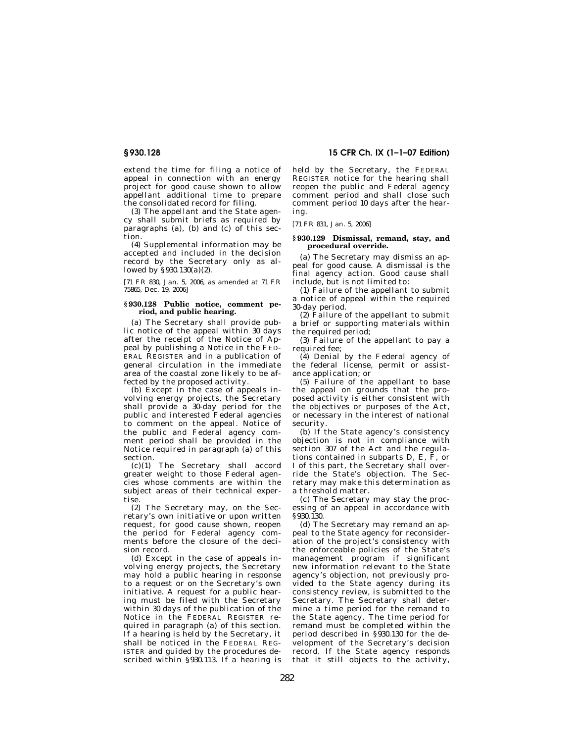extend the time for filing a notice of appeal in connection with an energy project for good cause shown to allow appellant additional time to prepare the consolidated record for filing.

(3) The appellant and the State agency shall submit briefs as required by paragraphs (a), (b) and (c) of this section.

(4) Supplemental information may be accepted and included in the decision record by the Secretary only as allowed by §930.130(a)(2).

[71 FR 830, Jan. 5, 2006, as amended at 71 FR 75865, Dec. 19, 2006]

### §930.128 Public notice, comment period, and public hearing.

(a) The Secretary shall provide public notice of the appeal within 30 days after the receipt of the Notice of Appeal by publishing a Notice in the FEDERAL REGISTER and in a publication of general circulation in the immediate area of the coastal zone likely to be affected by the proposed activity.

(b) Except in the case of appeals involving energy projects, the Secretary shall provide a 30-day period for the public and interested Federal agencies to comment on the appeal. Notice of the public and Federal agency comment period shall be provided in the Notice required in paragraph (a) of this section.

(c)(1) The Secretary shall accord greater weight to those Federal agencies whose comments are within the subject areas of their technical expertise.

(2) The Secretary may, on the Secretary's own initiative or upon written request, for good cause shown, reopen the period for Federal agency comments before the closure of the decision record.

(d) Except in the case of appeals involving energy projects, the Secretary may hold a public hearing in response to a request or on the Secretary's own initiative. A request for a public hearing must be filed with the Secretary within 30 days of the publication of the Notice in the FEDERAL REGISTER required in paragraph (a) of this section. If a hearing is held by the Secretary, it shall be noticed in the FEDERAL REGISTER and guided by the procedures described within §930.113. If a hearing is held by the Secretary, the FEDERAL REGISTER notice for the hearing shall reopen the public and Federal agency comment period and shall close such comment period 10 days after the hearing.

[71 FR 831, Jan. 5, 2006]

### §930.129 Dismissal, remand, stay, and procedural override.

(a) The Secretary may dismiss an appeal for good cause. A dismissal is the final agency action. Good cause shall include, but is not limited to:

(1) Failure of the appellant to submit a notice of appeal within the required 30-day period.

(2) Failure of the appellant to submit a brief or supporting materials within the required period;

(3) Failure of the appellant to pay a required fee;

(4) Denial by the Federal agency of the federal license, permit or assistance application; or

(5) Failure of the appellant to base the appeal on grounds that the proposed activity is either consistent with the objectives or purposes of the Act, or necessary in the interest of national security.

(b) If the State agency's consistency objection is not in compliance with section 307 of the Act and the regulations contained in subparts D, E, F, or I of this part, the Secretary shall override the State's objection. The Secretary may make this determination as a threshold matter.

(c) The Secretary may stay the processing of an appeal in accordance with §930.130.

(d) The Secretary may remand an appeal to the State agency for reconsideration of the project's consistency with the enforceable policies of the State's management program if significant new information relevant to the State agency's objection, not previously provided to the State agency during its consistency review, is submitted to the Secretary. The Secretary shall determine a time period for the remand to the State agency. The time period for remand must be completed within the period described in §930.130 for the development of the Secretary's decision record. If the State agency responds that it still objects to the activity,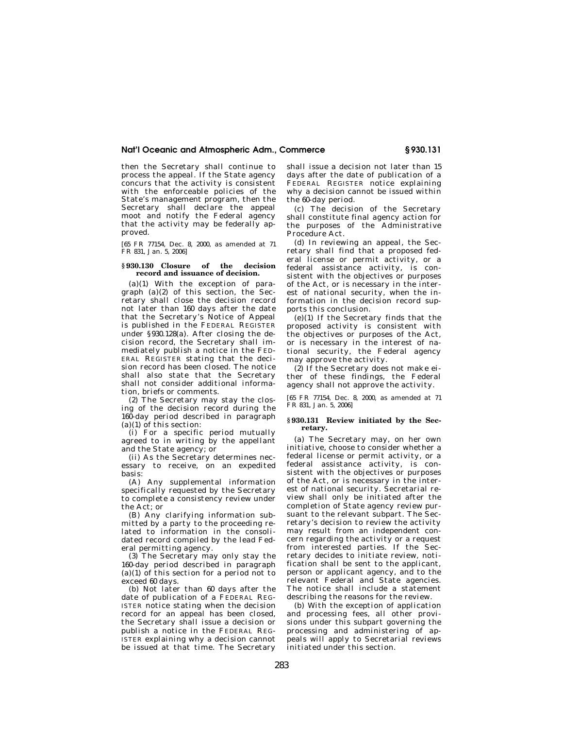then the Secretary shall continue to process the appeal. If the State agency concurs that the activity is consistent with the enforceable policies of the State's management program, then the Secretary shall declare the appeal moot and notify the Federal agency that the activity may be federally approved.

[65 FR 77154, Dec. 8, 2000, as amended at 71 FR 831, Jan. 5, 2006]

### § 930.130 Closure of the decision record and issuance of decision.

(a)(1) With the exception of paragraph (a)(2) of this section, the Secretary shall close the decision record not later than 160 days after the date that the Secretary's Notice of Appeal is published in the FEDERAL REGISTER under § 930.128(a). After closing the decision record, the Secretary shall immediately publish a notice in the FEDERAL REGISTER stating that the decision record has been closed. The notice shall also state that the Secretary shall not consider additional information, briefs or comments.

(2) The Secretary may stay the closing of the decision record during the 160-day period described in paragraph (a)(1) of this section:

(i) For a specific period mutually agreed to in writing by the appellant and the State agency; or

(ii) As the Secretary determines necessary to receive, on an expedited basis:

(A) Any supplemental information specifically requested by the Secretary to complete a consistency review under the Act; or

(B) Any clarifying information submitted by a party to the proceeding related to information in the consolidated record compiled by the lead Federal permitting agency.

(3) The Secretary may only stay the 160-day period described in paragraph (a)(1) of this section for a period not to exceed 60 days.

(b) Not later than 60 days after the date of publication of a FEDERAL REGISTER notice stating when the decision record for an appeal has been closed, the Secretary shall issue a decision or publish a notice in the FEDERAL REGISTER explaining why a decision cannot be issued at that time. The Secretary shall issue a decision not later than 15 days after the date of publication of a FEDERAL REGISTER notice explaining why a decision cannot be issued within the 60-day period.

(c) The decision of the Secretary shall constitute final agency action for the purposes of the Administrative Procedure Act.

(d) In reviewing an appeal, the Secretary shall find that a proposed federal license or permit activity, or a federal assistance activity, is consistent with the objectives or purposes of the Act, or is necessary in the interest of national security, when the information in the decision record supports this conclusion.

(e)(1) If the Secretary finds that the proposed activity is consistent with the objectives or purposes of the Act, or is necessary in the interest of national security, the Federal agency may approve the activity.

(2) If the Secretary does not make either of these findings, the Federal agency shall not approve the activity.

[65 FR 77154, Dec. 8, 2000, as amended at 71 FR 831, Jan. 5, 2006]

### § 930.131 Review initiated by the Secretary.

(a) The Secretary may, on her own initiative, choose to consider whether a federal license or permit activity, or a federal assistance activity, is consistent with the objectives or purposes of the Act, or is necessary in the interest of national security. Secretarial review shall only be initiated after the completion of State agency review pursuant to the relevant subpart. The Secretary's decision to review the activity may result from an independent concern regarding the activity or a request from interested parties. If the Secretary decides to initiate review, notification shall be sent to the applicant, person or applicant agency, and to the relevant Federal and State agencies. The notice shall include a statement describing the reasons for the review.

(b) With the exception of application and processing fees, all other provisions under this subpart governing the processing and administering of appeals will apply to Secretarial reviews initiated under this section.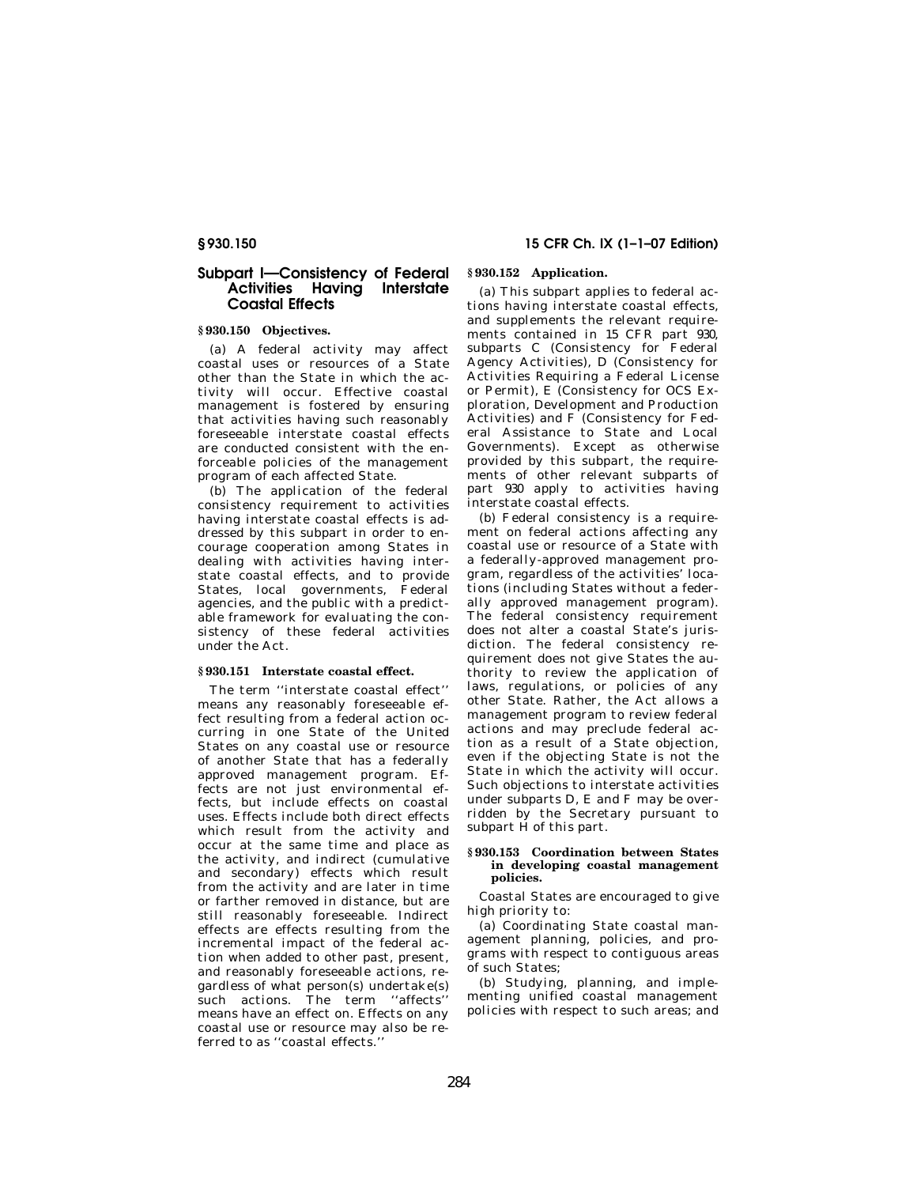## Subpart I—Consistency of Federal Activities Having Interstate Coastal Effects

### § 930.150 Objectives.

(a) A federal activity may affect coastal uses or resources of a State other than the State in which the activity will occur. Effective coastal management is fostered by ensuring that activities having such reasonably foreseeable interstate coastal effects are conducted consistent with the enforceable policies of the management program of each affected State.

(b) The application of the federal consistency requirement to activities having interstate coastal effects is addressed by this subpart in order to encourage cooperation among States in dealing with activities having interstate coastal effects, and to provide States, local governments, Federal agencies, and the public with a predictable framework for evaluating the consistency of these federal activities under the Act.

### § 930.151 Interstate coastal effect.

The term ''interstate coastal effect'' means any reasonably foreseeable effect resulting from a federal action occurring in one State of the United States on any coastal use or resource of another State that has a federally approved management program. Effects are not just environmental effects, but include effects on coastal uses. Effects include both direct effects which result from the activity and occur at the same time and place as the activity, and indirect (cumulative and secondary) effects which result from the activity and are later in time or farther removed in distance, but are still reasonably foreseeable. Indirect effects are effects resulting from the incremental impact of the federal action when added to other past, present, and reasonably foreseeable actions, regardless of what person(s) undertake(s) such actions. The term ''affects'' means have an effect on. Effects on any coastal use or resource may also be referred to as ''coastal effects.''

### § 930.152 Application.

(a) This subpart applies to federal actions having interstate coastal effects, and supplements the relevant requirements contained in 15 CFR part 930, subparts C (Consistency for Federal Agency Activities), D (Consistency for Activities Requiring a Federal License or Permit), E (Consistency for OCS Exploration, Development and Production Activities) and F (Consistency for Federal Assistance to State and Local Governments). Except as otherwise provided by this subpart, the requirements of other relevant subparts of part 930 apply to activities having interstate coastal effects.

(b) Federal consistency is a requirement on federal actions affecting any coastal use or resource of a State with a federally-approved management program, regardless of the activities' locations (including States without a federally approved management program). The federal consistency requirement does not alter a coastal State's jurisdiction. The federal consistency requirement does not give States the authority to review the application of laws, regulations, or policies of any other State. Rather, the Act allows a management program to review federal actions and may preclude federal action as a result of a State objection, even if the objecting State is not the State in which the activity will occur. Such objections to interstate activities under subparts D, E and F may be overridden by the Secretary pursuant to subpart H of this part.

### § 930.153 Coordination between States in developing coastal management policies.

Coastal States are encouraged to give high priority to:

(a) Coordinating State coastal management planning, policies, and programs with respect to contiguous areas of such States;

(b) Studying, planning, and implementing unified coastal management policies with respect to such areas; and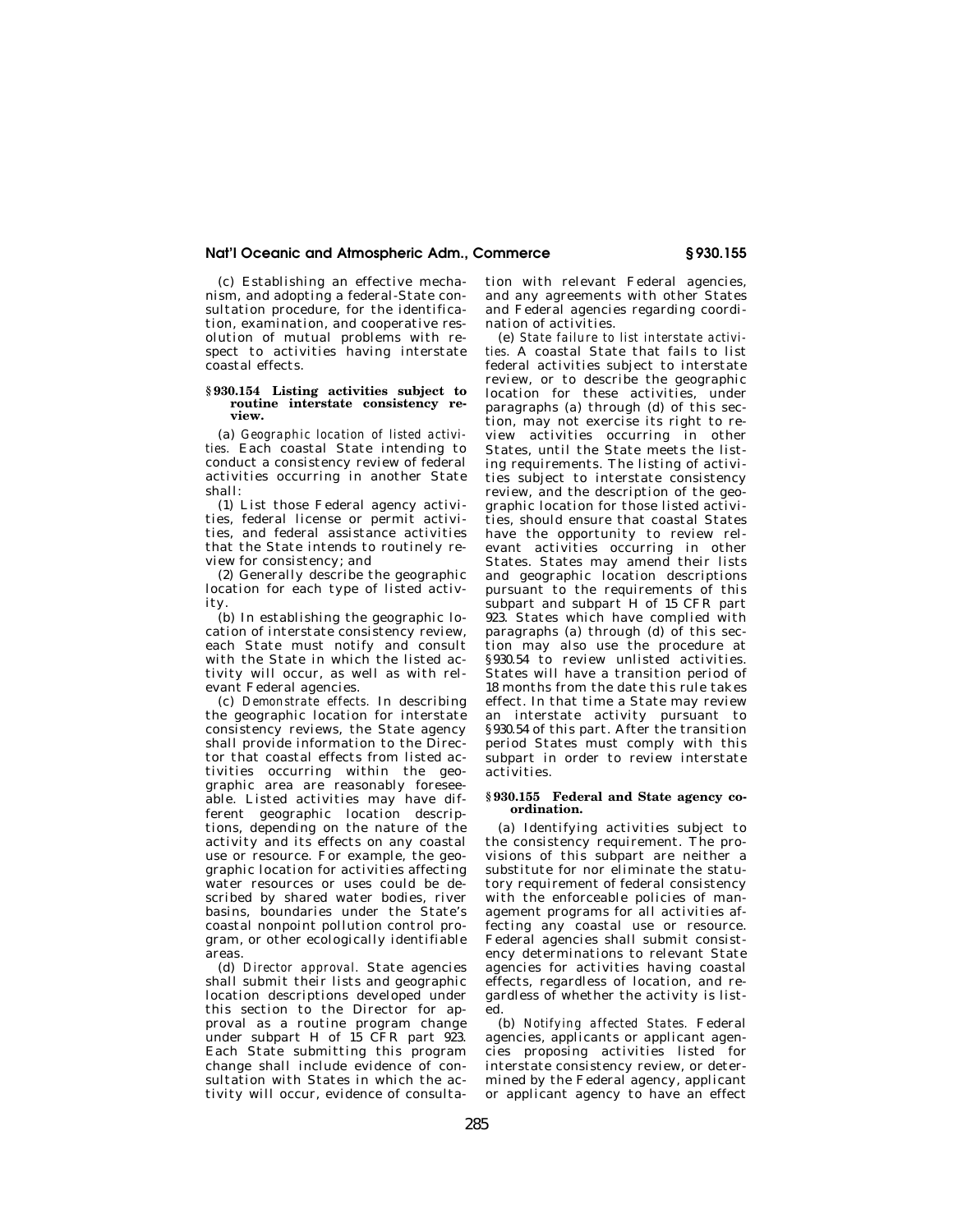(c) Establishing an effective mechanism, and adopting a federal-State consultation procedure, for the identification, examination, and cooperative resolution of mutual problems with respect to activities having interstate coastal effects.

### § 930.154 Listing activities subject to routine interstate consistency review.

(a) *Geographic location of listed activities.* Each coastal State intending to conduct a consistency review of federal activities occurring in another State shall:

(1) List those Federal agency activities, federal license or permit activities, and federal assistance activities that the State intends to routinely review for consistency; and

(2) Generally describe the geographic location for each type of listed activity.

(b) In establishing the geographic location of interstate consistency review, each State must notify and consult with the State in which the listed activity will occur, as well as with relevant Federal agencies.

(c) *Demonstrate effects.* In describing the geographic location for interstate consistency reviews, the State agency shall provide information to the Director that coastal effects from listed activities occurring within the geographic area are reasonably foreseeable. Listed activities may have different geographic location descriptions, depending on the nature of the activity and its effects on any coastal use or resource. For example, the geographic location for activities affecting water resources or uses could be described by shared water bodies, river basins, boundaries under the State's coastal nonpoint pollution control program, or other ecologically identifiable areas.

(d) *Director approval.* State agencies shall submit their lists and geographic location descriptions developed under this section to the Director for approval as a routine program change under subpart H of 15 CFR part 923. Each State submitting this program change shall include evidence of consultation with States in which the activity will occur, evidence of consultation with relevant Federal agencies, and any agreements with other States and Federal agencies regarding coordination of activities.

(e) *State failure to list interstate activities.* A coastal State that fails to list federal activities subject to interstate review, or to describe the geographic location for these activities, under paragraphs (a) through (d) of this section, may not exercise its right to review activities occurring in other States, until the State meets the listing requirements. The listing of activities subject to interstate consistency review, and the description of the geographic location for those listed activities, should ensure that coastal States have the opportunity to review relevant activities occurring in other States. States may amend their lists and geographic location descriptions pursuant to the requirements of this subpart and subpart H of 15 CFR part 923. States which have complied with paragraphs (a) through (d) of this section may also use the procedure at §930.54 to review unlisted activities. States will have a transition period of 18 months from the date this rule takes effect. In that time a State may review an interstate activity pursuant to §930.54 of this part. After the transition period States must comply with this subpart in order to review interstate activities.

### § 930.155 Federal and State agency coordination.

(a) Identifying activities subject to the consistency requirement. The provisions of this subpart are neither a substitute for nor eliminate the statutory requirement of federal consistency with the enforceable policies of management programs for all activities affecting any coastal use or resource. Federal agencies shall submit consistency determinations to relevant State agencies for activities having coastal effects, regardless of location, and regardless of whether the activity is listed.

(b) *Notifying affected States.* Federal agencies, applicants or applicant agencies proposing activities listed for interstate consistency review, or determined by the Federal agency, applicant or applicant agency to have an effect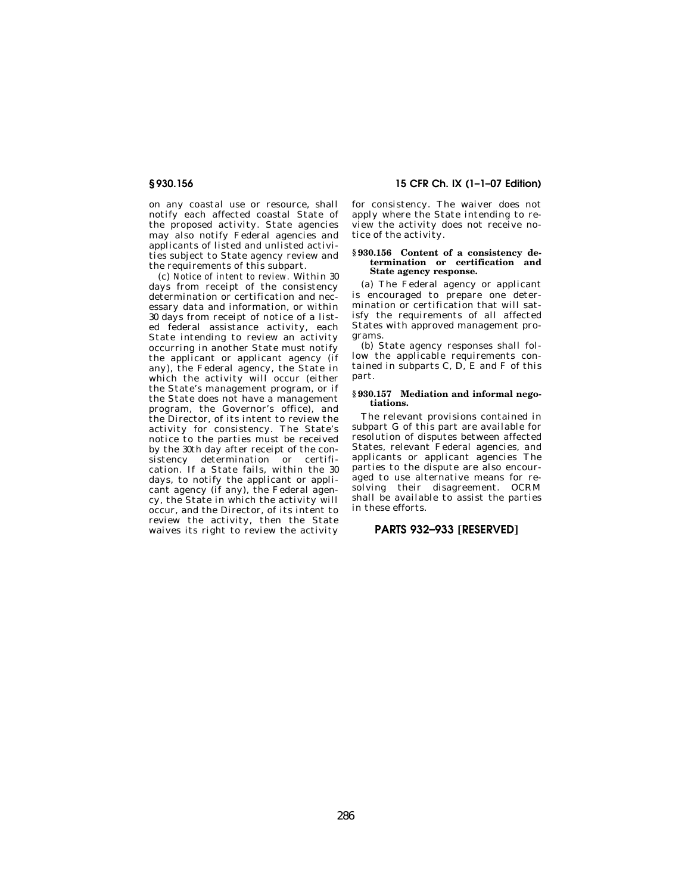on any coastal use or resource, shall notify each affected coastal State of the proposed activity. State agencies may also notify Federal agencies and applicants of listed and unlisted activities subject to State agency review and the requirements of this subpart.

(c) *Notice of intent to review.* Within 30 days from receipt of the consistency determination or certification and necessary data and information, or within 30 days from receipt of notice of a listed federal assistance activity, each State intending to review an activity occurring in another State must notify the applicant or applicant agency (if any), the Federal agency, the State in which the activity will occur (either the State's management program, or if the State does not have a management program, the Governor's office), and the Director, of its intent to review the activity for consistency. The State's notice to the parties must be received by the 30th day after receipt of the consistency determination or certification. If a State fails, within the 30 days, to notify the applicant or applicant agency (if any), the Federal agency, the State in which the activity will occur, and the Director, of its intent to review the activity, then the State waives its right to review the activity for consistency. The waiver does not apply where the State intending to review the activity does not receive notice of the activity.

### § 930.156 Content of a consistency determination or certification and State agency response.

(a) The Federal agency or applicant is encouraged to prepare one determination or certification that will satisfy the requirements of all affected States with approved management programs.

(b) State agency responses shall follow the applicable requirements contained in subparts C, D, E and F of this part.

### § 930.157 Mediation and informal negotiations.

The relevant provisions contained in subpart G of this part are available for resolution of disputes between affected States, relevant Federal agencies, and applicants or applicant agencies The parties to the dispute are also encouraged to use alternative means for resolving their disagreement. OCRM shall be available to assist the parties in these efforts.

## PARTS 932–933 [RESERVED]